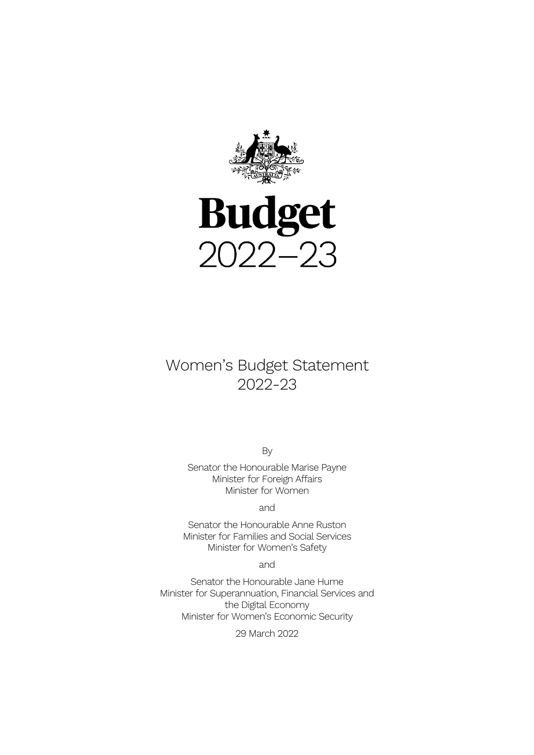# Budget
# 2022–23

## Women's Budget Statement 2022-23

By

Senator the Honourable Marise Payne
Minister for Foreign Affairs
Minister for Women

and

Senator the Honourable Anne Ruston
Minister for Families and Social Services
Minister for Women's Safety

and

Senator the Honourable Jane Hume
Minister for Superannuation, Financial Services and the Digital Economy
Minister for Women's Economic Security

29 March 2022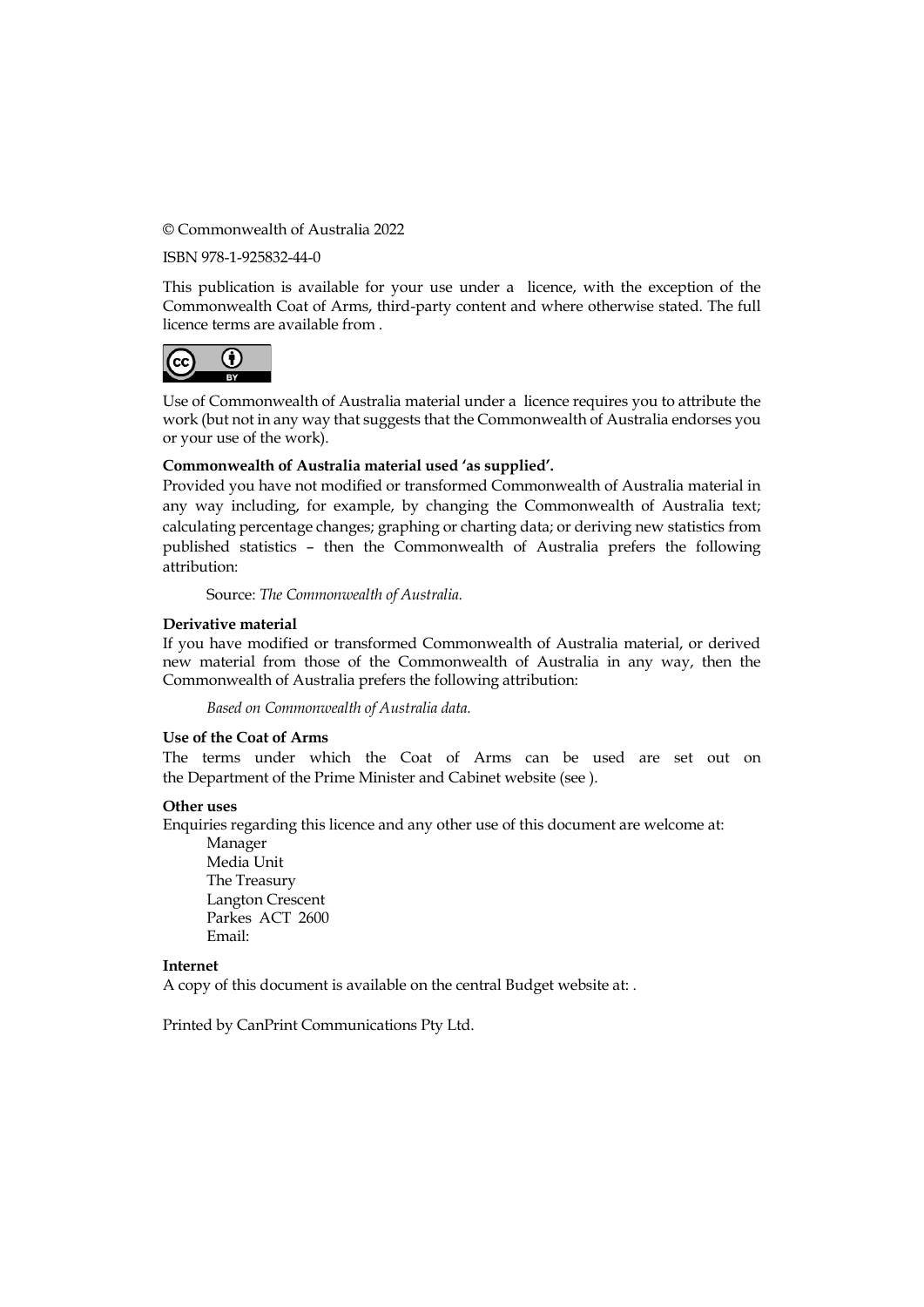© Commonwealth of Australia 2022

ISBN 978-1-925832-44-0

This publication is available for your use under a  licence, with the exception of the Commonwealth Coat of Arms, third-party content and where otherwise stated. The full licence terms are available from .

Use of Commonwealth of Australia material under a  licence requires you to attribute the work (but not in any way that suggests that the Commonwealth of Australia endorses you or your use of the work).

**Commonwealth of Australia material used 'as supplied'.**

Provided you have not modified or transformed Commonwealth of Australia material in any way including, for example, by changing the Commonwealth of Australia text; calculating percentage changes; graphing or charting data; or deriving new statistics from published statistics – then the Commonwealth of Australia prefers the following attribution:

Source: *The Commonwealth of Australia.*

**Derivative material**

If you have modified or transformed Commonwealth of Australia material, or derived new material from those of the Commonwealth of Australia in any way, then the Commonwealth of Australia prefers the following attribution:

*Based on Commonwealth of Australia data.*

**Use of the Coat of Arms**

The terms under which the Coat of Arms can be used are set out on the Department of the Prime Minister and Cabinet website (see ).

**Other uses**

Enquiries regarding this licence and any other use of this document are welcome at:

Manager
Media Unit
The Treasury
Langton Crescent
Parkes ACT 2600
Email:

**Internet**

A copy of this document is available on the central Budget website at: .

Printed by CanPrint Communications Pty Ltd.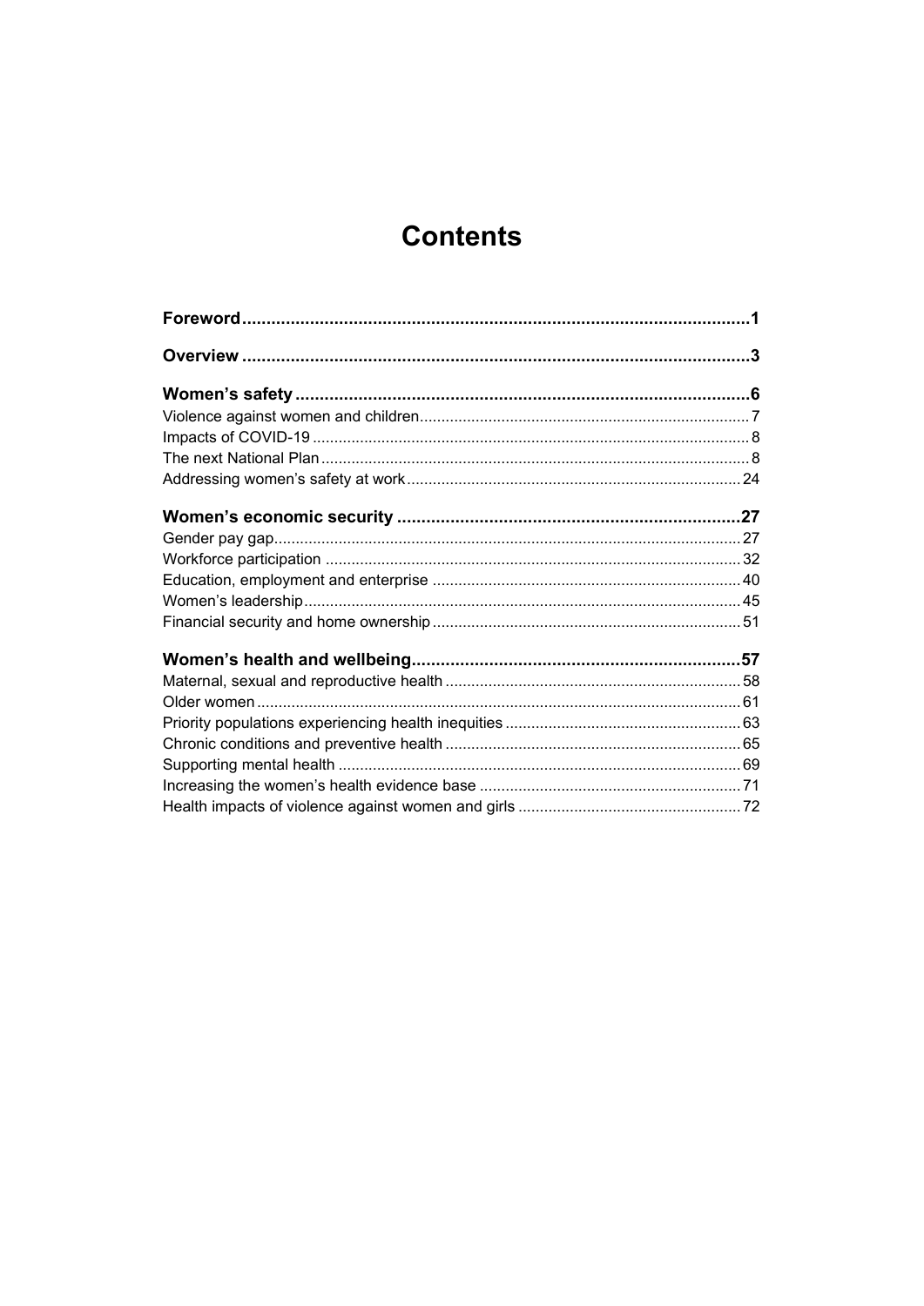# Contents

**Foreword** ........................................................................................................ **1**

**Overview** ........................................................................................................ **3**

**Women's safety** ............................................................................................. **6**

Violence against women and children ........................................................................... 7

Impacts of COVID-19 .................................................................................................... 8

The next National Plan .................................................................................................. 8

Addressing women's safety at work ............................................................................. 24

**Women's economic security** ....................................................................... **27**

Gender pay gap ............................................................................................................ 27

Workforce participation ................................................................................................ 32

Education, employment and enterprise ........................................................................ 40

Women's leadership ..................................................................................................... 45

Financial security and home ownership ....................................................................... 51

**Women's health and wellbeing** ................................................................... **57**

Maternal, sexual and reproductive health .................................................................... 58

Older women ................................................................................................................ 61

Priority populations experiencing health inequities ....................................................... 63

Chronic conditions and preventive health .................................................................... 65

Supporting mental health ............................................................................................. 69

Increasing the women's health evidence base ............................................................. 71

Health impacts of violence against women and girls .................................................... 72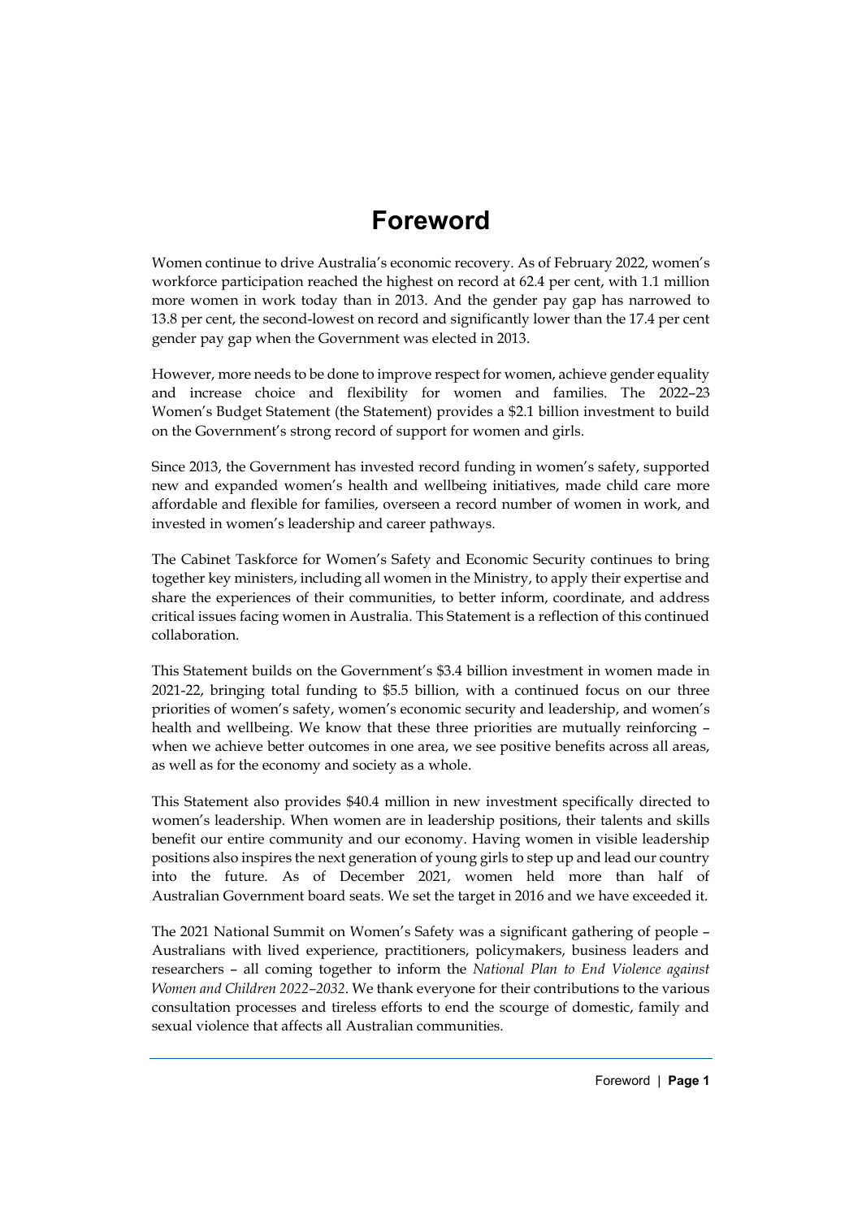# Foreword

Women continue to drive Australia's economic recovery. As of February 2022, women's workforce participation reached the highest on record at 62.4 per cent, with 1.1 million more women in work today than in 2013. And the gender pay gap has narrowed to 13.8 per cent, the second-lowest on record and significantly lower than the 17.4 per cent gender pay gap when the Government was elected in 2013.

However, more needs to be done to improve respect for women, achieve gender equality and increase choice and flexibility for women and families. The 2022–23 Women's Budget Statement (the Statement) provides a $2.1 billion investment to build on the Government's strong record of support for women and girls.

Since 2013, the Government has invested record funding in women's safety, supported new and expanded women's health and wellbeing initiatives, made child care more affordable and flexible for families, overseen a record number of women in work, and invested in women's leadership and career pathways.

The Cabinet Taskforce for Women's Safety and Economic Security continues to bring together key ministers, including all women in the Ministry, to apply their expertise and share the experiences of their communities, to better inform, coordinate, and address critical issues facing women in Australia. This Statement is a reflection of this continued collaboration.

This Statement builds on the Government's $3.4 billion investment in women made in 2021-22, bringing total funding to $5.5 billion, with a continued focus on our three priorities of women's safety, women's economic security and leadership, and women's health and wellbeing. We know that these three priorities are mutually reinforcing – when we achieve better outcomes in one area, we see positive benefits across all areas, as well as for the economy and society as a whole.

This Statement also provides $40.4 million in new investment specifically directed to women's leadership. When women are in leadership positions, their talents and skills benefit our entire community and our economy. Having women in visible leadership positions also inspires the next generation of young girls to step up and lead our country into the future. As of December 2021, women held more than half of Australian Government board seats. We set the target in 2016 and we have exceeded it.

The 2021 National Summit on Women's Safety was a significant gathering of people – Australians with lived experience, practitioners, policymakers, business leaders and researchers – all coming together to inform the *National Plan to End Violence against Women and Children 2022–2032*. We thank everyone for their contributions to the various consultation processes and tireless efforts to end the scourge of domestic, family and sexual violence that affects all Australian communities.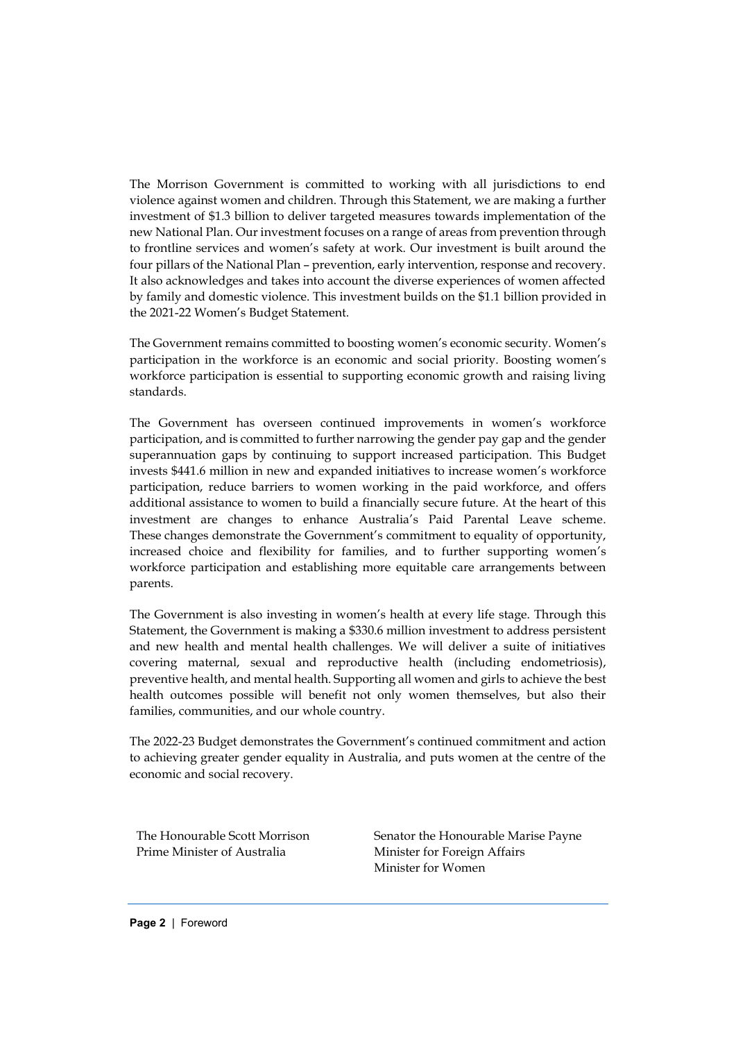The Morrison Government is committed to working with all jurisdictions to end violence against women and children. Through this Statement, we are making a further investment of $1.3 billion to deliver targeted measures towards implementation of the new National Plan. Our investment focuses on a range of areas from prevention through to frontline services and women's safety at work. Our investment is built around the four pillars of the National Plan – prevention, early intervention, response and recovery. It also acknowledges and takes into account the diverse experiences of women affected by family and domestic violence. This investment builds on the $1.1 billion provided in the 2021-22 Women's Budget Statement.

The Government remains committed to boosting women's economic security. Women's participation in the workforce is an economic and social priority. Boosting women's workforce participation is essential to supporting economic growth and raising living standards.

The Government has overseen continued improvements in women's workforce participation, and is committed to further narrowing the gender pay gap and the gender superannuation gaps by continuing to support increased participation. This Budget invests $441.6 million in new and expanded initiatives to increase women's workforce participation, reduce barriers to women working in the paid workforce, and offers additional assistance to women to build a financially secure future. At the heart of this investment are changes to enhance Australia's Paid Parental Leave scheme. These changes demonstrate the Government's commitment to equality of opportunity, increased choice and flexibility for families, and to further supporting women's workforce participation and establishing more equitable care arrangements between parents.

The Government is also investing in women's health at every life stage. Through this Statement, the Government is making a $330.6 million investment to address persistent and new health and mental health challenges. We will deliver a suite of initiatives covering maternal, sexual and reproductive health (including endometriosis), preventive health, and mental health. Supporting all women and girls to achieve the best health outcomes possible will benefit not only women themselves, but also their families, communities, and our whole country.

The 2022-23 Budget demonstrates the Government's continued commitment and action to achieving greater gender equality in Australia, and puts women at the centre of the economic and social recovery.

The Honourable Scott Morrison
Prime Minister of Australia

Senator the Honourable Marise Payne
Minister for Foreign Affairs
Minister for Women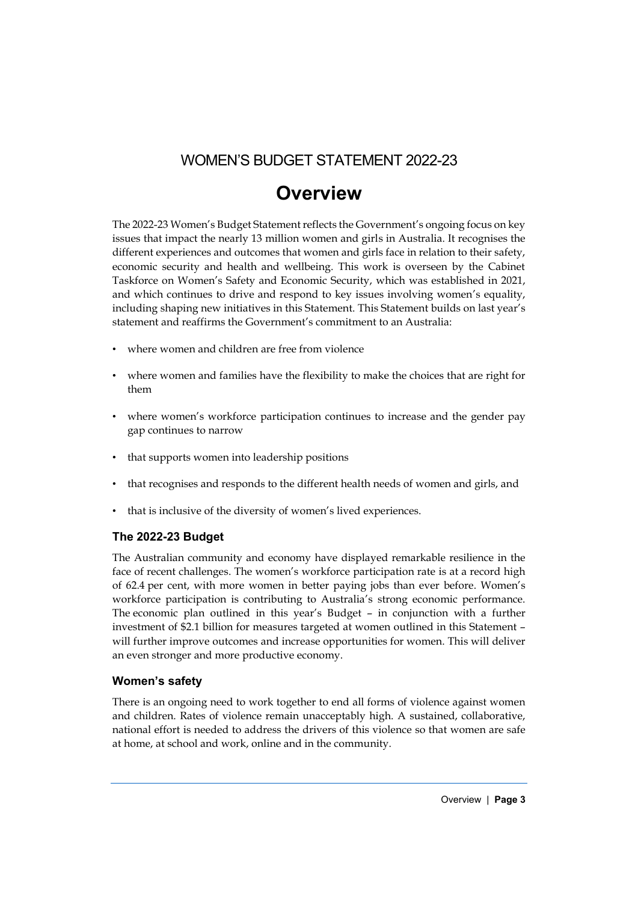WOMEN'S BUDGET STATEMENT 2022-23

# Overview

The 2022-23 Women's Budget Statement reflects the Government's ongoing focus on key issues that impact the nearly 13 million women and girls in Australia. It recognises the different experiences and outcomes that women and girls face in relation to their safety, economic security and health and wellbeing. This work is overseen by the Cabinet Taskforce on Women's Safety and Economic Security, which was established in 2021, and which continues to drive and respond to key issues involving women's equality, including shaping new initiatives in this Statement. This Statement builds on last year's statement and reaffirms the Government's commitment to an Australia:

- where women and children are free from violence
- where women and families have the flexibility to make the choices that are right for them
- where women's workforce participation continues to increase and the gender pay gap continues to narrow
- that supports women into leadership positions
- that recognises and responds to the different health needs of women and girls, and
- that is inclusive of the diversity of women's lived experiences.

## The 2022-23 Budget

The Australian community and economy have displayed remarkable resilience in the face of recent challenges. The women's workforce participation rate is at a record high of 62.4 per cent, with more women in better paying jobs than ever before. Women's workforce participation is contributing to Australia's strong economic performance. The economic plan outlined in this year's Budget – in conjunction with a further investment of $2.1 billion for measures targeted at women outlined in this Statement – will further improve outcomes and increase opportunities for women. This will deliver an even stronger and more productive economy.

## Women's safety

There is an ongoing need to work together to end all forms of violence against women and children. Rates of violence remain unacceptably high. A sustained, collaborative, national effort is needed to address the drivers of this violence so that women are safe at home, at school and work, online and in the community.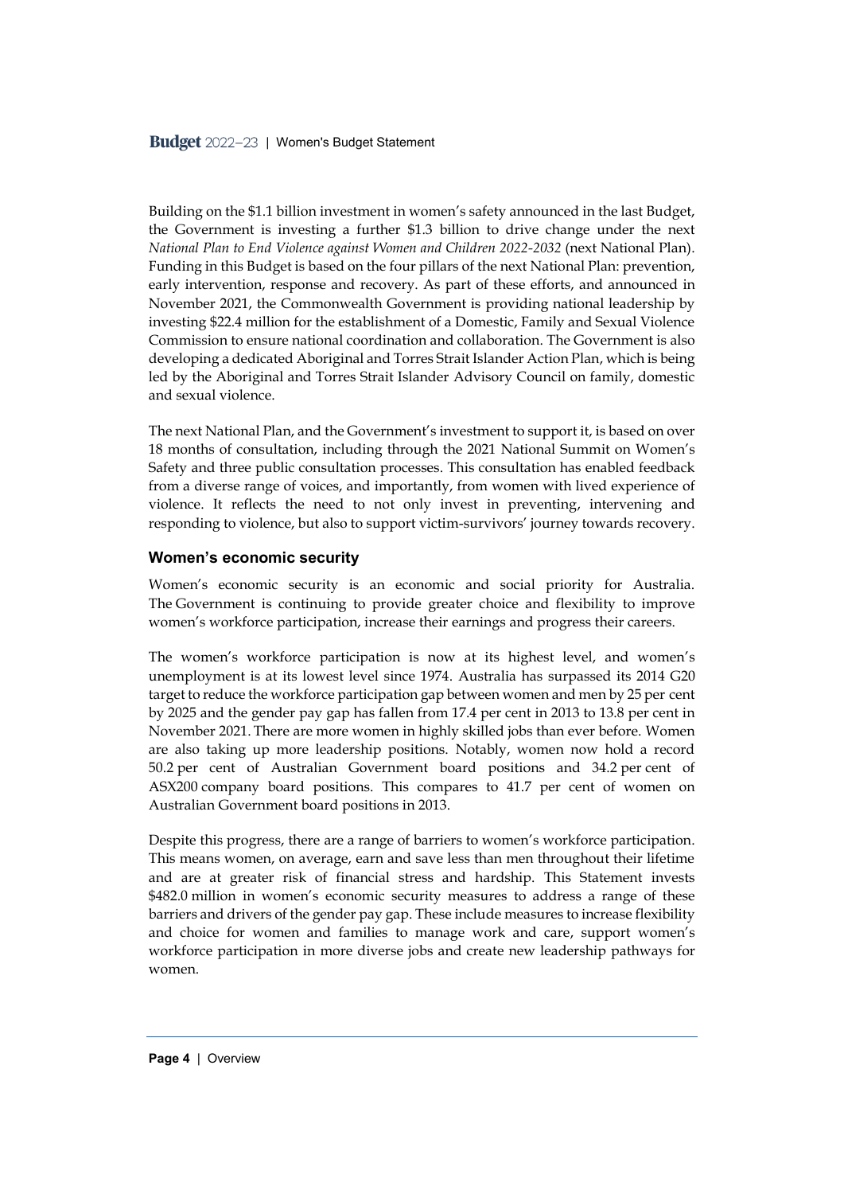Building on the $1.1 billion investment in women's safety announced in the last Budget, the Government is investing a further $1.3 billion to drive change under the next *National Plan to End Violence against Women and Children 2022-2032* (next National Plan). Funding in this Budget is based on the four pillars of the next National Plan: prevention, early intervention, response and recovery. As part of these efforts, and announced in November 2021, the Commonwealth Government is providing national leadership by investing $22.4 million for the establishment of a Domestic, Family and Sexual Violence Commission to ensure national coordination and collaboration. The Government is also developing a dedicated Aboriginal and Torres Strait Islander Action Plan, which is being led by the Aboriginal and Torres Strait Islander Advisory Council on family, domestic and sexual violence.

The next National Plan, and the Government's investment to support it, is based on over 18 months of consultation, including through the 2021 National Summit on Women's Safety and three public consultation processes. This consultation has enabled feedback from a diverse range of voices, and importantly, from women with lived experience of violence. It reflects the need to not only invest in preventing, intervening and responding to violence, but also to support victim-survivors' journey towards recovery.

### Women's economic security

Women's economic security is an economic and social priority for Australia. The Government is continuing to provide greater choice and flexibility to improve women's workforce participation, increase their earnings and progress their careers.

The women's workforce participation is now at its highest level, and women's unemployment is at its lowest level since 1974. Australia has surpassed its 2014 G20 target to reduce the workforce participation gap between women and men by 25 per cent by 2025 and the gender pay gap has fallen from 17.4 per cent in 2013 to 13.8 per cent in November 2021. There are more women in highly skilled jobs than ever before. Women are also taking up more leadership positions. Notably, women now hold a record 50.2 per cent of Australian Government board positions and 34.2 per cent of ASX200 company board positions. This compares to 41.7 per cent of women on Australian Government board positions in 2013.

Despite this progress, there are a range of barriers to women's workforce participation. This means women, on average, earn and save less than men throughout their lifetime and are at greater risk of financial stress and hardship. This Statement invests $482.0 million in women's economic security measures to address a range of these barriers and drivers of the gender pay gap. These include measures to increase flexibility and choice for women and families to manage work and care, support women's workforce participation in more diverse jobs and create new leadership pathways for women.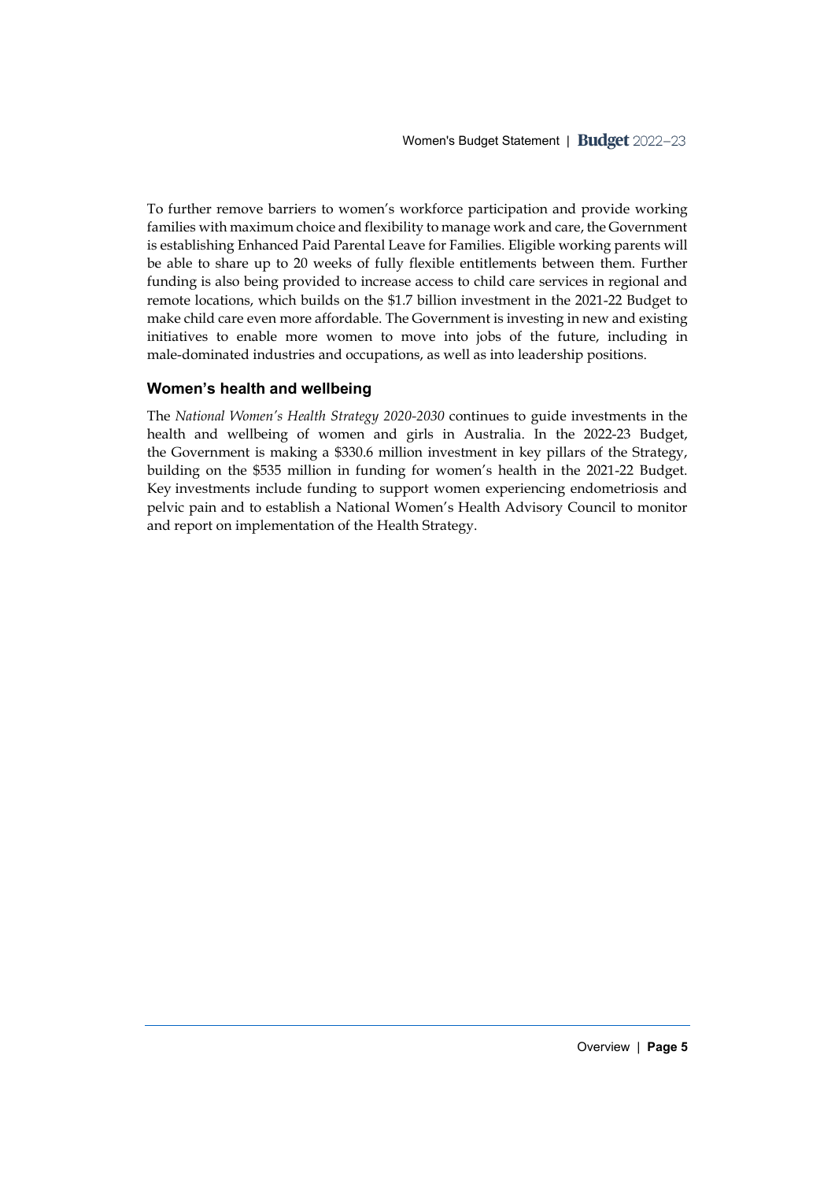To further remove barriers to women's workforce participation and provide working families with maximum choice and flexibility to manage work and care, the Government is establishing Enhanced Paid Parental Leave for Families. Eligible working parents will be able to share up to 20 weeks of fully flexible entitlements between them. Further funding is also being provided to increase access to child care services in regional and remote locations, which builds on the $1.7 billion investment in the 2021-22 Budget to make child care even more affordable. The Government is investing in new and existing initiatives to enable more women to move into jobs of the future, including in male-dominated industries and occupations, as well as into leadership positions.

### Women's health and wellbeing

The *National Women's Health Strategy 2020-2030* continues to guide investments in the health and wellbeing of women and girls in Australia. In the 2022-23 Budget, the Government is making a $330.6 million investment in key pillars of the Strategy, building on the $535 million in funding for women's health in the 2021-22 Budget. Key investments include funding to support women experiencing endometriosis and pelvic pain and to establish a National Women's Health Advisory Council to monitor and report on implementation of the Health Strategy.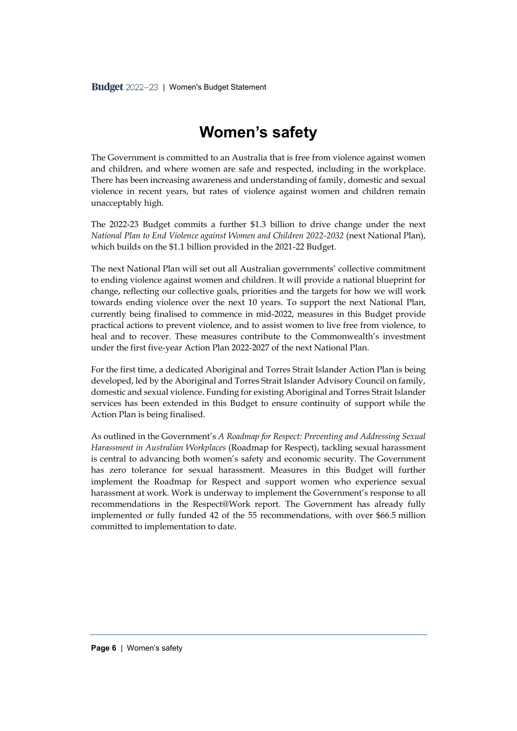# Women's safety

The Government is committed to an Australia that is free from violence against women and children, and where women are safe and respected, including in the workplace. There has been increasing awareness and understanding of family, domestic and sexual violence in recent years, but rates of violence against women and children remain unacceptably high.

The 2022-23 Budget commits a further $1.3 billion to drive change under the next *National Plan to End Violence against Women and Children 2022-2032* (next National Plan), which builds on the $1.1 billion provided in the 2021-22 Budget.

The next National Plan will set out all Australian governments' collective commitment to ending violence against women and children. It will provide a national blueprint for change, reflecting our collective goals, priorities and the targets for how we will work towards ending violence over the next 10 years. To support the next National Plan, currently being finalised to commence in mid-2022, measures in this Budget provide practical actions to prevent violence, and to assist women to live free from violence, to heal and to recover. These measures contribute to the Commonwealth's investment under the first five-year Action Plan 2022-2027 of the next National Plan.

For the first time, a dedicated Aboriginal and Torres Strait Islander Action Plan is being developed, led by the Aboriginal and Torres Strait Islander Advisory Council on family, domestic and sexual violence. Funding for existing Aboriginal and Torres Strait Islander services has been extended in this Budget to ensure continuity of support while the Action Plan is being finalised.

As outlined in the Government's *A Roadmap for Respect: Preventing and Addressing Sexual Harassment in Australian Workplaces* (Roadmap for Respect), tackling sexual harassment is central to advancing both women's safety and economic security. The Government has zero tolerance for sexual harassment. Measures in this Budget will further implement the Roadmap for Respect and support women who experience sexual harassment at work. Work is underway to implement the Government's response to all recommendations in the Respect@Work report. The Government has already fully implemented or fully funded 42 of the 55 recommendations, with over $66.5 million committed to implementation to date.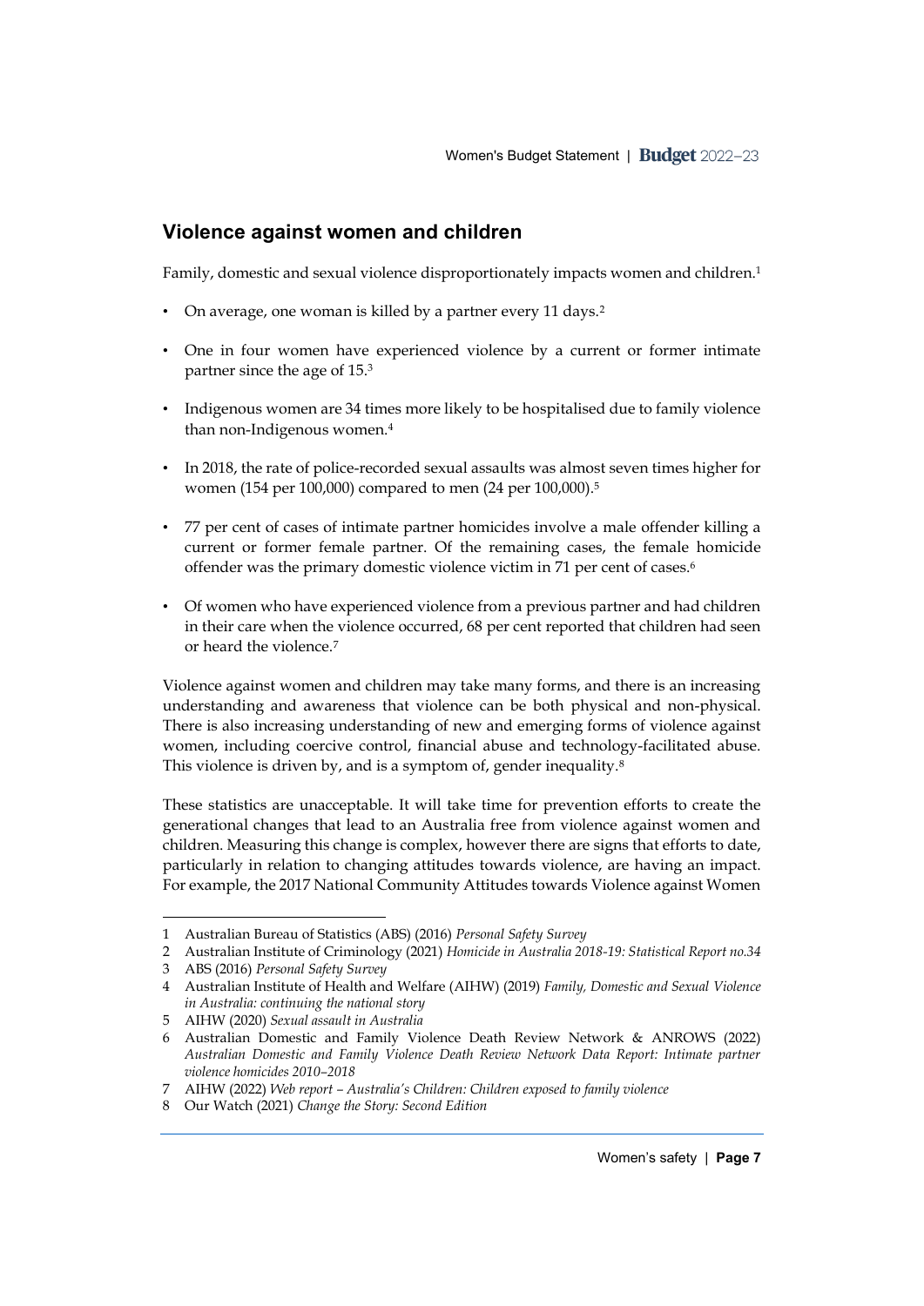## Violence against women and children

Family, domestic and sexual violence disproportionately impacts women and children.[1]

- On average, one woman is killed by a partner every 11 days.[2]
- One in four women have experienced violence by a current or former intimate partner since the age of 15.[3]
- Indigenous women are 34 times more likely to be hospitalised due to family violence than non-Indigenous women.[4]
- In 2018, the rate of police-recorded sexual assaults was almost seven times higher for women (154 per 100,000) compared to men (24 per 100,000).[5]
- 77 per cent of cases of intimate partner homicides involve a male offender killing a current or former female partner. Of the remaining cases, the female homicide offender was the primary domestic violence victim in 71 per cent of cases.[6]
- Of women who have experienced violence from a previous partner and had children in their care when the violence occurred, 68 per cent reported that children had seen or heard the violence.[7]

Violence against women and children may take many forms, and there is an increasing understanding and awareness that violence can be both physical and non-physical. There is also increasing understanding of new and emerging forms of violence against women, including coercive control, financial abuse and technology-facilitated abuse. This violence is driven by, and is a symptom of, gender inequality.[8]

These statistics are unacceptable. It will take time for prevention efforts to create the generational changes that lead to an Australia free from violence against women and children. Measuring this change is complex, however there are signs that efforts to date, particularly in relation to changing attitudes towards violence, are having an impact. For example, the 2017 National Community Attitudes towards Violence against Women

---

1 Australian Bureau of Statistics (ABS) (2016) *Personal Safety Survey*

2 Australian Institute of Criminology (2021) *Homicide in Australia 2018-19: Statistical Report no.34*

3 ABS (2016) *Personal Safety Survey*

4 Australian Institute of Health and Welfare (AIHW) (2019) *Family, Domestic and Sexual Violence in Australia: continuing the national story*

5 AIHW (2020) *Sexual assault in Australia*

6 Australian Domestic and Family Violence Death Review Network & ANROWS (2022) *Australian Domestic and Family Violence Death Review Network Data Report: Intimate partner violence homicides 2010–2018*

7 AIHW (2022) *Web report – Australia's Children: Children exposed to family violence*

8 Our Watch (2021) *Change the Story: Second Edition*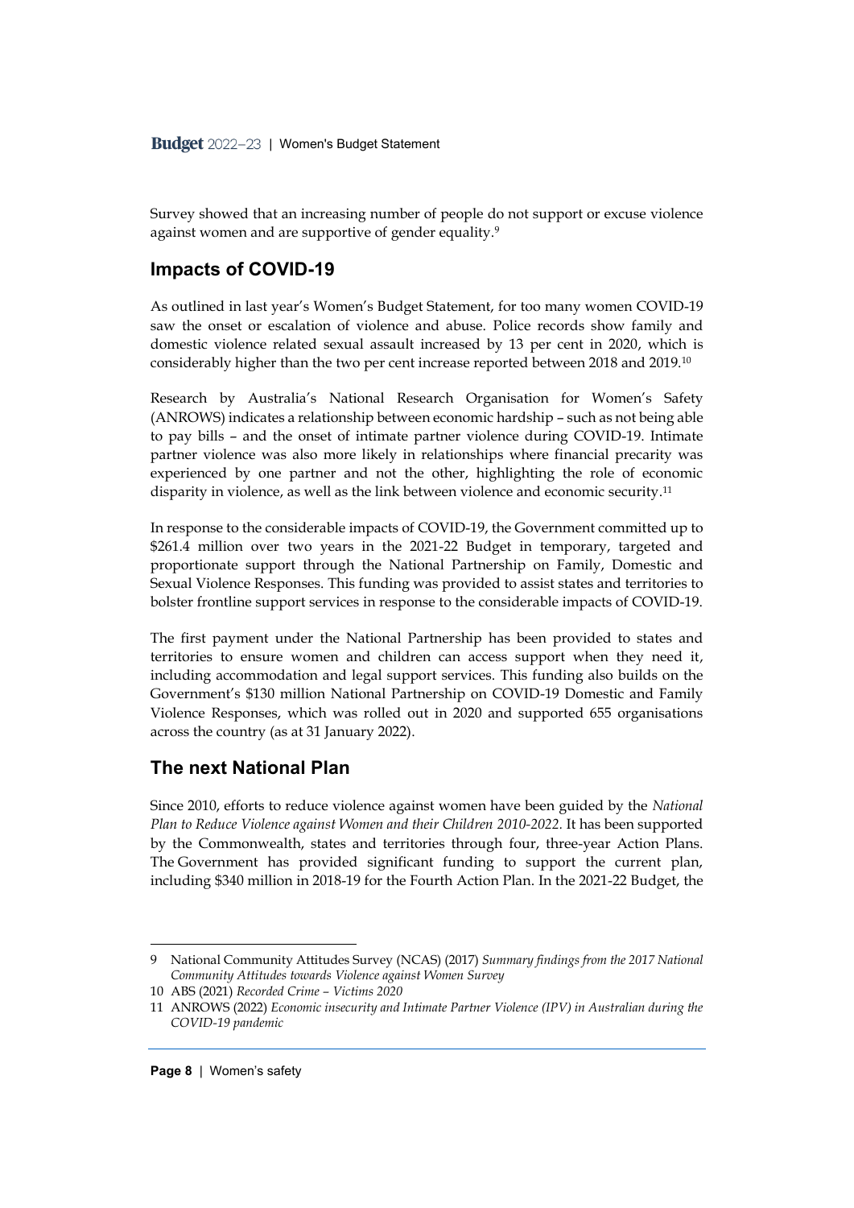Survey showed that an increasing number of people do not support or excuse violence against women and are supportive of gender equality.[9]

## Impacts of COVID-19

As outlined in last year's Women's Budget Statement, for too many women COVID-19 saw the onset or escalation of violence and abuse. Police records show family and domestic violence related sexual assault increased by 13 per cent in 2020, which is considerably higher than the two per cent increase reported between 2018 and 2019.[10]

Research by Australia's National Research Organisation for Women's Safety (ANROWS) indicates a relationship between economic hardship – such as not being able to pay bills – and the onset of intimate partner violence during COVID-19. Intimate partner violence was also more likely in relationships where financial precarity was experienced by one partner and not the other, highlighting the role of economic disparity in violence, as well as the link between violence and economic security.[11]

In response to the considerable impacts of COVID-19, the Government committed up to $261.4 million over two years in the 2021-22 Budget in temporary, targeted and proportionate support through the National Partnership on Family, Domestic and Sexual Violence Responses. This funding was provided to assist states and territories to bolster frontline support services in response to the considerable impacts of COVID-19.

The first payment under the National Partnership has been provided to states and territories to ensure women and children can access support when they need it, including accommodation and legal support services. This funding also builds on the Government's $130 million National Partnership on COVID-19 Domestic and Family Violence Responses, which was rolled out in 2020 and supported 655 organisations across the country (as at 31 January 2022).

## The next National Plan

Since 2010, efforts to reduce violence against women have been guided by the *National Plan to Reduce Violence against Women and their Children 2010-2022*. It has been supported by the Commonwealth, states and territories through four, three-year Action Plans. The Government has provided significant funding to support the current plan, including $340 million in 2018-19 for the Fourth Action Plan. In the 2021-22 Budget, the

---

9 National Community Attitudes Survey (NCAS) (2017) *Summary findings from the 2017 National Community Attitudes towards Violence against Women Survey*

10 ABS (2021) *Recorded Crime – Victims 2020*

11 ANROWS (2022) *Economic insecurity and Intimate Partner Violence (IPV) in Australian during the COVID-19 pandemic*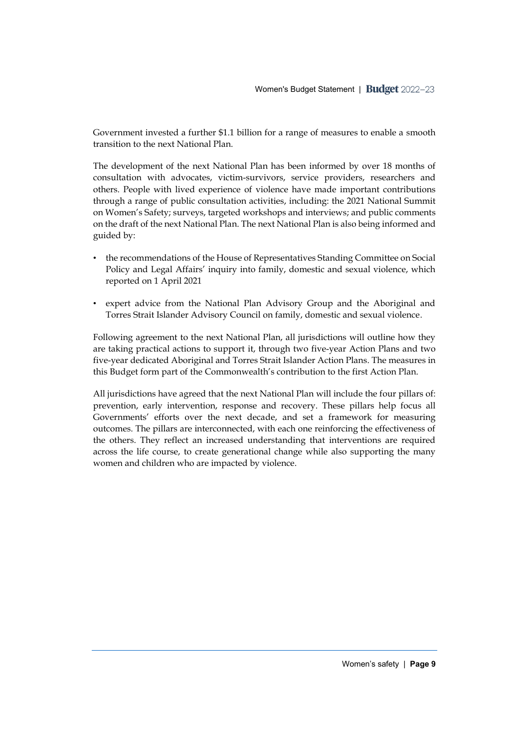Government invested a further $1.1 billion for a range of measures to enable a smooth transition to the next National Plan.

The development of the next National Plan has been informed by over 18 months of consultation with advocates, victim-survivors, service providers, researchers and others. People with lived experience of violence have made important contributions through a range of public consultation activities, including: the 2021 National Summit on Women's Safety; surveys, targeted workshops and interviews; and public comments on the draft of the next National Plan. The next National Plan is also being informed and guided by:

- the recommendations of the House of Representatives Standing Committee on Social Policy and Legal Affairs' inquiry into family, domestic and sexual violence, which reported on 1 April 2021
- expert advice from the National Plan Advisory Group and the Aboriginal and Torres Strait Islander Advisory Council on family, domestic and sexual violence.

Following agreement to the next National Plan, all jurisdictions will outline how they are taking practical actions to support it, through two five-year Action Plans and two five-year dedicated Aboriginal and Torres Strait Islander Action Plans. The measures in this Budget form part of the Commonwealth's contribution to the first Action Plan.

All jurisdictions have agreed that the next National Plan will include the four pillars of: prevention, early intervention, response and recovery. These pillars help focus all Governments' efforts over the next decade, and set a framework for measuring outcomes. The pillars are interconnected, with each one reinforcing the effectiveness of the others. They reflect an increased understanding that interventions are required across the life course, to create generational change while also supporting the many women and children who are impacted by violence.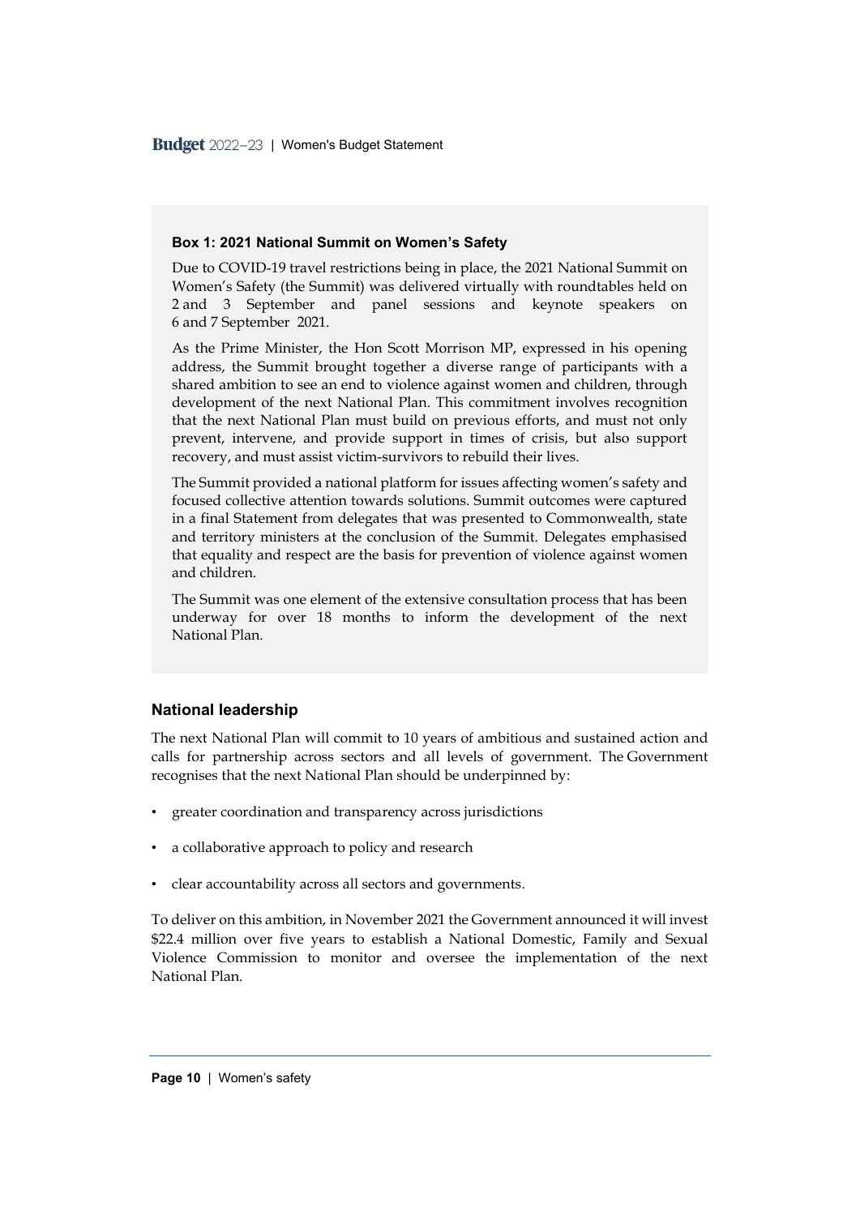**Box 1: 2021 National Summit on Women's Safety**

Due to COVID-19 travel restrictions being in place, the 2021 National Summit on Women's Safety (the Summit) was delivered virtually with roundtables held on 2 and 3 September and panel sessions and keynote speakers on 6 and 7 September 2021.

As the Prime Minister, the Hon Scott Morrison MP, expressed in his opening address, the Summit brought together a diverse range of participants with a shared ambition to see an end to violence against women and children, through development of the next National Plan. This commitment involves recognition that the next National Plan must build on previous efforts, and must not only prevent, intervene, and provide support in times of crisis, but also support recovery, and must assist victim-survivors to rebuild their lives.

The Summit provided a national platform for issues affecting women's safety and focused collective attention towards solutions. Summit outcomes were captured in a final Statement from delegates that was presented to Commonwealth, state and territory ministers at the conclusion of the Summit. Delegates emphasised that equality and respect are the basis for prevention of violence against women and children.

The Summit was one element of the extensive consultation process that has been underway for over 18 months to inform the development of the next National Plan.

### National leadership

The next National Plan will commit to 10 years of ambitious and sustained action and calls for partnership across sectors and all levels of government. The Government recognises that the next National Plan should be underpinned by:

- greater coordination and transparency across jurisdictions
- a collaborative approach to policy and research
- clear accountability across all sectors and governments.

To deliver on this ambition, in November 2021 the Government announced it will invest $22.4 million over five years to establish a National Domestic, Family and Sexual Violence Commission to monitor and oversee the implementation of the next National Plan.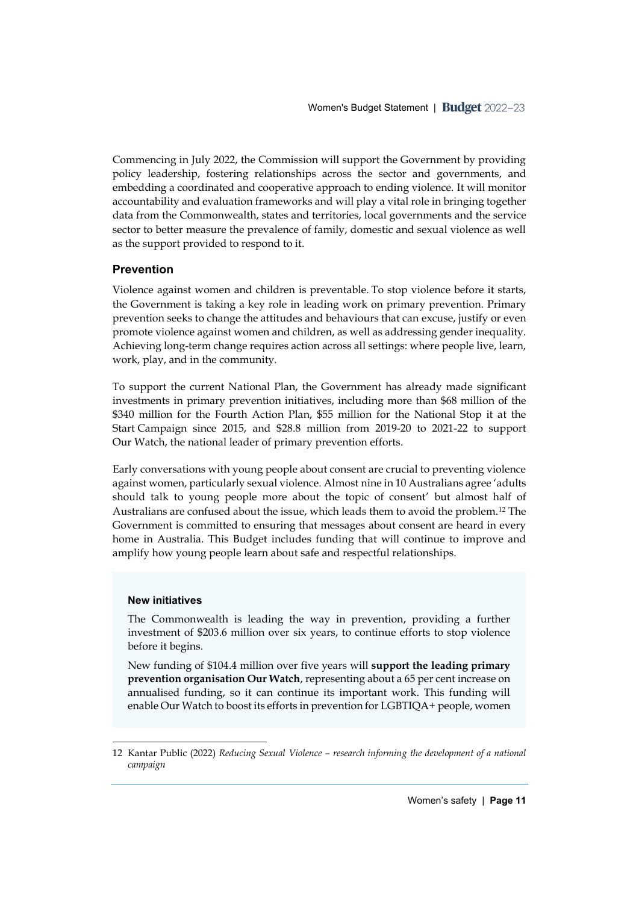Commencing in July 2022, the Commission will support the Government by providing policy leadership, fostering relationships across the sector and governments, and embedding a coordinated and cooperative approach to ending violence. It will monitor accountability and evaluation frameworks and will play a vital role in bringing together data from the Commonwealth, states and territories, local governments and the service sector to better measure the prevalence of family, domestic and sexual violence as well as the support provided to respond to it.

## Prevention

Violence against women and children is preventable. To stop violence before it starts, the Government is taking a key role in leading work on primary prevention. Primary prevention seeks to change the attitudes and behaviours that can excuse, justify or even promote violence against women and children, as well as addressing gender inequality. Achieving long-term change requires action across all settings: where people live, learn, work, play, and in the community.

To support the current National Plan, the Government has already made significant investments in primary prevention initiatives, including more than $68 million of the $340 million for the Fourth Action Plan, $55 million for the National Stop it at the Start Campaign since 2015, and $28.8 million from 2019-20 to 2021-22 to support Our Watch, the national leader of primary prevention efforts.

Early conversations with young people about consent are crucial to preventing violence against women, particularly sexual violence. Almost nine in 10 Australians agree 'adults should talk to young people more about the topic of consent' but almost half of Australians are confused about the issue, which leads them to avoid the problem.[12] The Government is committed to ensuring that messages about consent are heard in every home in Australia. This Budget includes funding that will continue to improve and amplify how young people learn about safe and respectful relationships.

#### New initiatives

The Commonwealth is leading the way in prevention, providing a further investment of $203.6 million over six years, to continue efforts to stop violence before it begins.

New funding of $104.4 million over five years will **support the leading primary prevention organisation Our Watch**, representing about a 65 per cent increase on annualised funding, so it can continue its important work. This funding will enable Our Watch to boost its efforts in prevention for LGBTIQA+ people, women

---

12 Kantar Public (2022) *Reducing Sexual Violence – research informing the development of a national campaign*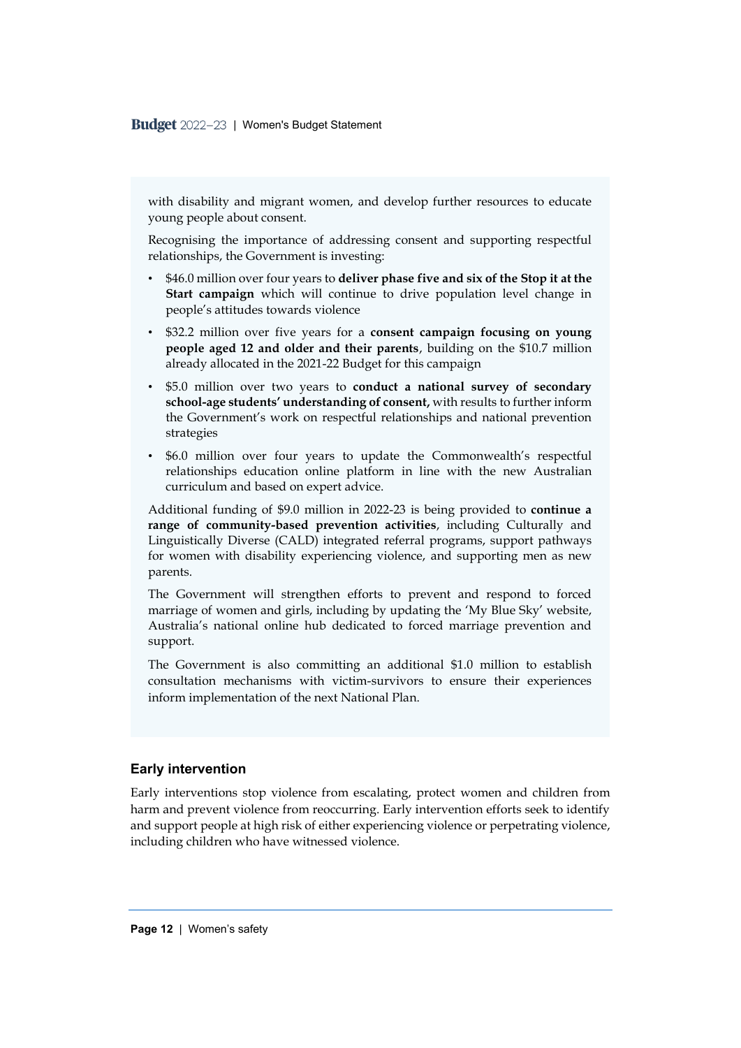with disability and migrant women, and develop further resources to educate young people about consent.

Recognising the importance of addressing consent and supporting respectful relationships, the Government is investing:

- $46.0 million over four years to **deliver phase five and six of the Stop it at the Start campaign** which will continue to drive population level change in people's attitudes towards violence
- $32.2 million over five years for a **consent campaign focusing on young people aged 12 and older and their parents**, building on the $10.7 million already allocated in the 2021-22 Budget for this campaign
- $5.0 million over two years to **conduct a national survey of secondary school-age students' understanding of consent,** with results to further inform the Government's work on respectful relationships and national prevention strategies
- $6.0 million over four years to update the Commonwealth's respectful relationships education online platform in line with the new Australian curriculum and based on expert advice.

Additional funding of $9.0 million in 2022-23 is being provided to **continue a range of community-based prevention activities**, including Culturally and Linguistically Diverse (CALD) integrated referral programs, support pathways for women with disability experiencing violence, and supporting men as new parents.

The Government will strengthen efforts to prevent and respond to forced marriage of women and girls, including by updating the 'My Blue Sky' website, Australia's national online hub dedicated to forced marriage prevention and support.

The Government is also committing an additional $1.0 million to establish consultation mechanisms with victim-survivors to ensure their experiences inform implementation of the next National Plan.

### Early intervention

Early interventions stop violence from escalating, protect women and children from harm and prevent violence from reoccurring. Early intervention efforts seek to identify and support people at high risk of either experiencing violence or perpetrating violence, including children who have witnessed violence.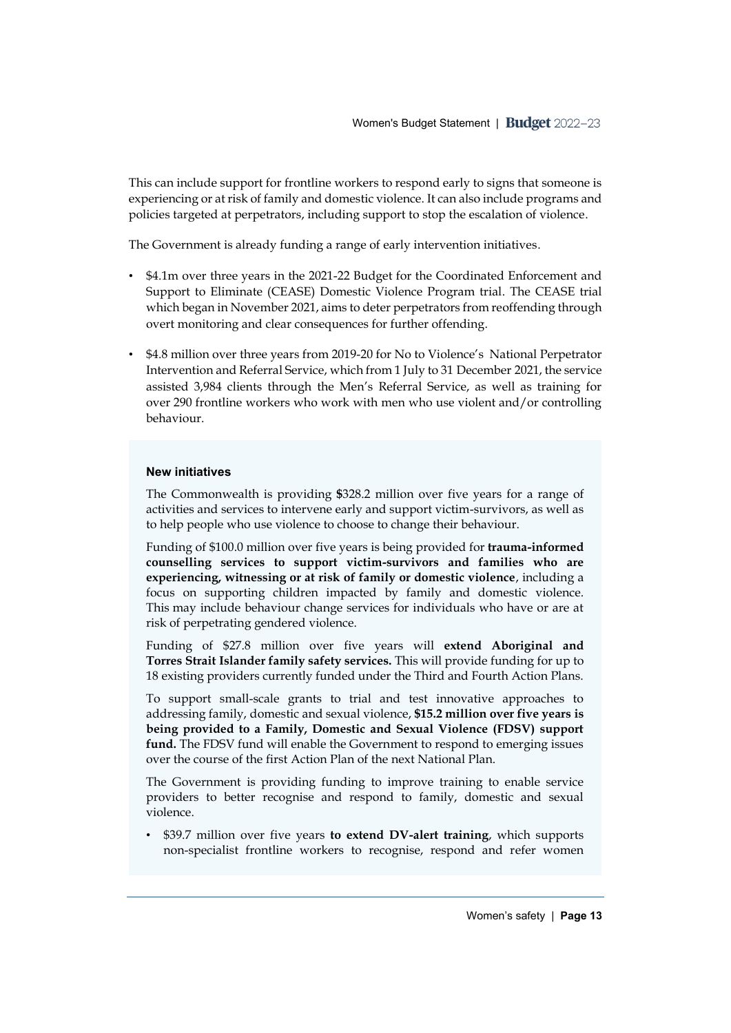This can include support for frontline workers to respond early to signs that someone is experiencing or at risk of family and domestic violence. It can also include programs and policies targeted at perpetrators, including support to stop the escalation of violence.

The Government is already funding a range of early intervention initiatives.

- $4.1m over three years in the 2021-22 Budget for the Coordinated Enforcement and Support to Eliminate (CEASE) Domestic Violence Program trial. The CEASE trial which began in November 2021, aims to deter perpetrators from reoffending through overt monitoring and clear consequences for further offending.
- $4.8 million over three years from 2019-20 for No to Violence's National Perpetrator Intervention and Referral Service, which from 1 July to 31 December 2021, the service assisted 3,984 clients through the Men's Referral Service, as well as training for over 290 frontline workers who work with men who use violent and/or controlling behaviour.

**New initiatives**

The Commonwealth is providing $328.2 million over five years for a range of activities and services to intervene early and support victim-survivors, as well as to help people who use violence to choose to change their behaviour.

Funding of $100.0 million over five years is being provided for **trauma-informed counselling services to support victim-survivors and families who are experiencing, witnessing or at risk of family or domestic violence**, including a focus on supporting children impacted by family and domestic violence. This may include behaviour change services for individuals who have or are at risk of perpetrating gendered violence.

Funding of $27.8 million over five years will **extend Aboriginal and Torres Strait Islander family safety services.** This will provide funding for up to 18 existing providers currently funded under the Third and Fourth Action Plans.

To support small-scale grants to trial and test innovative approaches to addressing family, domestic and sexual violence, **$15.2 million over five years is being provided to a Family, Domestic and Sexual Violence (FDSV) support fund.** The FDSV fund will enable the Government to respond to emerging issues over the course of the first Action Plan of the next National Plan.

The Government is providing funding to improve training to enable service providers to better recognise and respond to family, domestic and sexual violence.

- $39.7 million over five years **to extend DV-alert training**, which supports non-specialist frontline workers to recognise, respond and refer women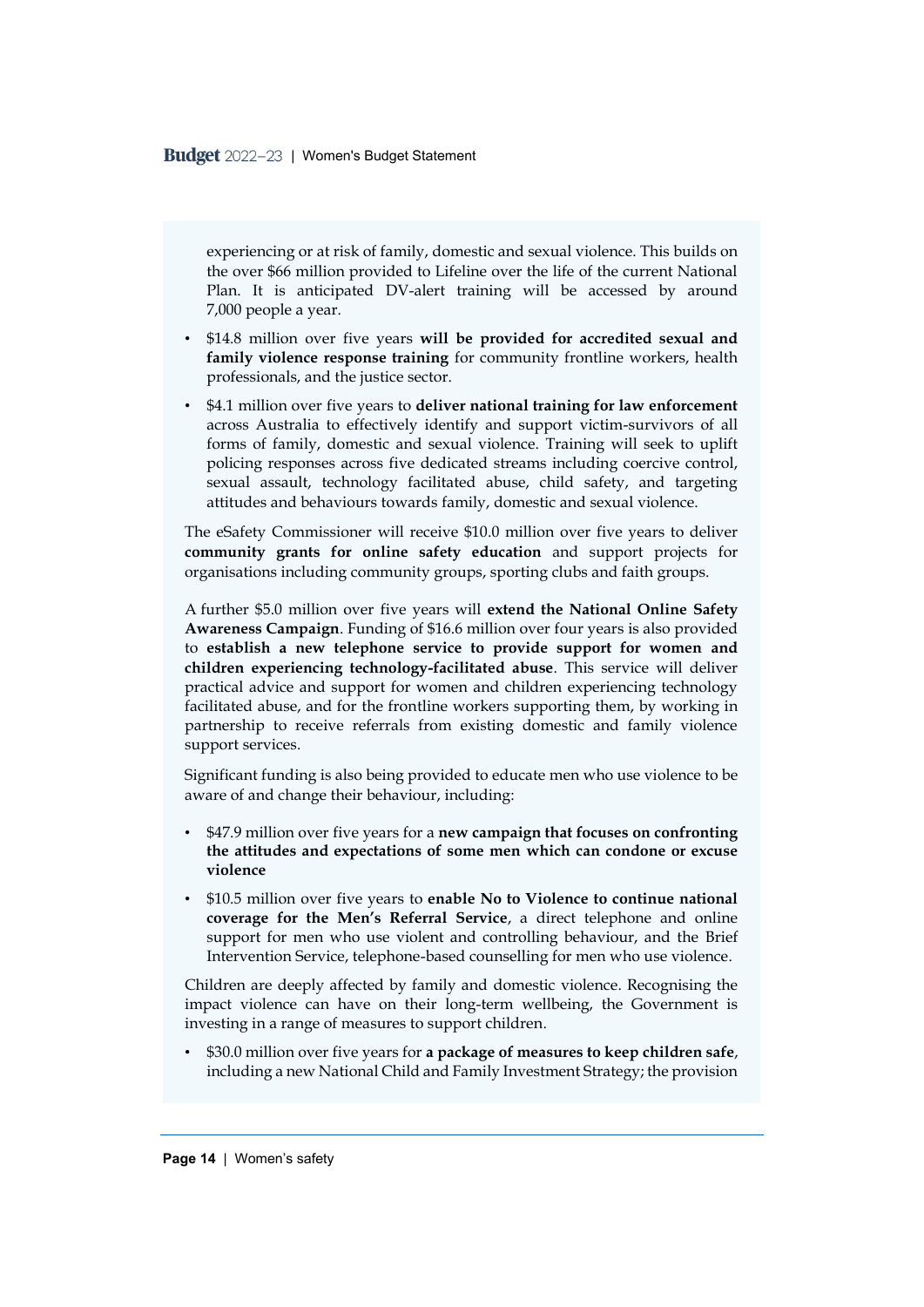experiencing or at risk of family, domestic and sexual violence. This builds on the over $66 million provided to Lifeline over the life of the current National Plan. It is anticipated DV-alert training will be accessed by around 7,000 people a year.

- $14.8 million over five years **will be provided for accredited sexual and family violence response training** for community frontline workers, health professionals, and the justice sector.
- $4.1 million over five years to **deliver national training for law enforcement** across Australia to effectively identify and support victim-survivors of all forms of family, domestic and sexual violence. Training will seek to uplift policing responses across five dedicated streams including coercive control, sexual assault, technology facilitated abuse, child safety, and targeting attitudes and behaviours towards family, domestic and sexual violence.

The eSafety Commissioner will receive $10.0 million over five years to deliver **community grants for online safety education** and support projects for organisations including community groups, sporting clubs and faith groups.

A further $5.0 million over five years will **extend the National Online Safety Awareness Campaign**. Funding of $16.6 million over four years is also provided to **establish a new telephone service to provide support for women and children experiencing technology-facilitated abuse**. This service will deliver practical advice and support for women and children experiencing technology facilitated abuse, and for the frontline workers supporting them, by working in partnership to receive referrals from existing domestic and family violence support services.

Significant funding is also being provided to educate men who use violence to be aware of and change their behaviour, including:

- $47.9 million over five years for a **new campaign that focuses on confronting the attitudes and expectations of some men which can condone or excuse violence**
- $10.5 million over five years to **enable No to Violence to continue national coverage for the Men's Referral Service**, a direct telephone and online support for men who use violent and controlling behaviour, and the Brief Intervention Service, telephone-based counselling for men who use violence.

Children are deeply affected by family and domestic violence. Recognising the impact violence can have on their long-term wellbeing, the Government is investing in a range of measures to support children.

- $30.0 million over five years for **a package of measures to keep children safe**, including a new National Child and Family Investment Strategy; the provision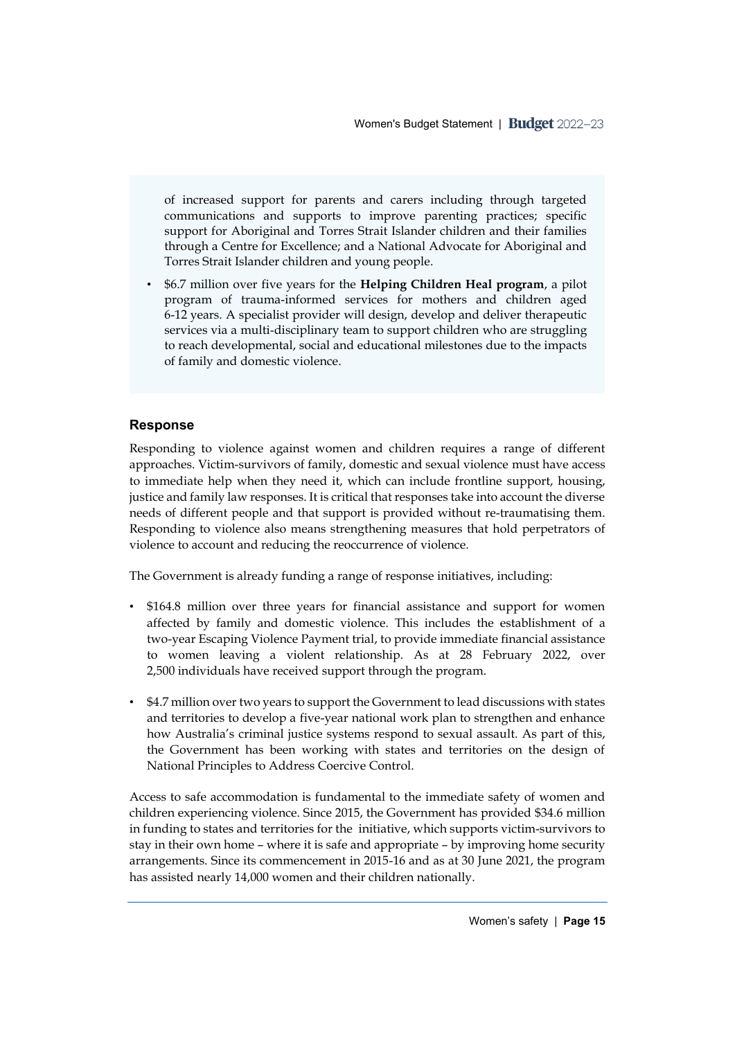of increased support for parents and carers including through targeted communications and supports to improve parenting practices; specific support for Aboriginal and Torres Strait Islander children and their families through a Centre for Excellence; and a National Advocate for Aboriginal and Torres Strait Islander children and young people.

- $6.7 million over five years for the **Helping Children Heal program**, a pilot program of trauma-informed services for mothers and children aged 6-12 years. A specialist provider will design, develop and deliver therapeutic services via a multi-disciplinary team to support children who are struggling to reach developmental, social and educational milestones due to the impacts of family and domestic violence.

### Response

Responding to violence against women and children requires a range of different approaches. Victim-survivors of family, domestic and sexual violence must have access to immediate help when they need it, which can include frontline support, housing, justice and family law responses. It is critical that responses take into account the diverse needs of different people and that support is provided without re-traumatising them. Responding to violence also means strengthening measures that hold perpetrators of violence to account and reducing the reoccurrence of violence.

The Government is already funding a range of response initiatives, including:

- $164.8 million over three years for financial assistance and support for women affected by family and domestic violence. This includes the establishment of a two-year Escaping Violence Payment trial, to provide immediate financial assistance to women leaving a violent relationship. As at 28 February 2022, over 2,500 individuals have received support through the program.
- $4.7 million over two years to support the Government to lead discussions with states and territories to develop a five-year national work plan to strengthen and enhance how Australia's criminal justice systems respond to sexual assault. As part of this, the Government has been working with states and territories on the design of National Principles to Address Coercive Control.

Access to safe accommodation is fundamental to the immediate safety of women and children experiencing violence. Since 2015, the Government has provided $34.6 million in funding to states and territories for the  initiative, which supports victim-survivors to stay in their own home – where it is safe and appropriate – by improving home security arrangements. Since its commencement in 2015-16 and as at 30 June 2021, the program has assisted nearly 14,000 women and their children nationally.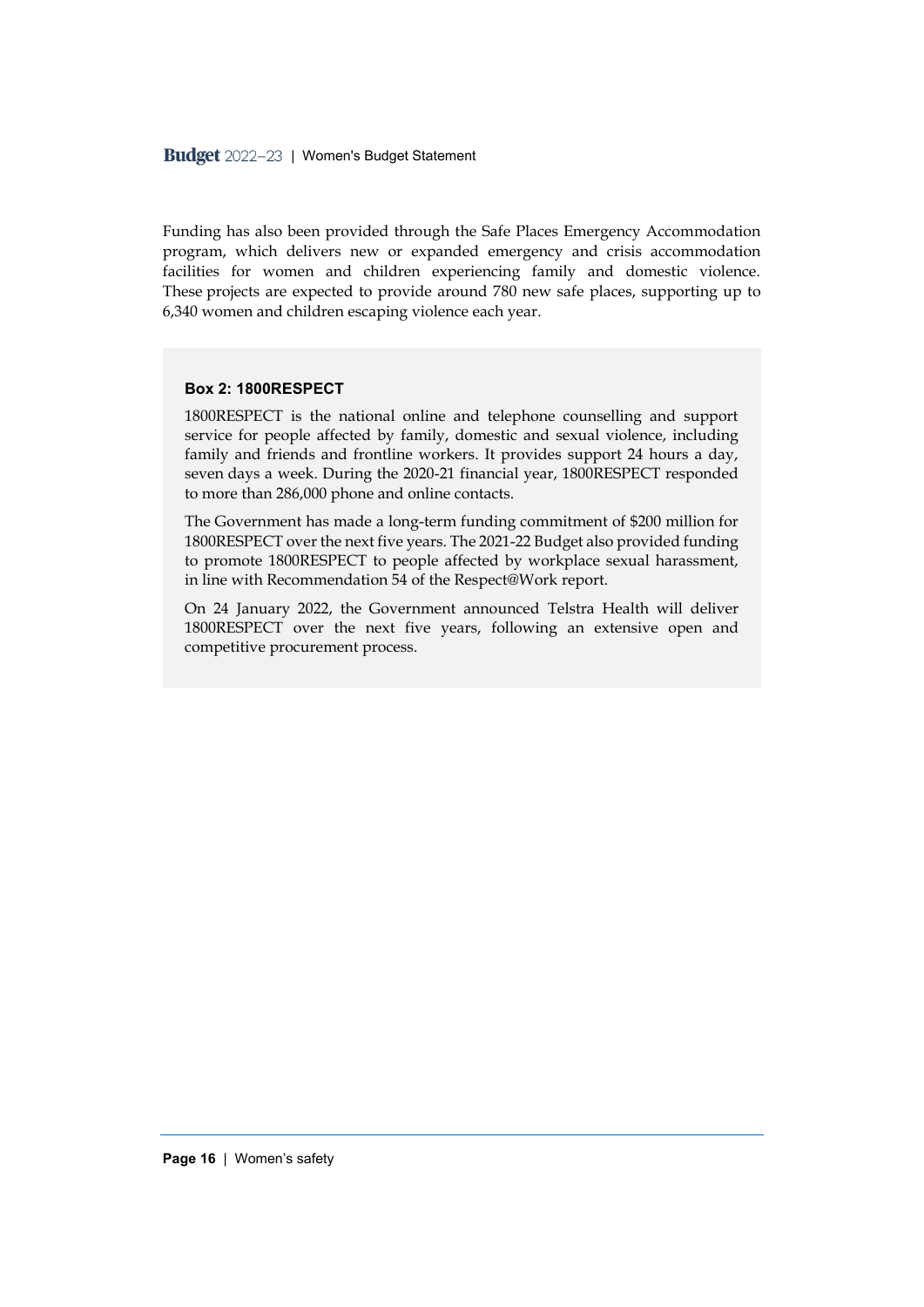Funding has also been provided through the Safe Places Emergency Accommodation program, which delivers new or expanded emergency and crisis accommodation facilities for women and children experiencing family and domestic violence. These projects are expected to provide around 780 new safe places, supporting up to 6,340 women and children escaping violence each year.

#### Box 2: 1800RESPECT

1800RESPECT is the national online and telephone counselling and support service for people affected by family, domestic and sexual violence, including family and friends and frontline workers. It provides support 24 hours a day, seven days a week. During the 2020-21 financial year, 1800RESPECT responded to more than 286,000 phone and online contacts.

The Government has made a long-term funding commitment of $200 million for 1800RESPECT over the next five years. The 2021-22 Budget also provided funding to promote 1800RESPECT to people affected by workplace sexual harassment, in line with Recommendation 54 of the Respect@Work report.

On 24 January 2022, the Government announced Telstra Health will deliver 1800RESPECT over the next five years, following an extensive open and competitive procurement process.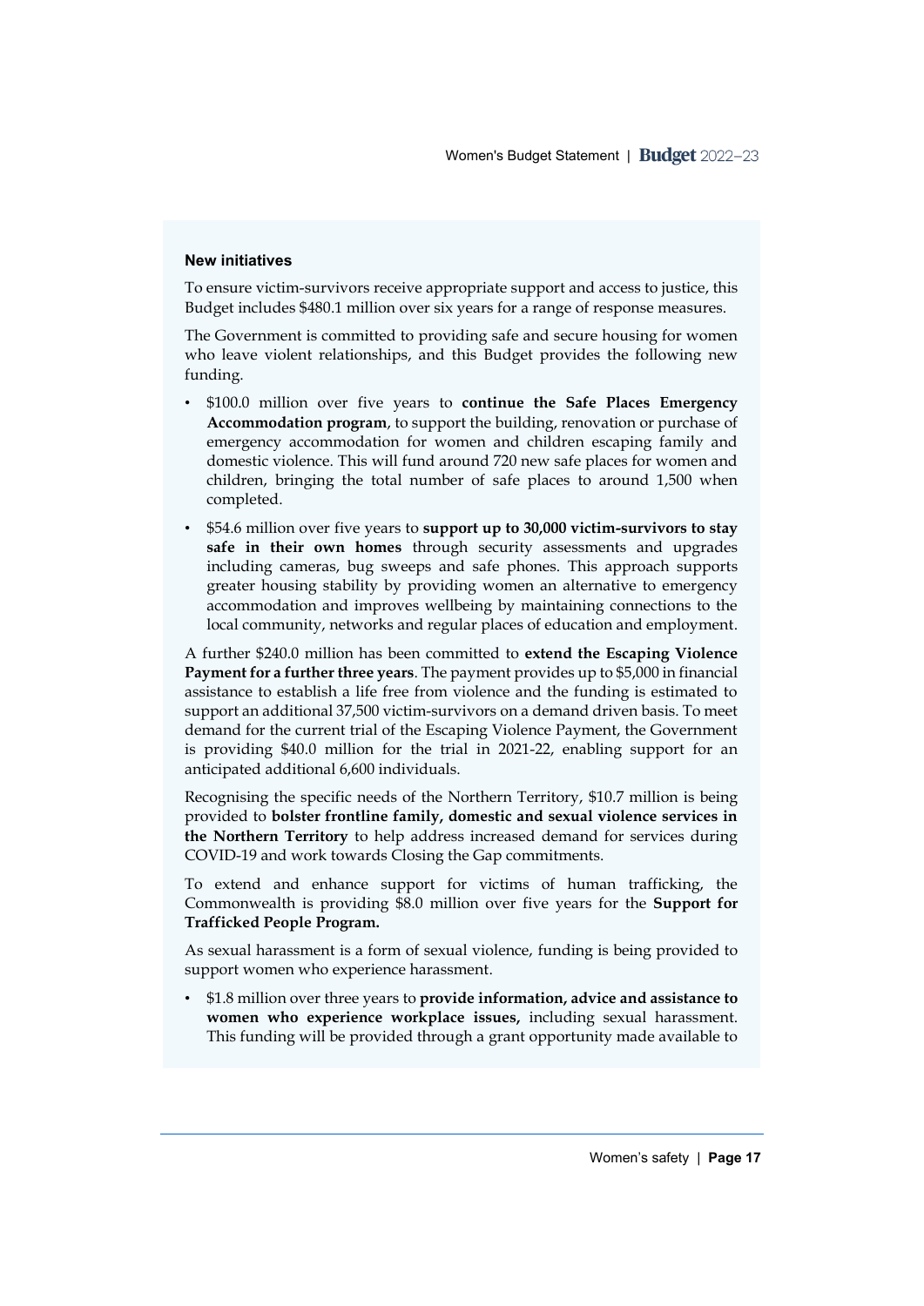**New initiatives**

To ensure victim-survivors receive appropriate support and access to justice, this Budget includes $480.1 million over six years for a range of response measures.

The Government is committed to providing safe and secure housing for women who leave violent relationships, and this Budget provides the following new funding.

- $100.0 million over five years to **continue the Safe Places Emergency Accommodation program**, to support the building, renovation or purchase of emergency accommodation for women and children escaping family and domestic violence. This will fund around 720 new safe places for women and children, bringing the total number of safe places to around 1,500 when completed.
- $54.6 million over five years to **support up to 30,000 victim-survivors to stay safe in their own homes** through security assessments and upgrades including cameras, bug sweeps and safe phones. This approach supports greater housing stability by providing women an alternative to emergency accommodation and improves wellbeing by maintaining connections to the local community, networks and regular places of education and employment.

A further $240.0 million has been committed to **extend the Escaping Violence Payment for a further three years**. The payment provides up to $5,000 in financial assistance to establish a life free from violence and the funding is estimated to support an additional 37,500 victim-survivors on a demand driven basis. To meet demand for the current trial of the Escaping Violence Payment, the Government is providing $40.0 million for the trial in 2021-22, enabling support for an anticipated additional 6,600 individuals.

Recognising the specific needs of the Northern Territory, $10.7 million is being provided to **bolster frontline family, domestic and sexual violence services in the Northern Territory** to help address increased demand for services during COVID-19 and work towards Closing the Gap commitments.

To extend and enhance support for victims of human trafficking, the Commonwealth is providing $8.0 million over five years for the **Support for Trafficked People Program.**

As sexual harassment is a form of sexual violence, funding is being provided to support women who experience harassment.

- $1.8 million over three years to **provide information, advice and assistance to women who experience workplace issues,** including sexual harassment. This funding will be provided through a grant opportunity made available to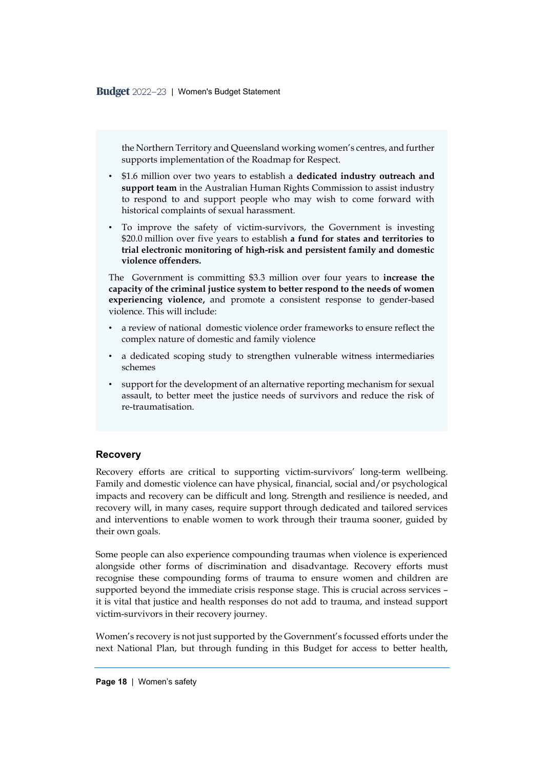the Northern Territory and Queensland working women's centres, and further supports implementation of the Roadmap for Respect.

- $1.6 million over two years to establish a **dedicated industry outreach and support team** in the Australian Human Rights Commission to assist industry to respond to and support people who may wish to come forward with historical complaints of sexual harassment.
- To improve the safety of victim-survivors, the Government is investing $20.0 million over five years to establish **a fund for states and territories to trial electronic monitoring of high-risk and persistent family and domestic violence offenders.**

The Government is committing $3.3 million over four years to **increase the capacity of the criminal justice system to better respond to the needs of women experiencing violence,** and promote a consistent response to gender-based violence. This will include:

- a review of national domestic violence order frameworks to ensure reflect the complex nature of domestic and family violence
- a dedicated scoping study to strengthen vulnerable witness intermediaries schemes
- support for the development of an alternative reporting mechanism for sexual assault, to better meet the justice needs of survivors and reduce the risk of re-traumatisation.

## Recovery

Recovery efforts are critical to supporting victim-survivors' long-term wellbeing. Family and domestic violence can have physical, financial, social and/or psychological impacts and recovery can be difficult and long. Strength and resilience is needed, and recovery will, in many cases, require support through dedicated and tailored services and interventions to enable women to work through their trauma sooner, guided by their own goals.

Some people can also experience compounding traumas when violence is experienced alongside other forms of discrimination and disadvantage. Recovery efforts must recognise these compounding forms of trauma to ensure women and children are supported beyond the immediate crisis response stage. This is crucial across services – it is vital that justice and health responses do not add to trauma, and instead support victim-survivors in their recovery journey.

Women's recovery is not just supported by the Government's focussed efforts under the next National Plan, but through funding in this Budget for access to better health,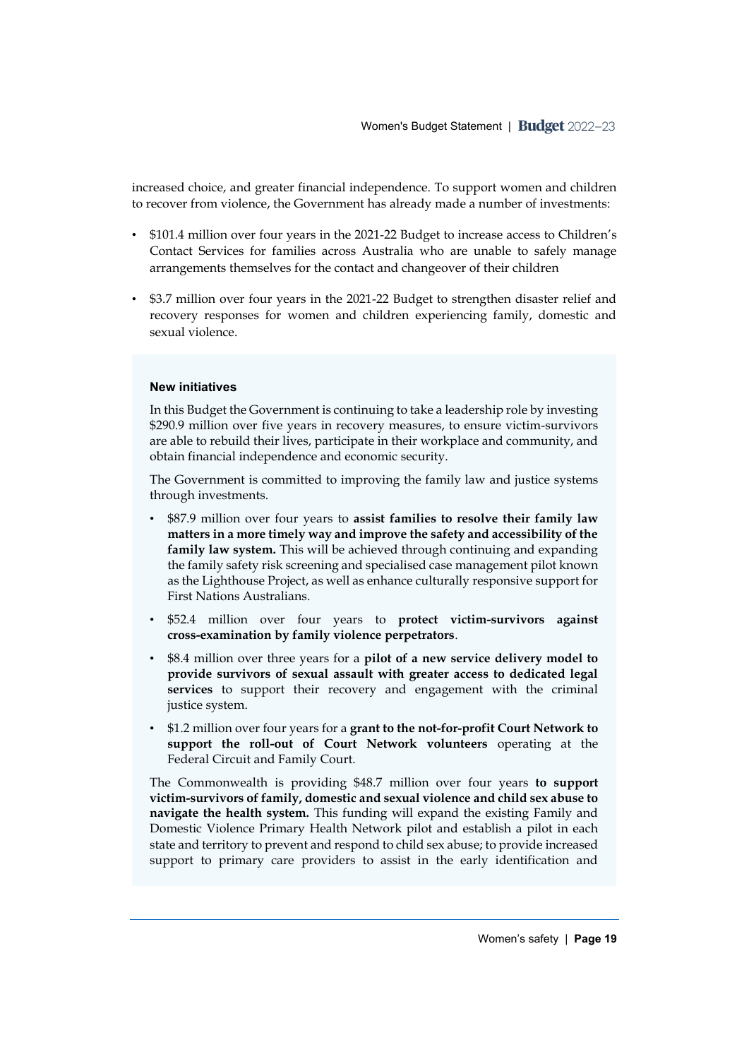increased choice, and greater financial independence. To support women and children to recover from violence, the Government has already made a number of investments:

- $101.4 million over four years in the 2021-22 Budget to increase access to Children's Contact Services for families across Australia who are unable to safely manage arrangements themselves for the contact and changeover of their children
- $3.7 million over four years in the 2021-22 Budget to strengthen disaster relief and recovery responses for women and children experiencing family, domestic and sexual violence.

**New initiatives**

In this Budget the Government is continuing to take a leadership role by investing $290.9 million over five years in recovery measures, to ensure victim-survivors are able to rebuild their lives, participate in their workplace and community, and obtain financial independence and economic security.

The Government is committed to improving the family law and justice systems through investments.

- $87.9 million over four years to **assist families to resolve their family law matters in a more timely way and improve the safety and accessibility of the family law system.** This will be achieved through continuing and expanding the family safety risk screening and specialised case management pilot known as the Lighthouse Project, as well as enhance culturally responsive support for First Nations Australians.
- $52.4 million over four years to **protect victim-survivors against cross-examination by family violence perpetrators**.
- $8.4 million over three years for a **pilot of a new service delivery model to provide survivors of sexual assault with greater access to dedicated legal services** to support their recovery and engagement with the criminal justice system.
- $1.2 million over four years for a **grant to the not-for-profit Court Network to support the roll-out of Court Network volunteers** operating at the Federal Circuit and Family Court.

The Commonwealth is providing $48.7 million over four years **to support victim-survivors of family, domestic and sexual violence and child sex abuse to navigate the health system.** This funding will expand the existing Family and Domestic Violence Primary Health Network pilot and establish a pilot in each state and territory to prevent and respond to child sex abuse; to provide increased support to primary care providers to assist in the early identification and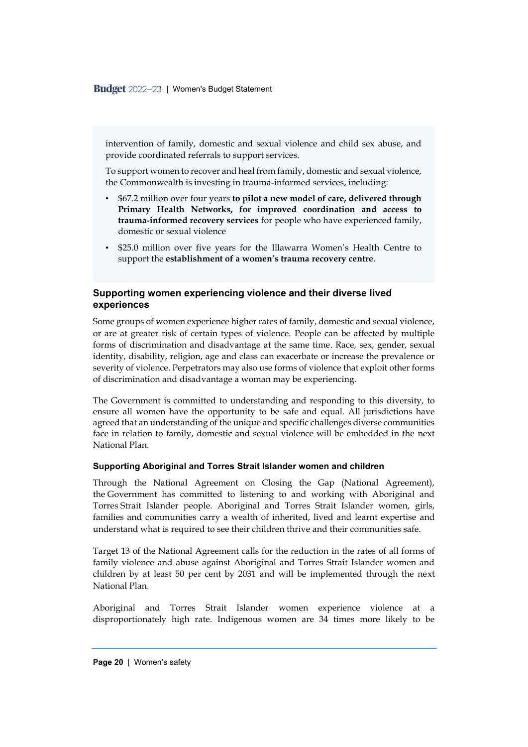intervention of family, domestic and sexual violence and child sex abuse, and provide coordinated referrals to support services.

To support women to recover and heal from family, domestic and sexual violence, the Commonwealth is investing in trauma-informed services, including:

- $67.2 million over four years **to pilot a new model of care, delivered through Primary Health Networks, for improved coordination and access to trauma-informed recovery services** for people who have experienced family, domestic or sexual violence
- $25.0 million over five years for the Illawarra Women's Health Centre to support the **establishment of a women's trauma recovery centre**.

## Supporting women experiencing violence and their diverse lived experiences

Some groups of women experience higher rates of family, domestic and sexual violence, or are at greater risk of certain types of violence. People can be affected by multiple forms of discrimination and disadvantage at the same time. Race, sex, gender, sexual identity, disability, religion, age and class can exacerbate or increase the prevalence or severity of violence. Perpetrators may also use forms of violence that exploit other forms of discrimination and disadvantage a woman may be experiencing.

The Government is committed to understanding and responding to this diversity, to ensure all women have the opportunity to be safe and equal. All jurisdictions have agreed that an understanding of the unique and specific challenges diverse communities face in relation to family, domestic and sexual violence will be embedded in the next National Plan.

### Supporting Aboriginal and Torres Strait Islander women and children

Through the National Agreement on Closing the Gap (National Agreement), the Government has committed to listening to and working with Aboriginal and Torres Strait Islander people. Aboriginal and Torres Strait Islander women, girls, families and communities carry a wealth of inherited, lived and learnt expertise and understand what is required to see their children thrive and their communities safe.

Target 13 of the National Agreement calls for the reduction in the rates of all forms of family violence and abuse against Aboriginal and Torres Strait Islander women and children by at least 50 per cent by 2031 and will be implemented through the next National Plan.

Aboriginal and Torres Strait Islander women experience violence at a disproportionately high rate. Indigenous women are 34 times more likely to be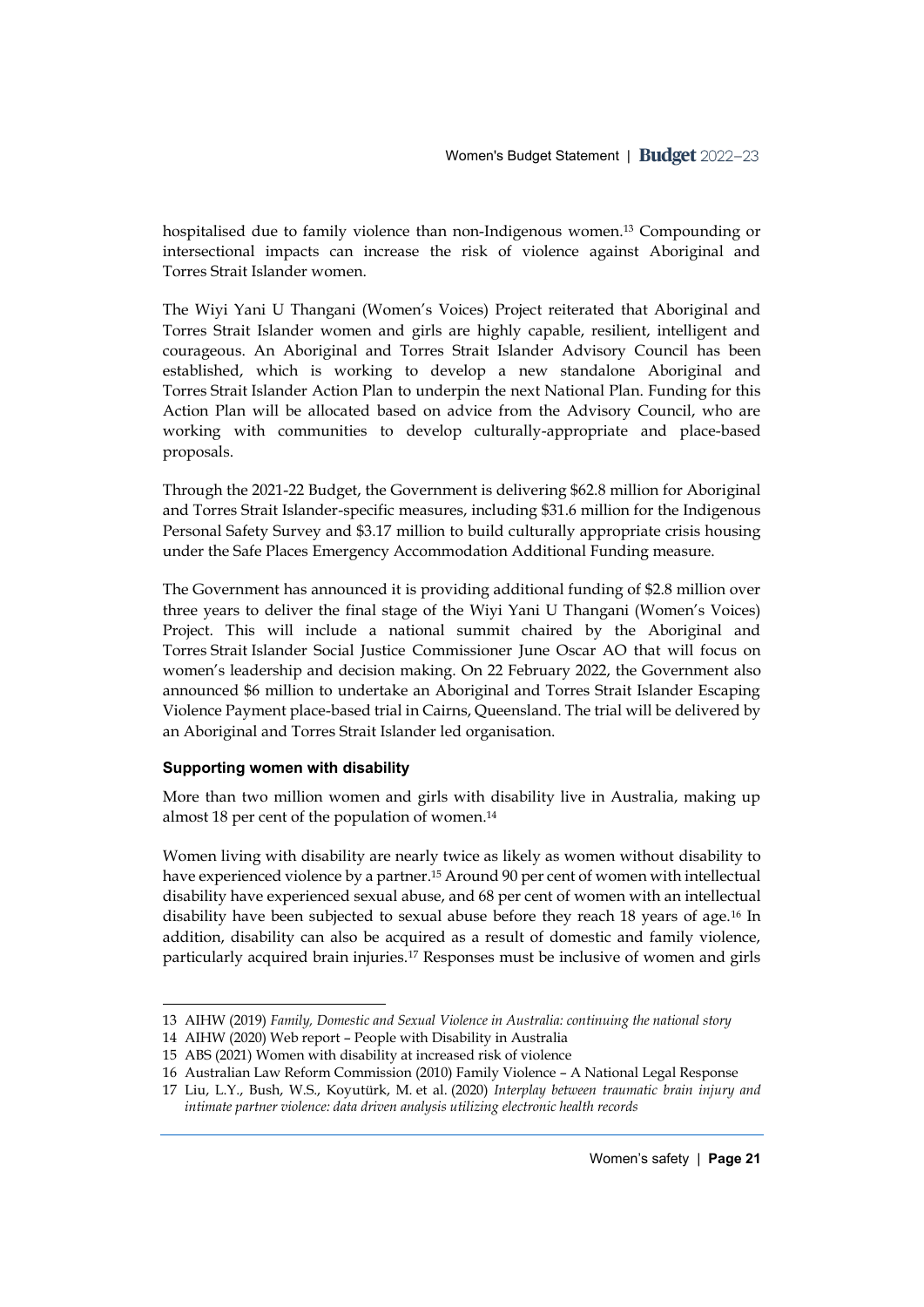hospitalised due to family violence than non-Indigenous women.[13] Compounding or intersectional impacts can increase the risk of violence against Aboriginal and Torres Strait Islander women.

The Wiyi Yani U Thangani (Women's Voices) Project reiterated that Aboriginal and Torres Strait Islander women and girls are highly capable, resilient, intelligent and courageous. An Aboriginal and Torres Strait Islander Advisory Council has been established, which is working to develop a new standalone Aboriginal and Torres Strait Islander Action Plan to underpin the next National Plan. Funding for this Action Plan will be allocated based on advice from the Advisory Council, who are working with communities to develop culturally-appropriate and place-based proposals.

Through the 2021-22 Budget, the Government is delivering $62.8 million for Aboriginal and Torres Strait Islander-specific measures, including $31.6 million for the Indigenous Personal Safety Survey and $3.17 million to build culturally appropriate crisis housing under the Safe Places Emergency Accommodation Additional Funding measure.

The Government has announced it is providing additional funding of $2.8 million over three years to deliver the final stage of the Wiyi Yani U Thangani (Women's Voices) Project. This will include a national summit chaired by the Aboriginal and Torres Strait Islander Social Justice Commissioner June Oscar AO that will focus on women's leadership and decision making. On 22 February 2022, the Government also announced $6 million to undertake an Aboriginal and Torres Strait Islander Escaping Violence Payment place-based trial in Cairns, Queensland. The trial will be delivered by an Aboriginal and Torres Strait Islander led organisation.

#### Supporting women with disability

More than two million women and girls with disability live in Australia, making up almost 18 per cent of the population of women.[14]

Women living with disability are nearly twice as likely as women without disability to have experienced violence by a partner.[15] Around 90 per cent of women with intellectual disability have experienced sexual abuse, and 68 per cent of women with an intellectual disability have been subjected to sexual abuse before they reach 18 years of age.[16] In addition, disability can also be acquired as a result of domestic and family violence, particularly acquired brain injuries.[17] Responses must be inclusive of women and girls

---

13 AIHW (2019) *Family, Domestic and Sexual Violence in Australia: continuing the national story*

14 AIHW (2020) Web report – People with Disability in Australia

15 ABS (2021) Women with disability at increased risk of violence

16 Australian Law Reform Commission (2010) Family Violence – A National Legal Response

17 Liu, L.Y., Bush, W.S., Koyutürk, M. et al. (2020) *Interplay between traumatic brain injury and intimate partner violence: data driven analysis utilizing electronic health records*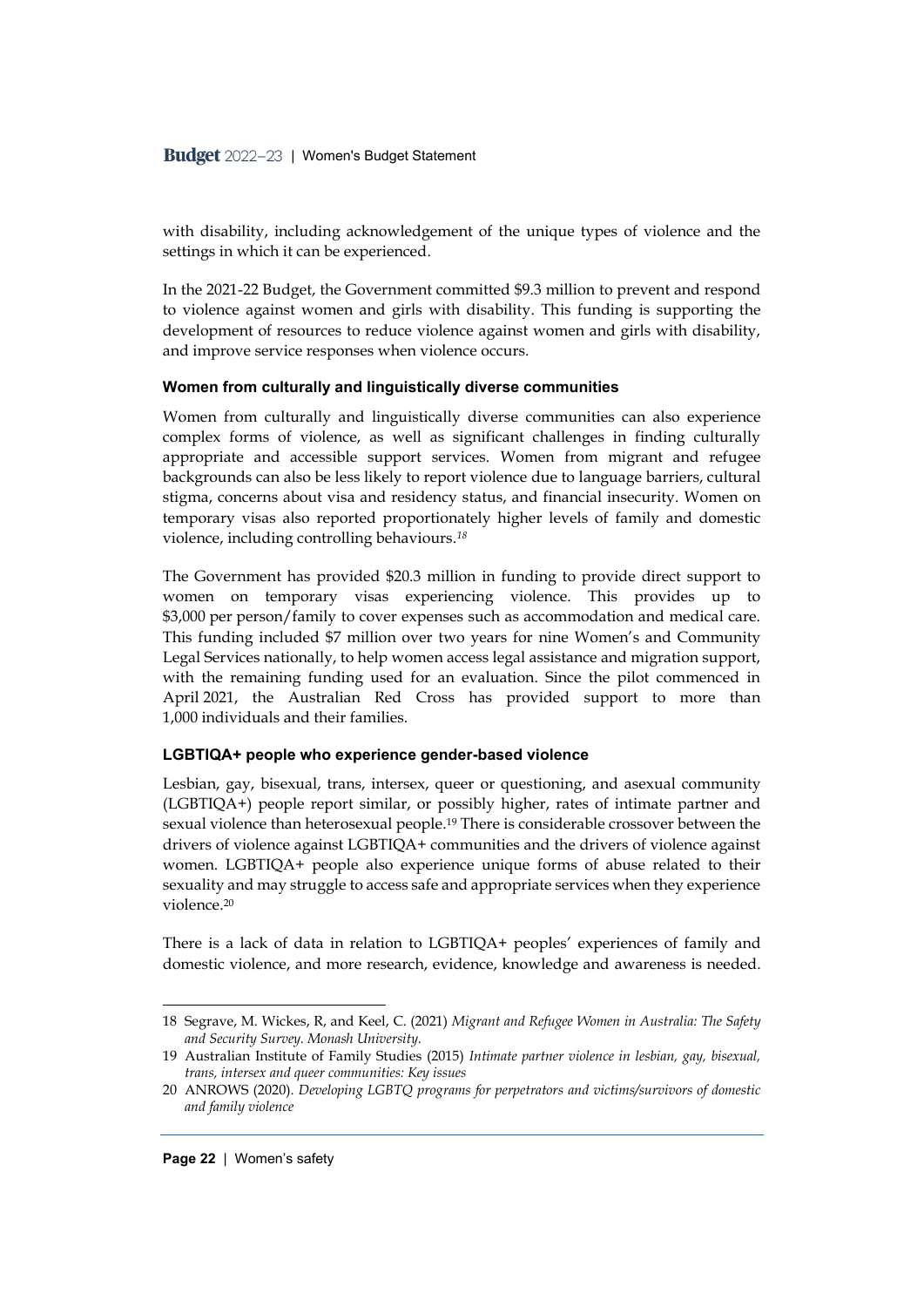with disability, including acknowledgement of the unique types of violence and the settings in which it can be experienced.

In the 2021-22 Budget, the Government committed $9.3 million to prevent and respond to violence against women and girls with disability. This funding is supporting the development of resources to reduce violence against women and girls with disability, and improve service responses when violence occurs.

#### Women from culturally and linguistically diverse communities

Women from culturally and linguistically diverse communities can also experience complex forms of violence, as well as significant challenges in finding culturally appropriate and accessible support services. Women from migrant and refugee backgrounds can also be less likely to report violence due to language barriers, cultural stigma, concerns about visa and residency status, and financial insecurity. Women on temporary visas also reported proportionately higher levels of family and domestic violence, including controlling behaviours.[18]

The Government has provided $20.3 million in funding to provide direct support to women on temporary visas experiencing violence. This provides up to $3,000 per person/family to cover expenses such as accommodation and medical care. This funding included $7 million over two years for nine Women's and Community Legal Services nationally, to help women access legal assistance and migration support, with the remaining funding used for an evaluation. Since the pilot commenced in April 2021, the Australian Red Cross has provided support to more than 1,000 individuals and their families.

#### LGBTIQA+ people who experience gender-based violence

Lesbian, gay, bisexual, trans, intersex, queer or questioning, and asexual community (LGBTIQA+) people report similar, or possibly higher, rates of intimate partner and sexual violence than heterosexual people.[19] There is considerable crossover between the drivers of violence against LGBTIQA+ communities and the drivers of violence against women. LGBTIQA+ people also experience unique forms of abuse related to their sexuality and may struggle to access safe and appropriate services when they experience violence.[20]

There is a lack of data in relation to LGBTIQA+ peoples' experiences of family and domestic violence, and more research, evidence, knowledge and awareness is needed.

---

18 Segrave, M. Wickes, R, and Keel, C. (2021) *Migrant and Refugee Women in Australia: The Safety and Security Survey. Monash University.*

19 Australian Institute of Family Studies (2015) *Intimate partner violence in lesbian, gay, bisexual, trans, intersex and queer communities: Key issues*

20 ANROWS (2020). *Developing LGBTQ programs for perpetrators and victims/survivors of domestic and family violence*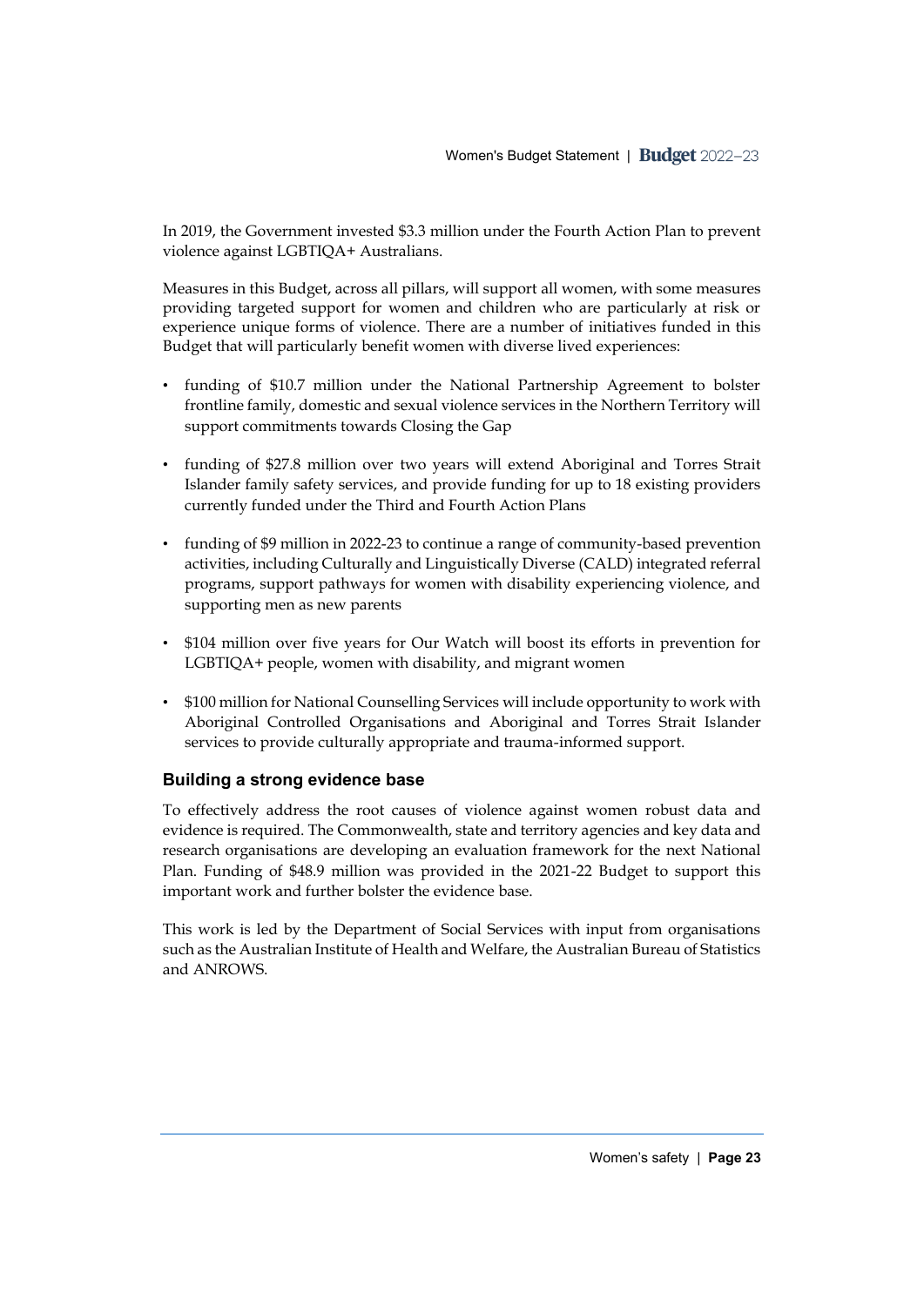In 2019, the Government invested $3.3 million under the Fourth Action Plan to prevent violence against LGBTIQA+ Australians.

Measures in this Budget, across all pillars, will support all women, with some measures providing targeted support for women and children who are particularly at risk or experience unique forms of violence. There are a number of initiatives funded in this Budget that will particularly benefit women with diverse lived experiences:

- funding of $10.7 million under the National Partnership Agreement to bolster frontline family, domestic and sexual violence services in the Northern Territory will support commitments towards Closing the Gap
- funding of $27.8 million over two years will extend Aboriginal and Torres Strait Islander family safety services, and provide funding for up to 18 existing providers currently funded under the Third and Fourth Action Plans
- funding of $9 million in 2022-23 to continue a range of community-based prevention activities, including Culturally and Linguistically Diverse (CALD) integrated referral programs, support pathways for women with disability experiencing violence, and supporting men as new parents
- $104 million over five years for Our Watch will boost its efforts in prevention for LGBTIQA+ people, women with disability, and migrant women
- $100 million for National Counselling Services will include opportunity to work with Aboriginal Controlled Organisations and Aboriginal and Torres Strait Islander services to provide culturally appropriate and trauma-informed support.

### Building a strong evidence base

To effectively address the root causes of violence against women robust data and evidence is required. The Commonwealth, state and territory agencies and key data and research organisations are developing an evaluation framework for the next National Plan. Funding of $48.9 million was provided in the 2021-22 Budget to support this important work and further bolster the evidence base.

This work is led by the Department of Social Services with input from organisations such as the Australian Institute of Health and Welfare, the Australian Bureau of Statistics and ANROWS.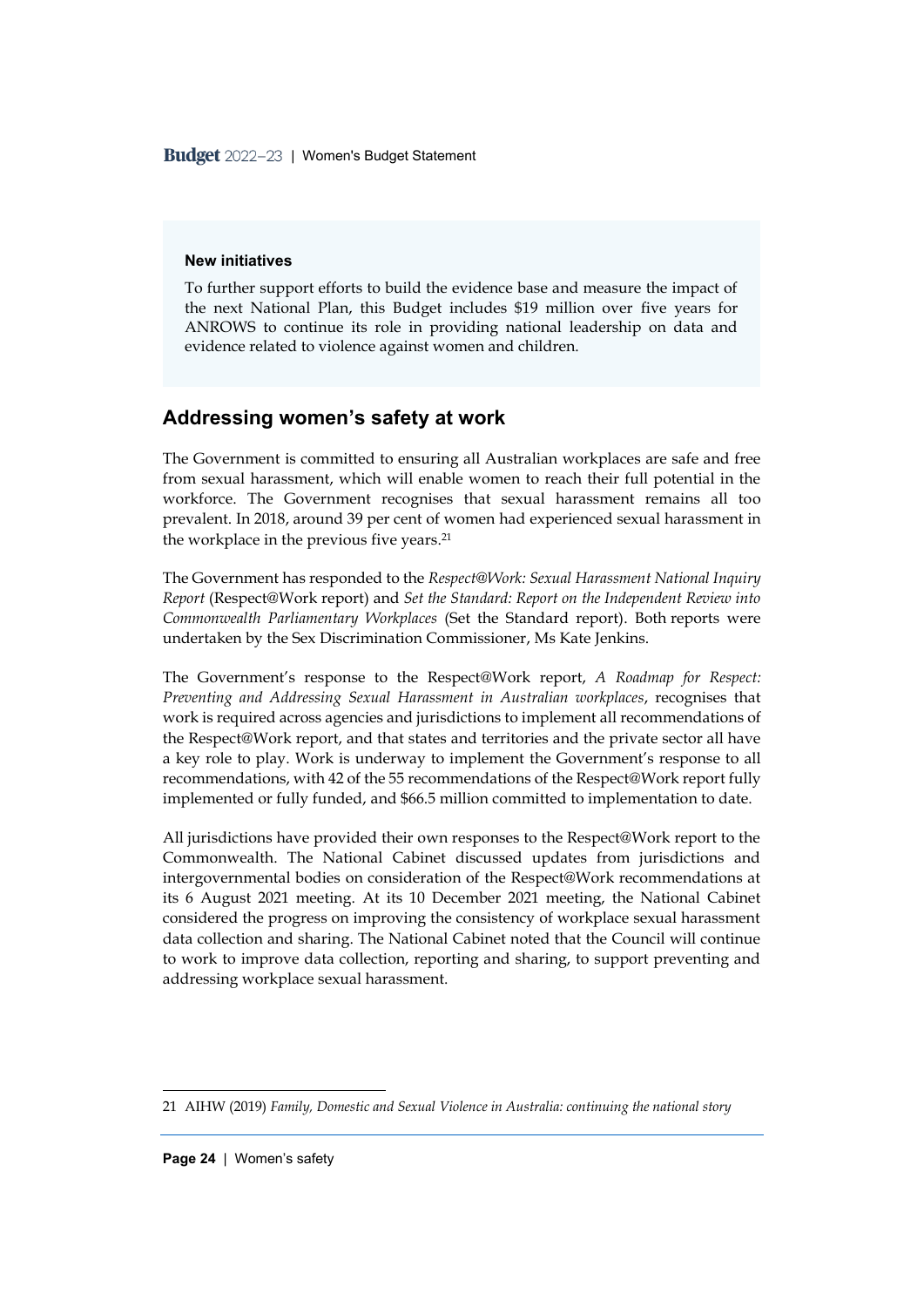**New initiatives**

To further support efforts to build the evidence base and measure the impact of the next National Plan, this Budget includes $19 million over five years for ANROWS to continue its role in providing national leadership on data and evidence related to violence against women and children.

## Addressing women's safety at work

The Government is committed to ensuring all Australian workplaces are safe and free from sexual harassment, which will enable women to reach their full potential in the workforce. The Government recognises that sexual harassment remains all too prevalent. In 2018, around 39 per cent of women had experienced sexual harassment in the workplace in the previous five years.[21]

The Government has responded to the *Respect@Work: Sexual Harassment National Inquiry Report* (Respect@Work report) and *Set the Standard: Report on the Independent Review into Commonwealth Parliamentary Workplaces* (Set the Standard report). Both reports were undertaken by the Sex Discrimination Commissioner, Ms Kate Jenkins.

The Government's response to the Respect@Work report, *A Roadmap for Respect: Preventing and Addressing Sexual Harassment in Australian workplaces*, recognises that work is required across agencies and jurisdictions to implement all recommendations of the Respect@Work report, and that states and territories and the private sector all have a key role to play. Work is underway to implement the Government's response to all recommendations, with 42 of the 55 recommendations of the Respect@Work report fully implemented or fully funded, and $66.5 million committed to implementation to date.

All jurisdictions have provided their own responses to the Respect@Work report to the Commonwealth. The National Cabinet discussed updates from jurisdictions and intergovernmental bodies on consideration of the Respect@Work recommendations at its 6 August 2021 meeting. At its 10 December 2021 meeting, the National Cabinet considered the progress on improving the consistency of workplace sexual harassment data collection and sharing. The National Cabinet noted that the Council will continue to work to improve data collection, reporting and sharing, to support preventing and addressing workplace sexual harassment.

21 AIHW (2019) *Family, Domestic and Sexual Violence in Australia: continuing the national story*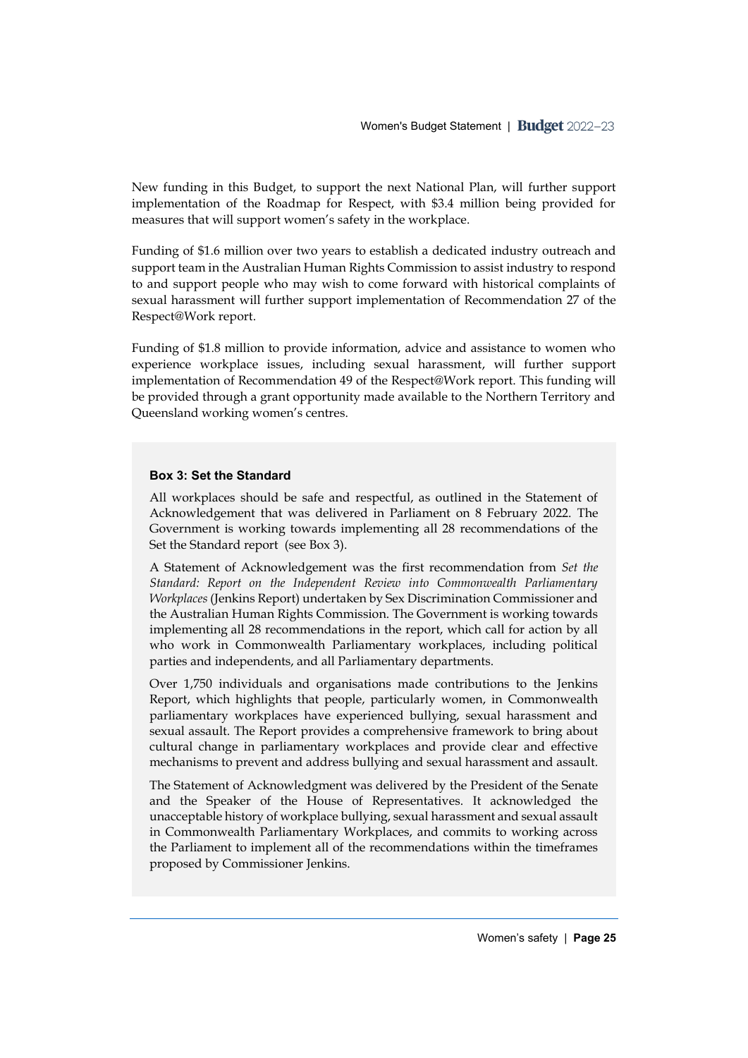New funding in this Budget, to support the next National Plan, will further support implementation of the Roadmap for Respect, with $3.4 million being provided for measures that will support women's safety in the workplace.

Funding of $1.6 million over two years to establish a dedicated industry outreach and support team in the Australian Human Rights Commission to assist industry to respond to and support people who may wish to come forward with historical complaints of sexual harassment will further support implementation of Recommendation 27 of the Respect@Work report.

Funding of $1.8 million to provide information, advice and assistance to women who experience workplace issues, including sexual harassment, will further support implementation of Recommendation 49 of the Respect@Work report. This funding will be provided through a grant opportunity made available to the Northern Territory and Queensland working women's centres.

**Box 3: Set the Standard**

All workplaces should be safe and respectful, as outlined in the Statement of Acknowledgement that was delivered in Parliament on 8 February 2022. The Government is working towards implementing all 28 recommendations of the Set the Standard report (see Box 3).

A Statement of Acknowledgement was the first recommendation from *Set the Standard: Report on the Independent Review into Commonwealth Parliamentary Workplaces* (Jenkins Report) undertaken by Sex Discrimination Commissioner and the Australian Human Rights Commission. The Government is working towards implementing all 28 recommendations in the report, which call for action by all who work in Commonwealth Parliamentary workplaces, including political parties and independents, and all Parliamentary departments.

Over 1,750 individuals and organisations made contributions to the Jenkins Report, which highlights that people, particularly women, in Commonwealth parliamentary workplaces have experienced bullying, sexual harassment and sexual assault. The Report provides a comprehensive framework to bring about cultural change in parliamentary workplaces and provide clear and effective mechanisms to prevent and address bullying and sexual harassment and assault.

The Statement of Acknowledgment was delivered by the President of the Senate and the Speaker of the House of Representatives. It acknowledged the unacceptable history of workplace bullying, sexual harassment and sexual assault in Commonwealth Parliamentary Workplaces, and commits to working across the Parliament to implement all of the recommendations within the timeframes proposed by Commissioner Jenkins.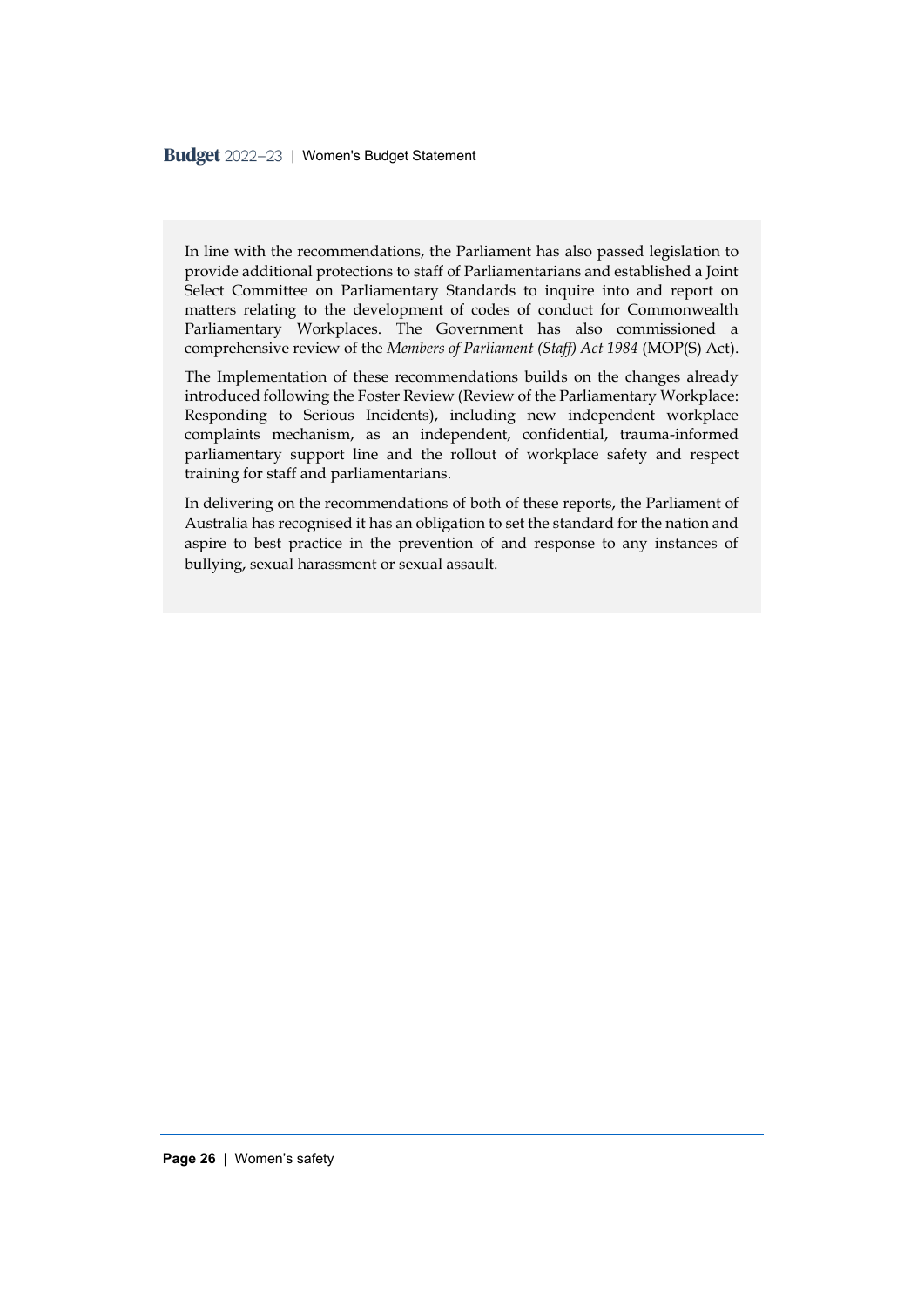In line with the recommendations, the Parliament has also passed legislation to provide additional protections to staff of Parliamentarians and established a Joint Select Committee on Parliamentary Standards to inquire into and report on matters relating to the development of codes of conduct for Commonwealth Parliamentary Workplaces. The Government has also commissioned a comprehensive review of the *Members of Parliament (Staff) Act 1984* (MOP(S) Act).

The Implementation of these recommendations builds on the changes already introduced following the Foster Review (Review of the Parliamentary Workplace: Responding to Serious Incidents), including new independent workplace complaints mechanism, as an independent, confidential, trauma-informed parliamentary support line and the rollout of workplace safety and respect training for staff and parliamentarians.

In delivering on the recommendations of both of these reports, the Parliament of Australia has recognised it has an obligation to set the standard for the nation and aspire to best practice in the prevention of and response to any instances of bullying, sexual harassment or sexual assault.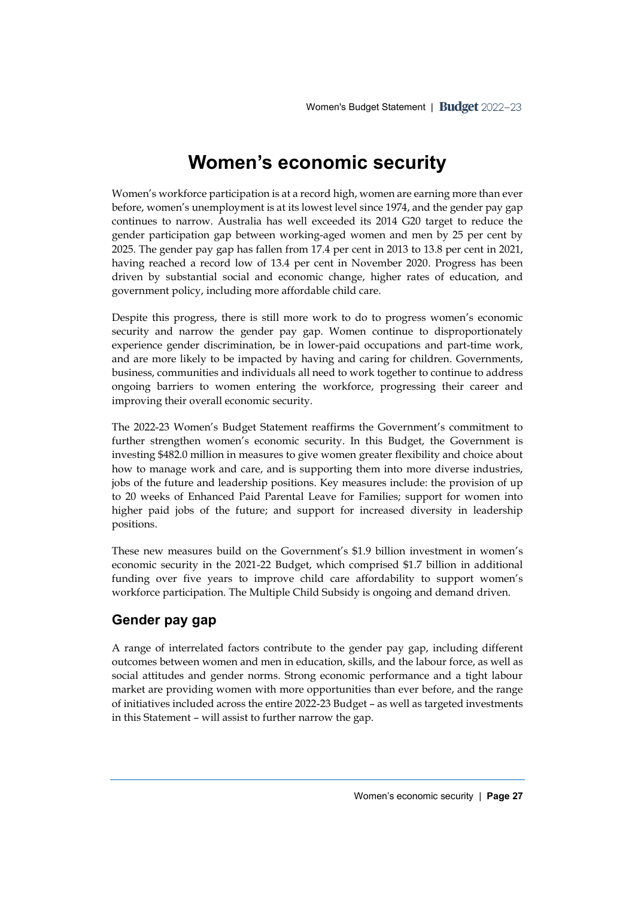# Women's economic security

Women's workforce participation is at a record high, women are earning more than ever before, women's unemployment is at its lowest level since 1974, and the gender pay gap continues to narrow. Australia has well exceeded its 2014 G20 target to reduce the gender participation gap between working-aged women and men by 25 per cent by 2025. The gender pay gap has fallen from 17.4 per cent in 2013 to 13.8 per cent in 2021, having reached a record low of 13.4 per cent in November 2020. Progress has been driven by substantial social and economic change, higher rates of education, and government policy, including more affordable child care.

Despite this progress, there is still more work to do to progress women's economic security and narrow the gender pay gap. Women continue to disproportionately experience gender discrimination, be in lower-paid occupations and part-time work, and are more likely to be impacted by having and caring for children. Governments, business, communities and individuals all need to work together to continue to address ongoing barriers to women entering the workforce, progressing their career and improving their overall economic security.

The 2022-23 Women's Budget Statement reaffirms the Government's commitment to further strengthen women's economic security. In this Budget, the Government is investing $482.0 million in measures to give women greater flexibility and choice about how to manage work and care, and is supporting them into more diverse industries, jobs of the future and leadership positions. Key measures include: the provision of up to 20 weeks of Enhanced Paid Parental Leave for Families; support for women into higher paid jobs of the future; and support for increased diversity in leadership positions.

These new measures build on the Government's $1.9 billion investment in women's economic security in the 2021-22 Budget, which comprised $1.7 billion in additional funding over five years to improve child care affordability to support women's workforce participation. The Multiple Child Subsidy is ongoing and demand driven.

## Gender pay gap

A range of interrelated factors contribute to the gender pay gap, including different outcomes between women and men in education, skills, and the labour force, as well as social attitudes and gender norms. Strong economic performance and a tight labour market are providing women with more opportunities than ever before, and the range of initiatives included across the entire 2022-23 Budget – as well as targeted investments in this Statement – will assist to further narrow the gap.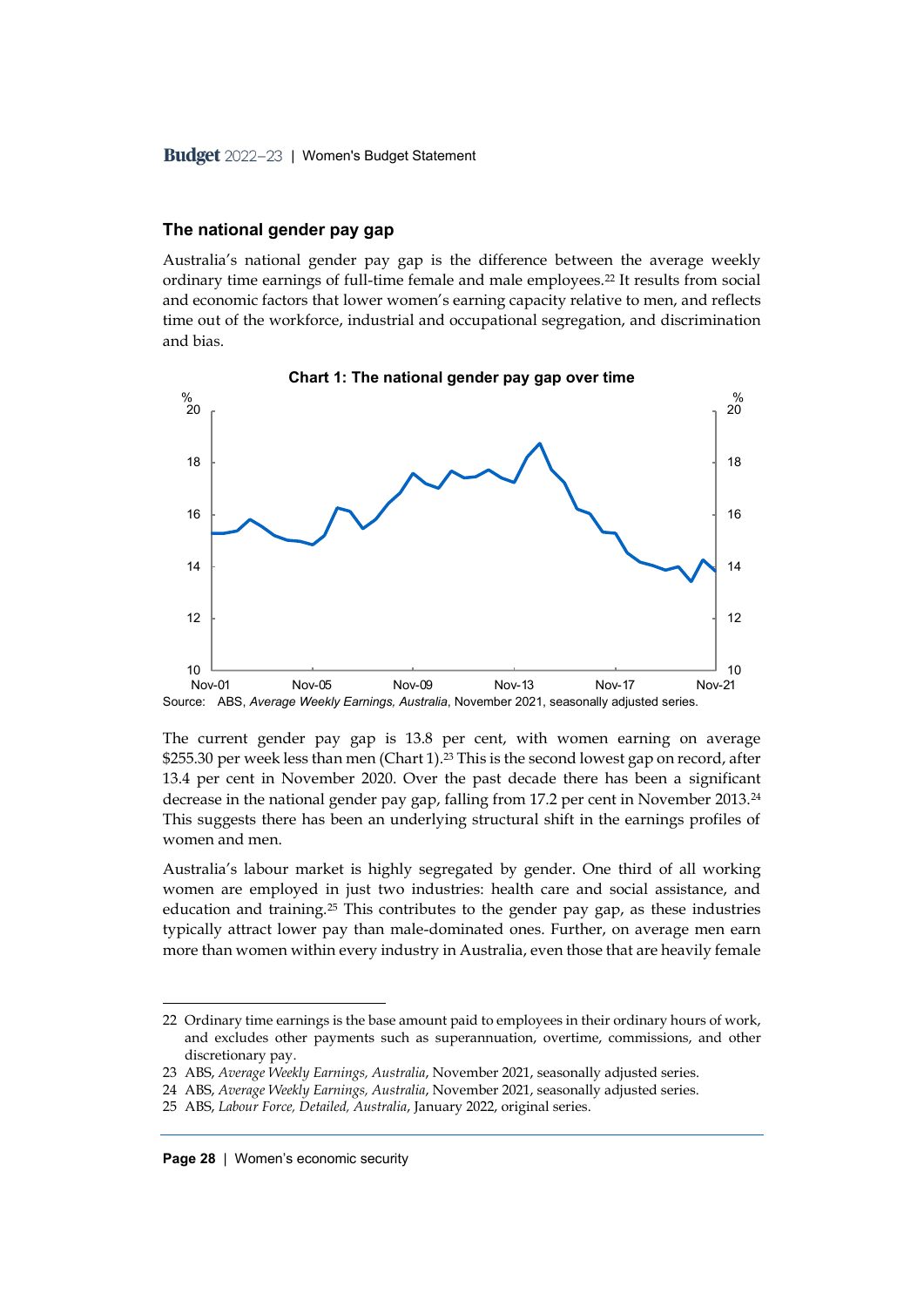## The national gender pay gap

Australia's national gender pay gap is the difference between the average weekly ordinary time earnings of full-time female and male employees.[22] It results from social and economic factors that lower women's earning capacity relative to men, and reflects time out of the workforce, industrial and occupational segregation, and discrimination and bias.

**Chart 1: The national gender pay gap over time**

Source: ABS, *Average Weekly Earnings, Australia*, November 2021, seasonally adjusted series.

The current gender pay gap is 13.8 per cent, with women earning on average $255.30 per week less than men (Chart 1).[23] This is the second lowest gap on record, after 13.4 per cent in November 2020. Over the past decade there has been a significant decrease in the national gender pay gap, falling from 17.2 per cent in November 2013.[24] This suggests there has been an underlying structural shift in the earnings profiles of women and men.

Australia's labour market is highly segregated by gender. One third of all working women are employed in just two industries: health care and social assistance, and education and training.[25] This contributes to the gender pay gap, as these industries typically attract lower pay than male-dominated ones. Further, on average men earn more than women within every industry in Australia, even those that are heavily female

---

22 Ordinary time earnings is the base amount paid to employees in their ordinary hours of work, and excludes other payments such as superannuation, overtime, commissions, and other discretionary pay.

23 ABS, *Average Weekly Earnings, Australia*, November 2021, seasonally adjusted series.

24 ABS, *Average Weekly Earnings, Australia*, November 2021, seasonally adjusted series.

25 ABS, *Labour Force, Detailed, Australia*, January 2022, original series.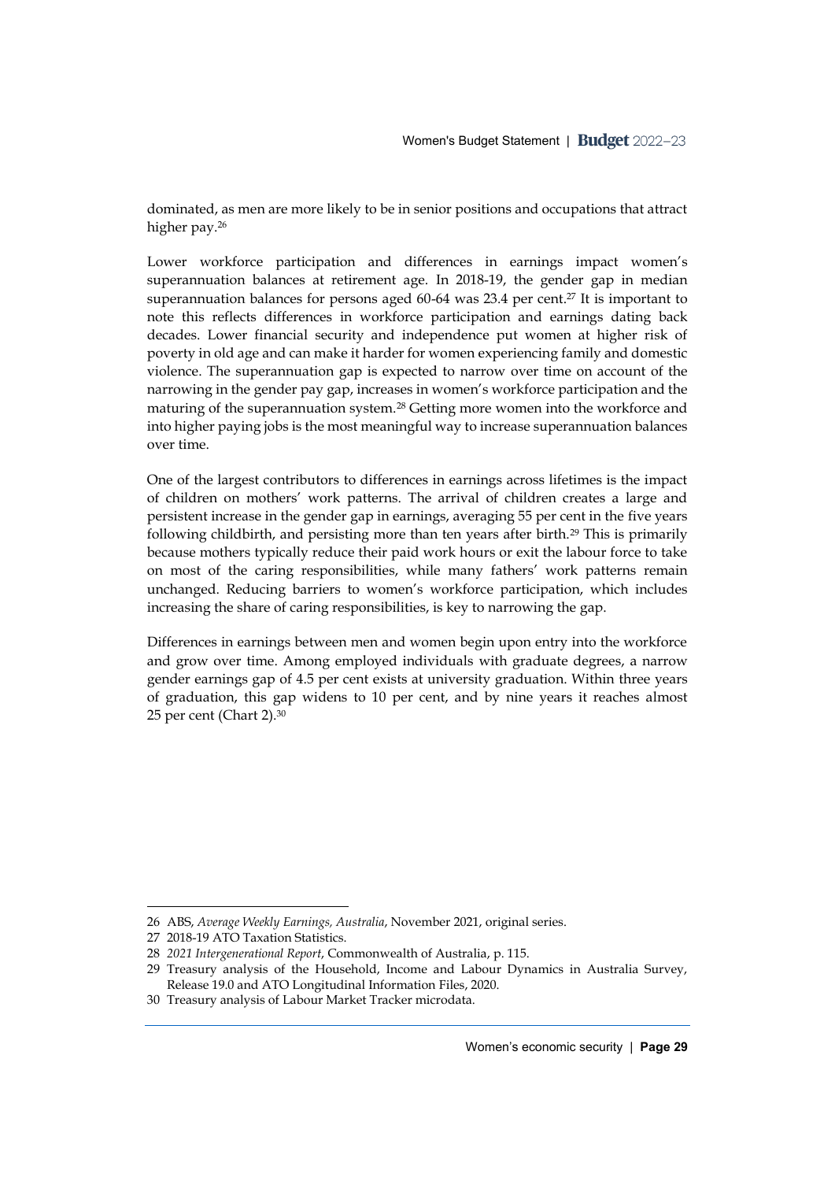dominated, as men are more likely to be in senior positions and occupations that attract higher pay.[26]

Lower workforce participation and differences in earnings impact women's superannuation balances at retirement age. In 2018-19, the gender gap in median superannuation balances for persons aged 60-64 was 23.4 per cent.[27] It is important to note this reflects differences in workforce participation and earnings dating back decades. Lower financial security and independence put women at higher risk of poverty in old age and can make it harder for women experiencing family and domestic violence. The superannuation gap is expected to narrow over time on account of the narrowing in the gender pay gap, increases in women's workforce participation and the maturing of the superannuation system.[28] Getting more women into the workforce and into higher paying jobs is the most meaningful way to increase superannuation balances over time.

One of the largest contributors to differences in earnings across lifetimes is the impact of children on mothers' work patterns. The arrival of children creates a large and persistent increase in the gender gap in earnings, averaging 55 per cent in the five years following childbirth, and persisting more than ten years after birth.[29] This is primarily because mothers typically reduce their paid work hours or exit the labour force to take on most of the caring responsibilities, while many fathers' work patterns remain unchanged. Reducing barriers to women's workforce participation, which includes increasing the share of caring responsibilities, is key to narrowing the gap.

Differences in earnings between men and women begin upon entry into the workforce and grow over time. Among employed individuals with graduate degrees, a narrow gender earnings gap of 4.5 per cent exists at university graduation. Within three years of graduation, this gap widens to 10 per cent, and by nine years it reaches almost 25 per cent (Chart 2).[30]

---

26 ABS, *Average Weekly Earnings, Australia*, November 2021, original series.

27 2018-19 ATO Taxation Statistics.

28 *2021 Intergenerational Report*, Commonwealth of Australia, p. 115.

29 Treasury analysis of the Household, Income and Labour Dynamics in Australia Survey, Release 19.0 and ATO Longitudinal Information Files, 2020.

30 Treasury analysis of Labour Market Tracker microdata.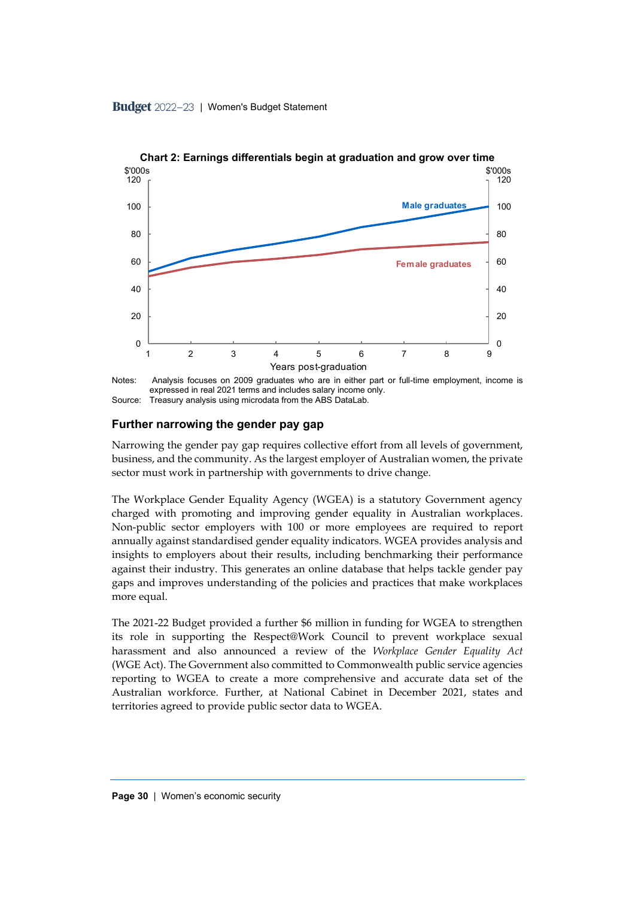**Chart 2: Earnings differentials begin at graduation and grow over time**

Notes: Analysis focuses on 2009 graduates who are in either part or full-time employment, income is expressed in real 2021 terms and includes salary income only.

Source: Treasury analysis using microdata from the ABS DataLab.

### Further narrowing the gender pay gap

Narrowing the gender pay gap requires collective effort from all levels of government, business, and the community. As the largest employer of Australian women, the private sector must work in partnership with governments to drive change.

The Workplace Gender Equality Agency (WGEA) is a statutory Government agency charged with promoting and improving gender equality in Australian workplaces. Non-public sector employers with 100 or more employees are required to report annually against standardised gender equality indicators. WGEA provides analysis and insights to employers about their results, including benchmarking their performance against their industry. This generates an online database that helps tackle gender pay gaps and improves understanding of the policies and practices that make workplaces more equal.

The 2021-22 Budget provided a further $6 million in funding for WGEA to strengthen its role in supporting the Respect@Work Council to prevent workplace sexual harassment and also announced a review of the *Workplace Gender Equality Act* (WGE Act). The Government also committed to Commonwealth public service agencies reporting to WGEA to create a more comprehensive and accurate data set of the Australian workforce. Further, at National Cabinet in December 2021, states and territories agreed to provide public sector data to WGEA.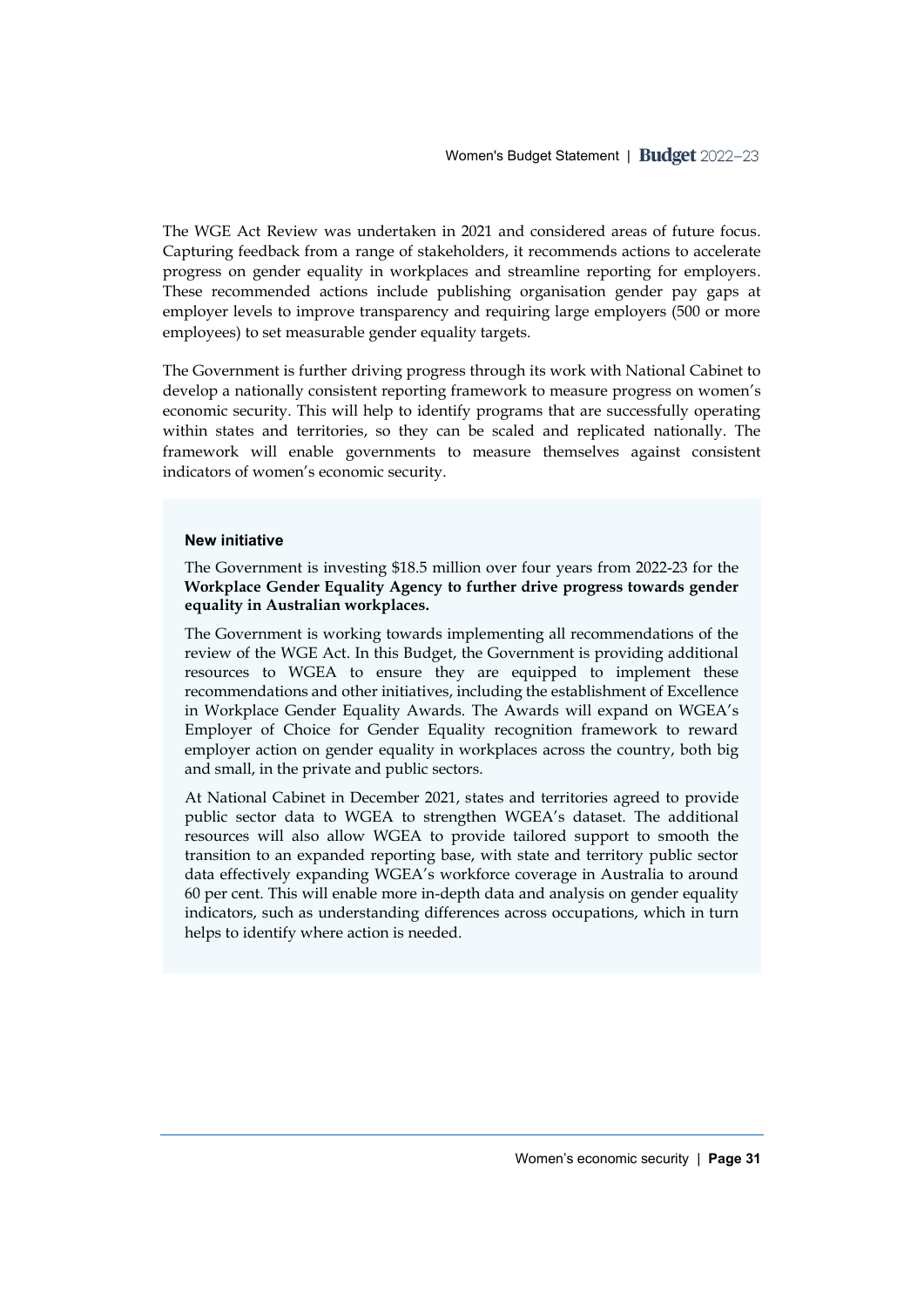The WGE Act Review was undertaken in 2021 and considered areas of future focus. Capturing feedback from a range of stakeholders, it recommends actions to accelerate progress on gender equality in workplaces and streamline reporting for employers. These recommended actions include publishing organisation gender pay gaps at employer levels to improve transparency and requiring large employers (500 or more employees) to set measurable gender equality targets.

The Government is further driving progress through its work with National Cabinet to develop a nationally consistent reporting framework to measure progress on women's economic security. This will help to identify programs that are successfully operating within states and territories, so they can be scaled and replicated nationally. The framework will enable governments to measure themselves against consistent indicators of women's economic security.

**New initiative**

The Government is investing $18.5 million over four years from 2022-23 for the **Workplace Gender Equality Agency to further drive progress towards gender equality in Australian workplaces.**

The Government is working towards implementing all recommendations of the review of the WGE Act. In this Budget, the Government is providing additional resources to WGEA to ensure they are equipped to implement these recommendations and other initiatives, including the establishment of Excellence in Workplace Gender Equality Awards. The Awards will expand on WGEA's Employer of Choice for Gender Equality recognition framework to reward employer action on gender equality in workplaces across the country, both big and small, in the private and public sectors.

At National Cabinet in December 2021, states and territories agreed to provide public sector data to WGEA to strengthen WGEA's dataset. The additional resources will also allow WGEA to provide tailored support to smooth the transition to an expanded reporting base, with state and territory public sector data effectively expanding WGEA's workforce coverage in Australia to around 60 per cent. This will enable more in-depth data and analysis on gender equality indicators, such as understanding differences across occupations, which in turn helps to identify where action is needed.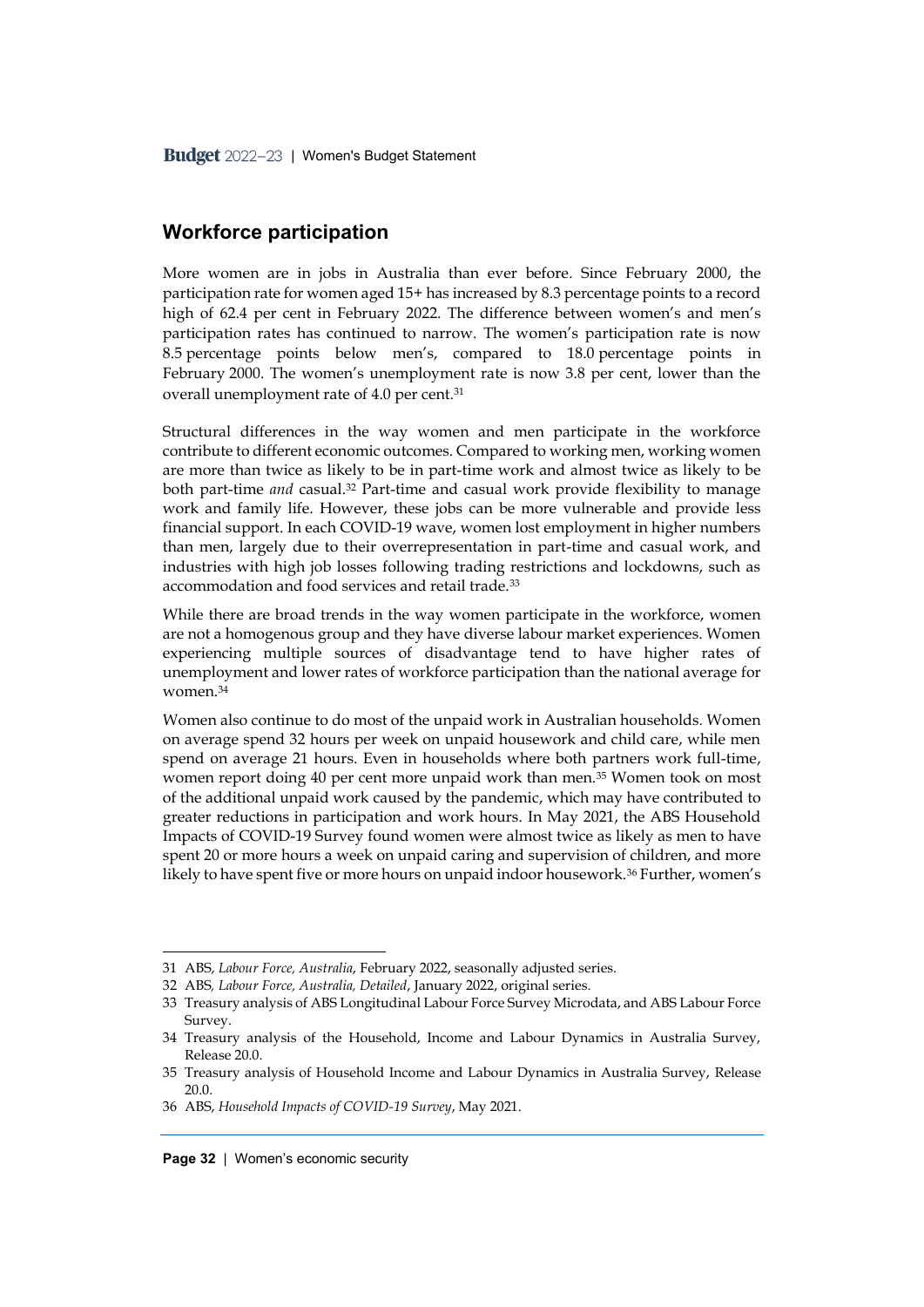## Workforce participation

More women are in jobs in Australia than ever before. Since February 2000, the participation rate for women aged 15+ has increased by 8.3 percentage points to a record high of 62.4 per cent in February 2022. The difference between women's and men's participation rates has continued to narrow. The women's participation rate is now 8.5 percentage points below men's, compared to 18.0 percentage points in February 2000. The women's unemployment rate is now 3.8 per cent, lower than the overall unemployment rate of 4.0 per cent.[31]

Structural differences in the way women and men participate in the workforce contribute to different economic outcomes. Compared to working men, working women are more than twice as likely to be in part-time work and almost twice as likely to be both part-time *and* casual.[32] Part-time and casual work provide flexibility to manage work and family life. However, these jobs can be more vulnerable and provide less financial support. In each COVID-19 wave, women lost employment in higher numbers than men, largely due to their overrepresentation in part-time and casual work, and industries with high job losses following trading restrictions and lockdowns, such as accommodation and food services and retail trade.[33]

While there are broad trends in the way women participate in the workforce, women are not a homogenous group and they have diverse labour market experiences. Women experiencing multiple sources of disadvantage tend to have higher rates of unemployment and lower rates of workforce participation than the national average for women.[34]

Women also continue to do most of the unpaid work in Australian households. Women on average spend 32 hours per week on unpaid housework and child care, while men spend on average 21 hours. Even in households where both partners work full-time, women report doing 40 per cent more unpaid work than men.[35] Women took on most of the additional unpaid work caused by the pandemic, which may have contributed to greater reductions in participation and work hours. In May 2021, the ABS Household Impacts of COVID-19 Survey found women were almost twice as likely as men to have spent 20 or more hours a week on unpaid caring and supervision of children, and more likely to have spent five or more hours on unpaid indoor housework.[36] Further, women's

---

31 ABS, *Labour Force, Australia*, February 2022, seasonally adjusted series.

32 ABS, *Labour Force, Australia, Detailed*, January 2022, original series.

33 Treasury analysis of ABS Longitudinal Labour Force Survey Microdata, and ABS Labour Force Survey.

34 Treasury analysis of the Household, Income and Labour Dynamics in Australia Survey, Release 20.0.

35 Treasury analysis of Household Income and Labour Dynamics in Australia Survey, Release 20.0.

36 ABS, *Household Impacts of COVID-19 Survey*, May 2021.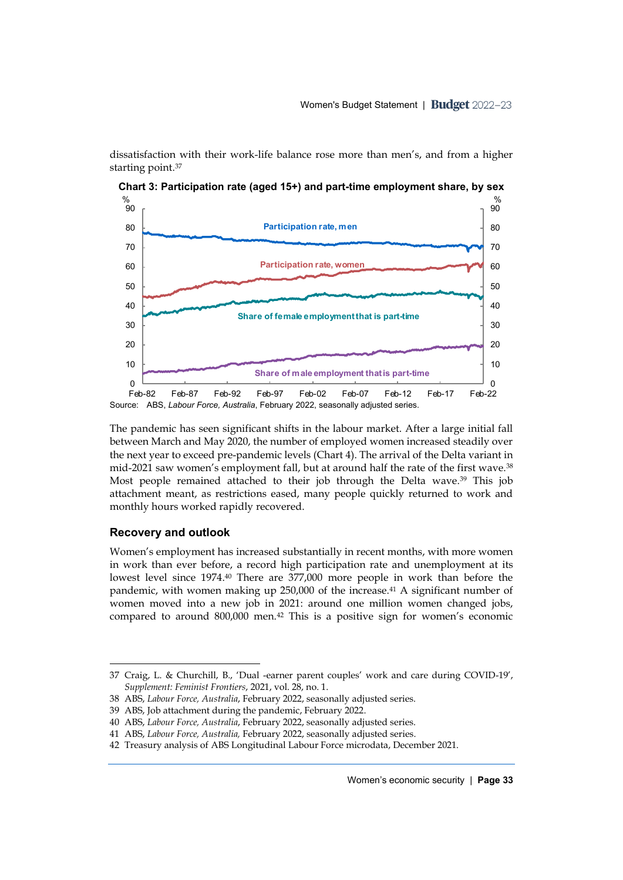dissatisfaction with their work-life balance rose more than men's, and from a higher starting point.[37]

**Chart 3: Participation rate (aged 15+) and part-time employment share, by sex**

Source: ABS, *Labour Force, Australia*, February 2022, seasonally adjusted series.

The pandemic has seen significant shifts in the labour market. After a large initial fall between March and May 2020, the number of employed women increased steadily over the next year to exceed pre-pandemic levels (Chart 4). The arrival of the Delta variant in mid-2021 saw women's employment fall, but at around half the rate of the first wave.[38] Most people remained attached to their job through the Delta wave.[39] This job attachment meant, as restrictions eased, many people quickly returned to work and monthly hours worked rapidly recovered.

## Recovery and outlook

Women's employment has increased substantially in recent months, with more women in work than ever before, a record high participation rate and unemployment at its lowest level since 1974.[40] There are 377,000 more people in work than before the pandemic, with women making up 250,000 of the increase.[41] A significant number of women moved into a new job in 2021: around one million women changed jobs, compared to around 800,000 men.[42] This is a positive sign for women's economic

---

37 Craig, L. & Churchill, B., 'Dual -earner parent couples' work and care during COVID-19', *Supplement: Feminist Frontiers*, 2021, vol. 28, no. 1.

38 ABS, *Labour Force, Australia*, February 2022, seasonally adjusted series.

39 ABS, Job attachment during the pandemic, February 2022.

40 ABS, *Labour Force, Australia*, February 2022, seasonally adjusted series.

41 ABS, *Labour Force, Australia,* February 2022, seasonally adjusted series.

42 Treasury analysis of ABS Longitudinal Labour Force microdata, December 2021.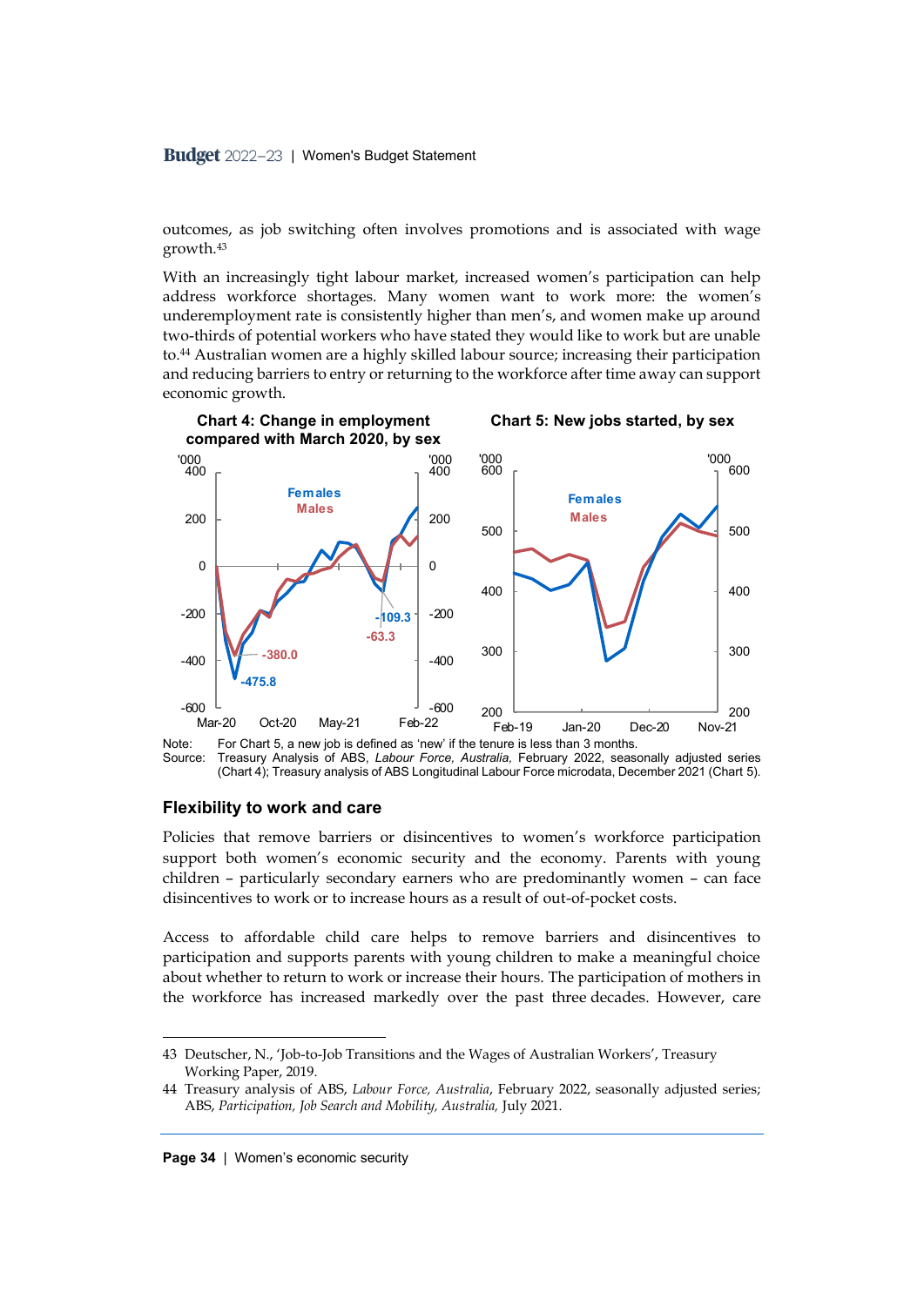outcomes, as job switching often involves promotions and is associated with wage growth.[43]

With an increasingly tight labour market, increased women's participation can help address workforce shortages. Many women want to work more: the women's underemployment rate is consistently higher than men's, and women make up around two-thirds of potential workers who have stated they would like to work but are unable to.[44] Australian women are a highly skilled labour source; increasing their participation and reducing barriers to entry or returning to the workforce after time away can support economic growth.

**Chart 4: Change in employment compared with March 2020, by sex**

**Chart 5: New jobs started, by sex**

Note: For Chart 5, a new job is defined as 'new' if the tenure is less than 3 months.
Source: Treasury Analysis of ABS, *Labour Force, Australia*, February 2022, seasonally adjusted series (Chart 4); Treasury analysis of ABS Longitudinal Labour Force microdata, December 2021 (Chart 5).

## Flexibility to work and care

Policies that remove barriers or disincentives to women's workforce participation support both women's economic security and the economy. Parents with young children – particularly secondary earners who are predominantly women – can face disincentives to work or to increase hours as a result of out-of-pocket costs.

Access to affordable child care helps to remove barriers and disincentives to participation and supports parents with young children to make a meaningful choice about whether to return to work or increase their hours. The participation of mothers in the workforce has increased markedly over the past three decades. However, care

43 Deutscher, N., 'Job-to-Job Transitions and the Wages of Australian Workers', Treasury Working Paper, 2019.

44 Treasury analysis of ABS, *Labour Force, Australia*, February 2022, seasonally adjusted series; ABS, *Participation, Job Search and Mobility, Australia,* July 2021.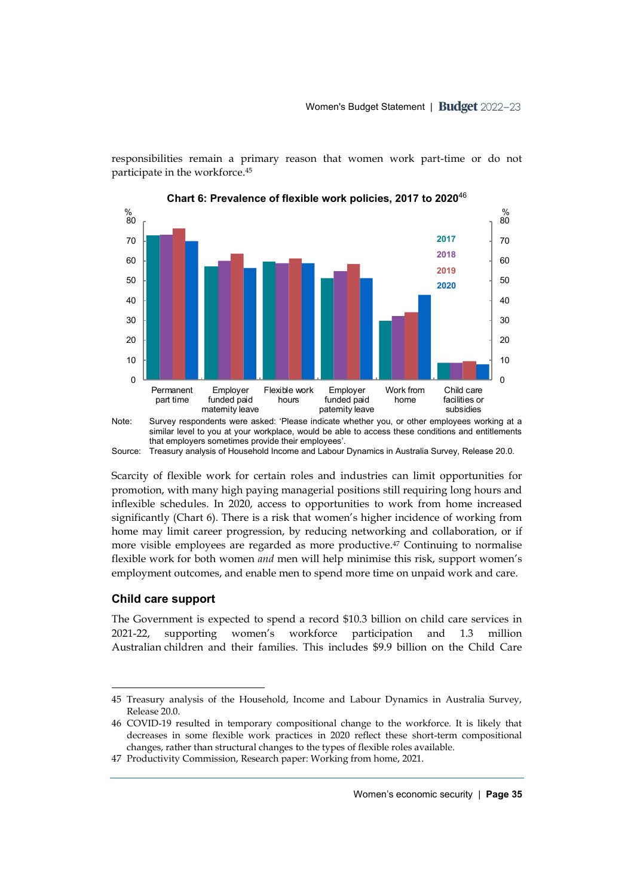responsibilities remain a primary reason that women work part-time or do not participate in the workforce.[45]

**Chart 6: Prevalence of flexible work policies, 2017 to 2020**[46]

Note: Survey respondents were asked: 'Please indicate whether you, or other employees working at a similar level to you at your workplace, would be able to access these conditions and entitlements that employers sometimes provide their employees'.

Source: Treasury analysis of Household Income and Labour Dynamics in Australia Survey, Release 20.0.

Scarcity of flexible work for certain roles and industries can limit opportunities for promotion, with many high paying managerial positions still requiring long hours and inflexible schedules. In 2020, access to opportunities to work from home increased significantly (Chart 6). There is a risk that women's higher incidence of working from home may limit career progression, by reducing networking and collaboration, or if more visible employees are regarded as more productive.[47] Continuing to normalise flexible work for both women *and* men will help minimise this risk, support women's employment outcomes, and enable men to spend more time on unpaid work and care.

### Child care support

The Government is expected to spend a record $10.3 billion on child care services in 2021-22, supporting women's workforce participation and 1.3 million Australian children and their families. This includes $9.9 billion on the Child Care

---

45 Treasury analysis of the Household, Income and Labour Dynamics in Australia Survey, Release 20.0.

46 COVID-19 resulted in temporary compositional change to the workforce. It is likely that decreases in some flexible work practices in 2020 reflect these short-term compositional changes, rather than structural changes to the types of flexible roles available.

47 Productivity Commission, Research paper: Working from home, 2021.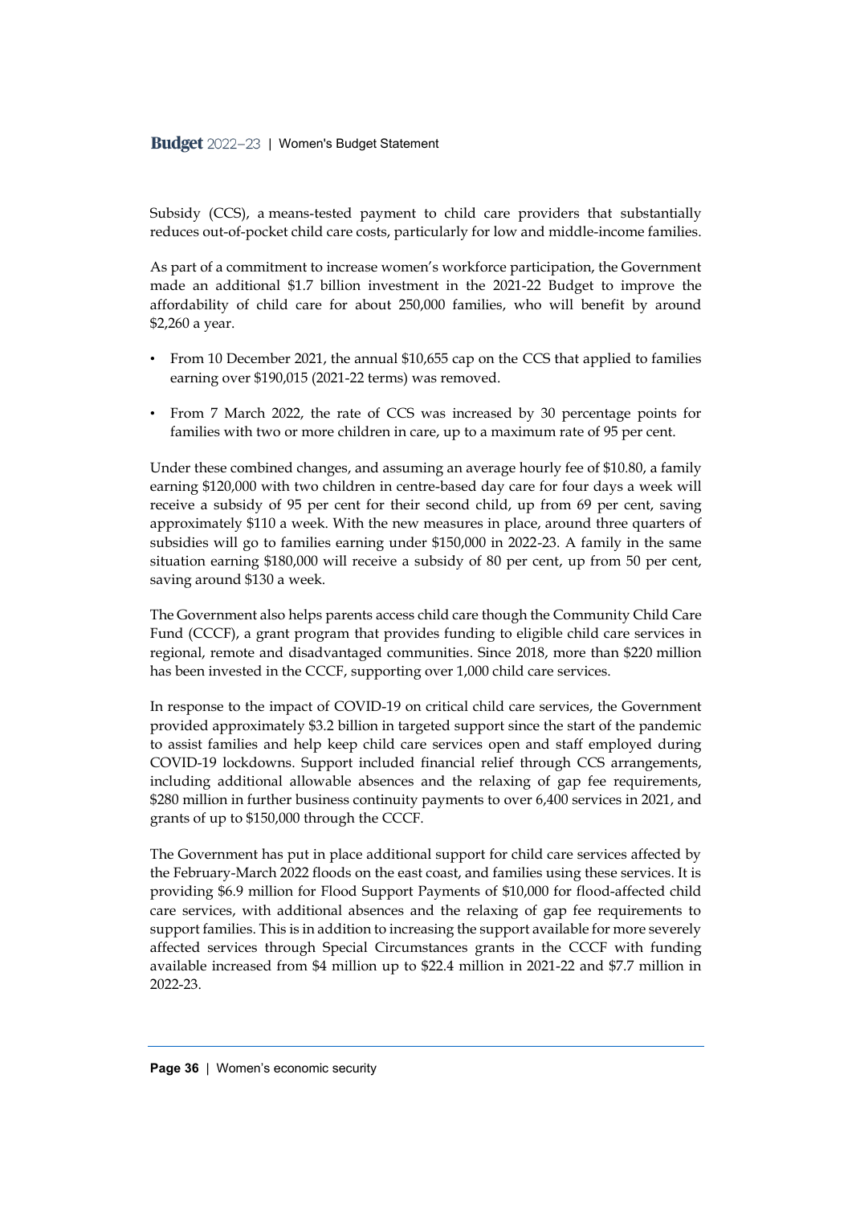Subsidy (CCS), a means-tested payment to child care providers that substantially reduces out-of-pocket child care costs, particularly for low and middle-income families.

As part of a commitment to increase women's workforce participation, the Government made an additional $1.7 billion investment in the 2021-22 Budget to improve the affordability of child care for about 250,000 families, who will benefit by around $2,260 a year.

- From 10 December 2021, the annual $10,655 cap on the CCS that applied to families earning over $190,015 (2021-22 terms) was removed.
- From 7 March 2022, the rate of CCS was increased by 30 percentage points for families with two or more children in care, up to a maximum rate of 95 per cent.

Under these combined changes, and assuming an average hourly fee of $10.80, a family earning $120,000 with two children in centre-based day care for four days a week will receive a subsidy of 95 per cent for their second child, up from 69 per cent, saving approximately $110 a week. With the new measures in place, around three quarters of subsidies will go to families earning under $150,000 in 2022-23. A family in the same situation earning $180,000 will receive a subsidy of 80 per cent, up from 50 per cent, saving around $130 a week.

The Government also helps parents access child care though the Community Child Care Fund (CCCF), a grant program that provides funding to eligible child care services in regional, remote and disadvantaged communities. Since 2018, more than $220 million has been invested in the CCCF, supporting over 1,000 child care services.

In response to the impact of COVID-19 on critical child care services, the Government provided approximately $3.2 billion in targeted support since the start of the pandemic to assist families and help keep child care services open and staff employed during COVID-19 lockdowns. Support included financial relief through CCS arrangements, including additional allowable absences and the relaxing of gap fee requirements, $280 million in further business continuity payments to over 6,400 services in 2021, and grants of up to $150,000 through the CCCF.

The Government has put in place additional support for child care services affected by the February-March 2022 floods on the east coast, and families using these services. It is providing $6.9 million for Flood Support Payments of $10,000 for flood-affected child care services, with additional absences and the relaxing of gap fee requirements to support families. This is in addition to increasing the support available for more severely affected services through Special Circumstances grants in the CCCF with funding available increased from $4 million up to $22.4 million in 2021-22 and $7.7 million in 2022-23.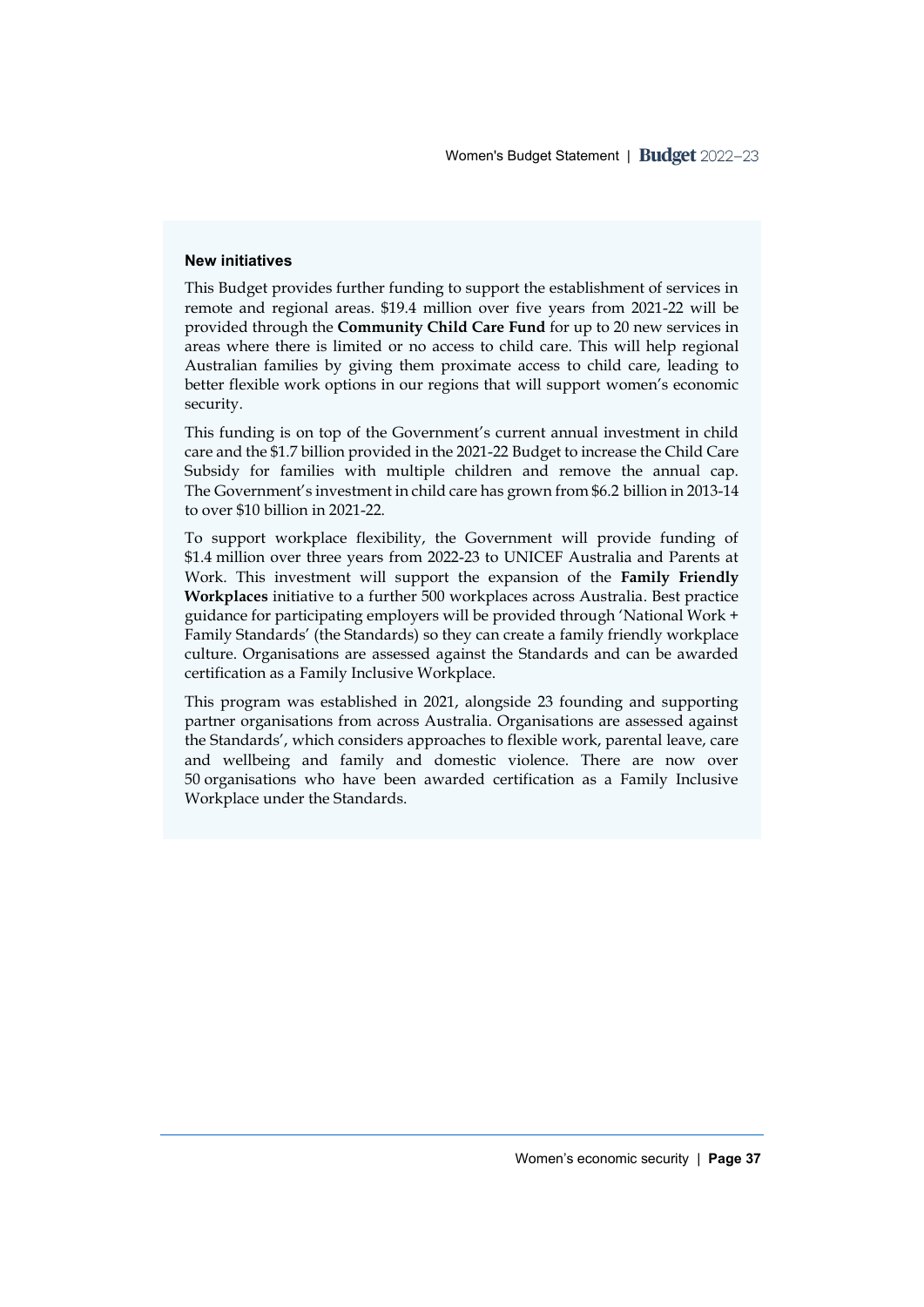**New initiatives**

This Budget provides further funding to support the establishment of services in remote and regional areas. $19.4 million over five years from 2021-22 will be provided through the **Community Child Care Fund** for up to 20 new services in areas where there is limited or no access to child care. This will help regional Australian families by giving them proximate access to child care, leading to better flexible work options in our regions that will support women's economic security.

This funding is on top of the Government's current annual investment in child care and the $1.7 billion provided in the 2021-22 Budget to increase the Child Care Subsidy for families with multiple children and remove the annual cap. The Government's investment in child care has grown from $6.2 billion in 2013-14 to over $10 billion in 2021-22.

To support workplace flexibility, the Government will provide funding of $1.4 million over three years from 2022-23 to UNICEF Australia and Parents at Work. This investment will support the expansion of the **Family Friendly Workplaces** initiative to a further 500 workplaces across Australia. Best practice guidance for participating employers will be provided through 'National Work + Family Standards' (the Standards) so they can create a family friendly workplace culture. Organisations are assessed against the Standards and can be awarded certification as a Family Inclusive Workplace.

This program was established in 2021, alongside 23 founding and supporting partner organisations from across Australia. Organisations are assessed against the Standards', which considers approaches to flexible work, parental leave, care and wellbeing and family and domestic violence. There are now over 50 organisations who have been awarded certification as a Family Inclusive Workplace under the Standards.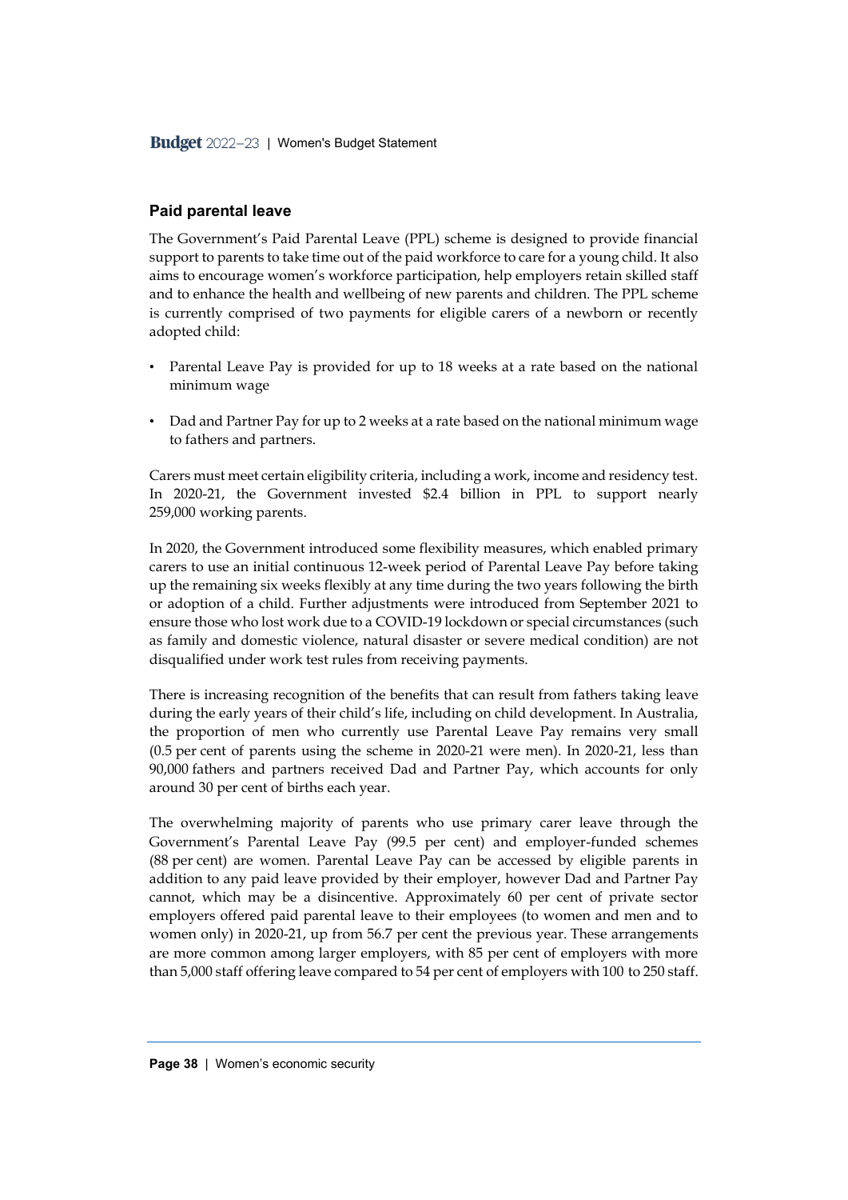## Paid parental leave

The Government's Paid Parental Leave (PPL) scheme is designed to provide financial support to parents to take time out of the paid workforce to care for a young child. It also aims to encourage women's workforce participation, help employers retain skilled staff and to enhance the health and wellbeing of new parents and children. The PPL scheme is currently comprised of two payments for eligible carers of a newborn or recently adopted child:

- Parental Leave Pay is provided for up to 18 weeks at a rate based on the national minimum wage
- Dad and Partner Pay for up to 2 weeks at a rate based on the national minimum wage to fathers and partners.

Carers must meet certain eligibility criteria, including a work, income and residency test. In 2020-21, the Government invested $2.4 billion in PPL to support nearly 259,000 working parents.

In 2020, the Government introduced some flexibility measures, which enabled primary carers to use an initial continuous 12-week period of Parental Leave Pay before taking up the remaining six weeks flexibly at any time during the two years following the birth or adoption of a child. Further adjustments were introduced from September 2021 to ensure those who lost work due to a COVID-19 lockdown or special circumstances (such as family and domestic violence, natural disaster or severe medical condition) are not disqualified under work test rules from receiving payments.

There is increasing recognition of the benefits that can result from fathers taking leave during the early years of their child's life, including on child development. In Australia, the proportion of men who currently use Parental Leave Pay remains very small (0.5 per cent of parents using the scheme in 2020-21 were men). In 2020-21, less than 90,000 fathers and partners received Dad and Partner Pay, which accounts for only around 30 per cent of births each year.

The overwhelming majority of parents who use primary carer leave through the Government's Parental Leave Pay (99.5 per cent) and employer-funded schemes (88 per cent) are women. Parental Leave Pay can be accessed by eligible parents in addition to any paid leave provided by their employer, however Dad and Partner Pay cannot, which may be a disincentive. Approximately 60 per cent of private sector employers offered paid parental leave to their employees (to women and men and to women only) in 2020-21, up from 56.7 per cent the previous year. These arrangements are more common among larger employers, with 85 per cent of employers with more than 5,000 staff offering leave compared to 54 per cent of employers with 100 to 250 staff.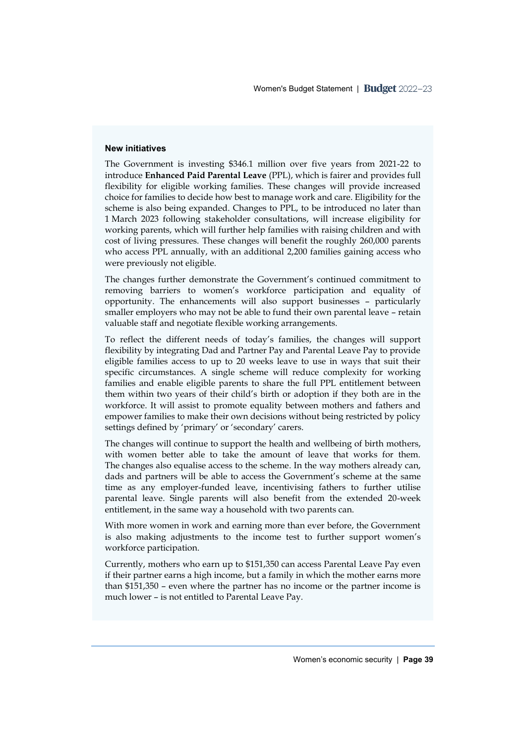#### New initiatives

The Government is investing $346.1 million over five years from 2021-22 to introduce **Enhanced Paid Parental Leave** (PPL), which is fairer and provides full flexibility for eligible working families. These changes will provide increased choice for families to decide how best to manage work and care. Eligibility for the scheme is also being expanded. Changes to PPL, to be introduced no later than 1 March 2023 following stakeholder consultations, will increase eligibility for working parents, which will further help families with raising children and with cost of living pressures. These changes will benefit the roughly 260,000 parents who access PPL annually, with an additional 2,200 families gaining access who were previously not eligible.

The changes further demonstrate the Government's continued commitment to removing barriers to women's workforce participation and equality of opportunity. The enhancements will also support businesses – particularly smaller employers who may not be able to fund their own parental leave – retain valuable staff and negotiate flexible working arrangements.

To reflect the different needs of today's families, the changes will support flexibility by integrating Dad and Partner Pay and Parental Leave Pay to provide eligible families access to up to 20 weeks leave to use in ways that suit their specific circumstances. A single scheme will reduce complexity for working families and enable eligible parents to share the full PPL entitlement between them within two years of their child's birth or adoption if they both are in the workforce. It will assist to promote equality between mothers and fathers and empower families to make their own decisions without being restricted by policy settings defined by 'primary' or 'secondary' carers.

The changes will continue to support the health and wellbeing of birth mothers, with women better able to take the amount of leave that works for them. The changes also equalise access to the scheme. In the way mothers already can, dads and partners will be able to access the Government's scheme at the same time as any employer-funded leave, incentivising fathers to further utilise parental leave. Single parents will also benefit from the extended 20-week entitlement, in the same way a household with two parents can.

With more women in work and earning more than ever before, the Government is also making adjustments to the income test to further support women's workforce participation.

Currently, mothers who earn up to $151,350 can access Parental Leave Pay even if their partner earns a high income, but a family in which the mother earns more than $151,350 – even where the partner has no income or the partner income is much lower – is not entitled to Parental Leave Pay.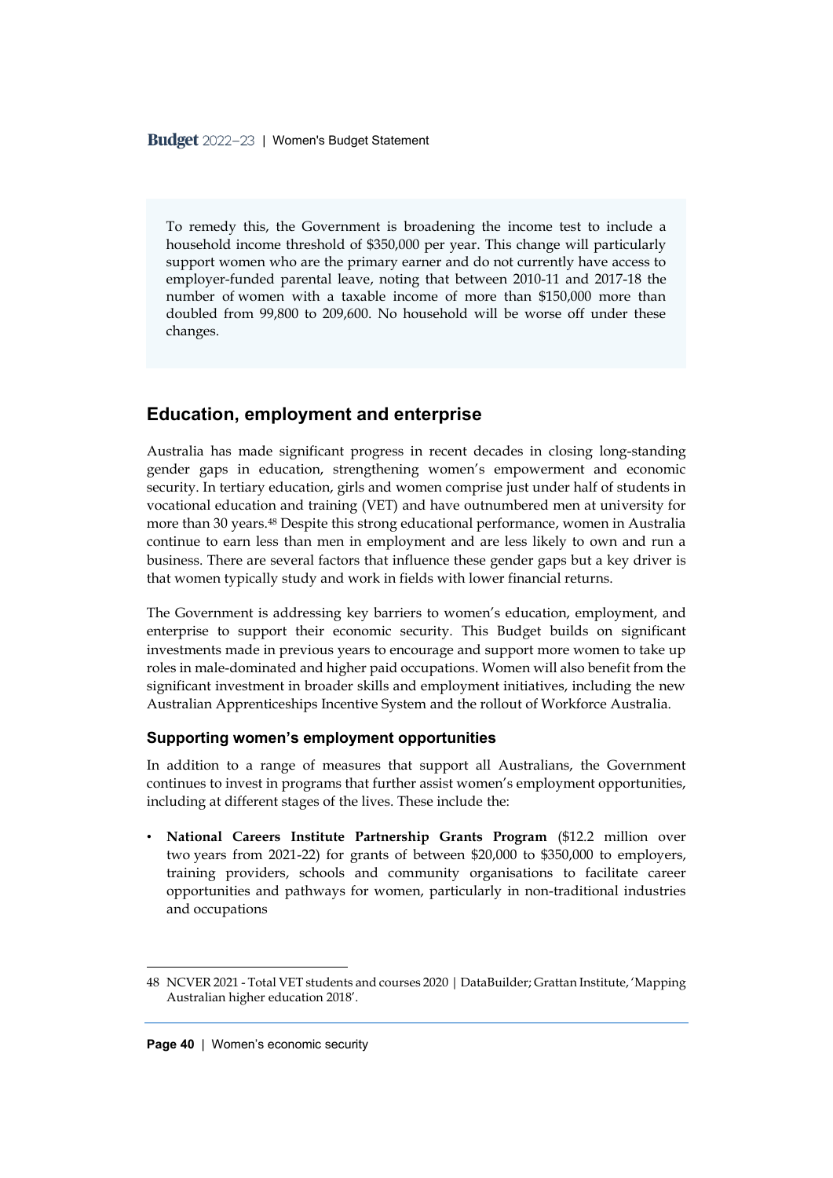To remedy this, the Government is broadening the income test to include a household income threshold of $350,000 per year. This change will particularly support women who are the primary earner and do not currently have access to employer-funded parental leave, noting that between 2010-11 and 2017-18 the number of women with a taxable income of more than $150,000 more than doubled from 99,800 to 209,600. No household will be worse off under these changes.

## Education, employment and enterprise

Australia has made significant progress in recent decades in closing long-standing gender gaps in education, strengthening women's empowerment and economic security. In tertiary education, girls and women comprise just under half of students in vocational education and training (VET) and have outnumbered men at university for more than 30 years.[48] Despite this strong educational performance, women in Australia continue to earn less than men in employment and are less likely to own and run a business. There are several factors that influence these gender gaps but a key driver is that women typically study and work in fields with lower financial returns.

The Government is addressing key barriers to women's education, employment, and enterprise to support their economic security. This Budget builds on significant investments made in previous years to encourage and support more women to take up roles in male-dominated and higher paid occupations. Women will also benefit from the significant investment in broader skills and employment initiatives, including the new Australian Apprenticeships Incentive System and the rollout of Workforce Australia.

### Supporting women's employment opportunities

In addition to a range of measures that support all Australians, the Government continues to invest in programs that further assist women's employment opportunities, including at different stages of the lives. These include the:

- **National Careers Institute Partnership Grants Program** ($12.2 million over two years from 2021-22) for grants of between $20,000 to $350,000 to employers, training providers, schools and community organisations to facilitate career opportunities and pathways for women, particularly in non-traditional industries and occupations

48 NCVER 2021 - Total VET students and courses 2020 | DataBuilder; Grattan Institute, 'Mapping Australian higher education 2018'.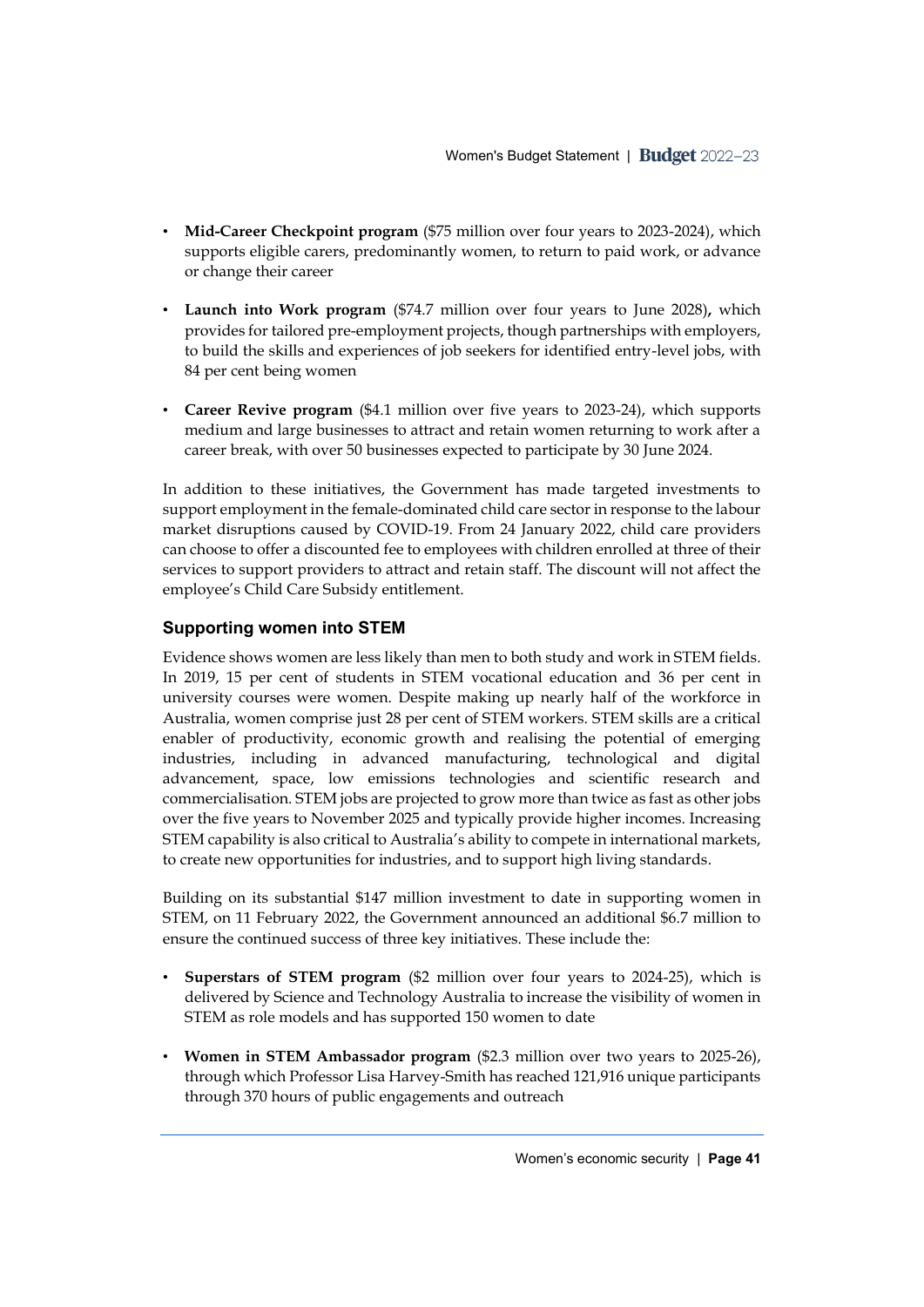- **Mid-Career Checkpoint program** ($75 million over four years to 2023-2024), which supports eligible carers, predominantly women, to return to paid work, or advance or change their career
- **Launch into Work program** ($74.7 million over four years to June 2028)**,** which provides for tailored pre-employment projects, though partnerships with employers, to build the skills and experiences of job seekers for identified entry-level jobs, with 84 per cent being women
- **Career Revive program** ($4.1 million over five years to 2023-24), which supports medium and large businesses to attract and retain women returning to work after a career break, with over 50 businesses expected to participate by 30 June 2024.

In addition to these initiatives, the Government has made targeted investments to support employment in the female-dominated child care sector in response to the labour market disruptions caused by COVID-19. From 24 January 2022, child care providers can choose to offer a discounted fee to employees with children enrolled at three of their services to support providers to attract and retain staff. The discount will not affect the employee's Child Care Subsidy entitlement.

## Supporting women into STEM

Evidence shows women are less likely than men to both study and work in STEM fields. In 2019, 15 per cent of students in STEM vocational education and 36 per cent in university courses were women. Despite making up nearly half of the workforce in Australia, women comprise just 28 per cent of STEM workers. STEM skills are a critical enabler of productivity, economic growth and realising the potential of emerging industries, including in advanced manufacturing, technological and digital advancement, space, low emissions technologies and scientific research and commercialisation. STEM jobs are projected to grow more than twice as fast as other jobs over the five years to November 2025 and typically provide higher incomes. Increasing STEM capability is also critical to Australia's ability to compete in international markets, to create new opportunities for industries, and to support high living standards.

Building on its substantial $147 million investment to date in supporting women in STEM, on 11 February 2022, the Government announced an additional $6.7 million to ensure the continued success of three key initiatives. These include the:

- **Superstars of STEM program** ($2 million over four years to 2024-25), which is delivered by Science and Technology Australia to increase the visibility of women in STEM as role models and has supported 150 women to date
- **Women in STEM Ambassador program** ($2.3 million over two years to 2025-26), through which Professor Lisa Harvey-Smith has reached 121,916 unique participants through 370 hours of public engagements and outreach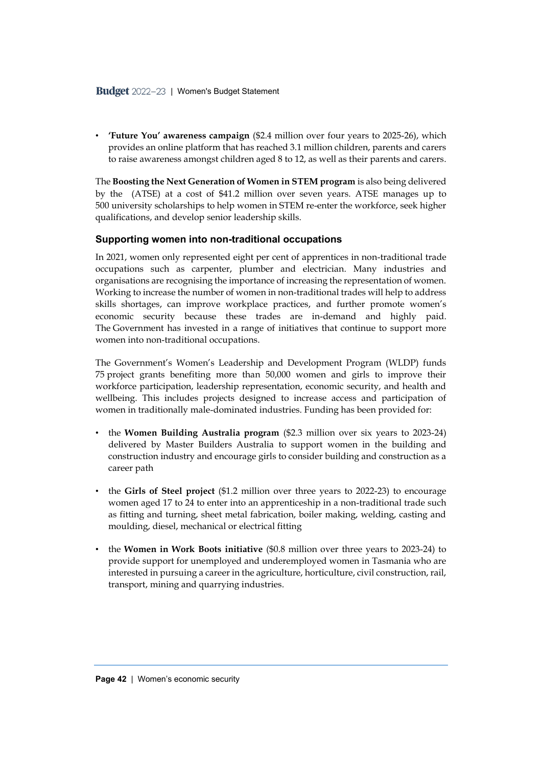- **'Future You' awareness campaign** ($2.4 million over four years to 2025-26), which provides an online platform that has reached 3.1 million children, parents and carers to raise awareness amongst children aged 8 to 12, as well as their parents and carers.

The **Boosting the Next Generation of Women in STEM program** is also being delivered by the  (ATSE) at a cost of $41.2 million over seven years. ATSE manages up to 500 university scholarships to help women in STEM re-enter the workforce, seek higher qualifications, and develop senior leadership skills.

### Supporting women into non-traditional occupations

In 2021, women only represented eight per cent of apprentices in non-traditional trade occupations such as carpenter, plumber and electrician. Many industries and organisations are recognising the importance of increasing the representation of women. Working to increase the number of women in non-traditional trades will help to address skills shortages, can improve workplace practices, and further promote women's economic security because these trades are in-demand and highly paid. The Government has invested in a range of initiatives that continue to support more women into non-traditional occupations.

The Government's Women's Leadership and Development Program (WLDP) funds 75 project grants benefiting more than 50,000 women and girls to improve their workforce participation, leadership representation, economic security, and health and wellbeing. This includes projects designed to increase access and participation of women in traditionally male-dominated industries. Funding has been provided for:

- the **Women Building Australia program** ($2.3 million over six years to 2023-24) delivered by Master Builders Australia to support women in the building and construction industry and encourage girls to consider building and construction as a career path
- the **Girls of Steel project** ($1.2 million over three years to 2022-23) to encourage women aged 17 to 24 to enter into an apprenticeship in a non-traditional trade such as fitting and turning, sheet metal fabrication, boiler making, welding, casting and moulding, diesel, mechanical or electrical fitting
- the **Women in Work Boots initiative** ($0.8 million over three years to 2023-24) to provide support for unemployed and underemployed women in Tasmania who are interested in pursuing a career in the agriculture, horticulture, civil construction, rail, transport, mining and quarrying industries.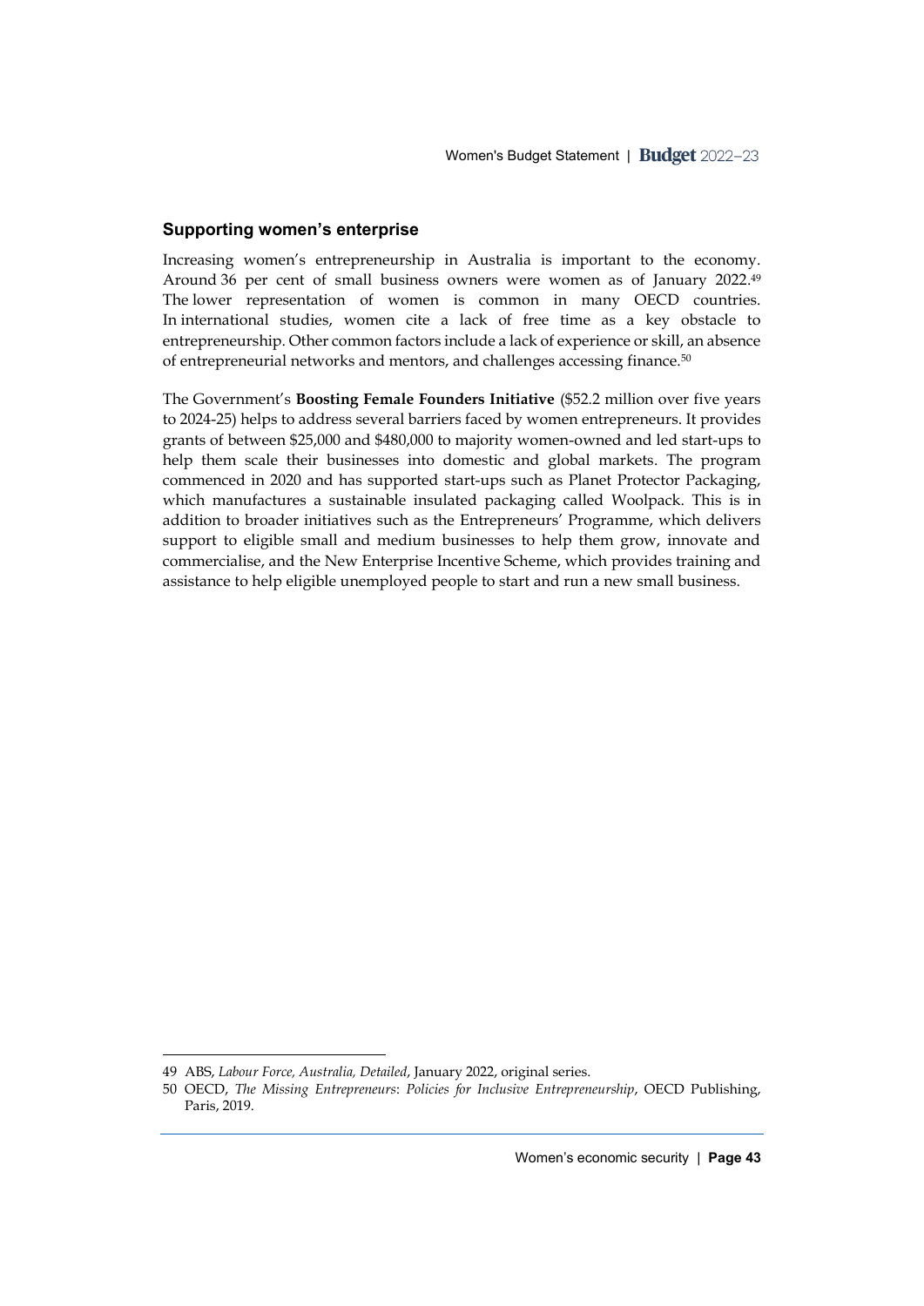## Supporting women's enterprise

Increasing women's entrepreneurship in Australia is important to the economy. Around 36 per cent of small business owners were women as of January 2022.[49] The lower representation of women is common in many OECD countries. In international studies, women cite a lack of free time as a key obstacle to entrepreneurship. Other common factors include a lack of experience or skill, an absence of entrepreneurial networks and mentors, and challenges accessing finance.[50]

The Government's **Boosting Female Founders Initiative** ($52.2 million over five years to 2024-25) helps to address several barriers faced by women entrepreneurs. It provides grants of between $25,000 and $480,000 to majority women-owned and led start-ups to help them scale their businesses into domestic and global markets. The program commenced in 2020 and has supported start-ups such as Planet Protector Packaging, which manufactures a sustainable insulated packaging called Woolpack. This is in addition to broader initiatives such as the Entrepreneurs' Programme, which delivers support to eligible small and medium businesses to help them grow, innovate and commercialise, and the New Enterprise Incentive Scheme, which provides training and assistance to help eligible unemployed people to start and run a new small business.

---

49 ABS, *Labour Force, Australia, Detailed*, January 2022, original series.

50 OECD, *The Missing Entrepreneurs*: *Policies for Inclusive Entrepreneurship*, OECD Publishing, Paris, 2019.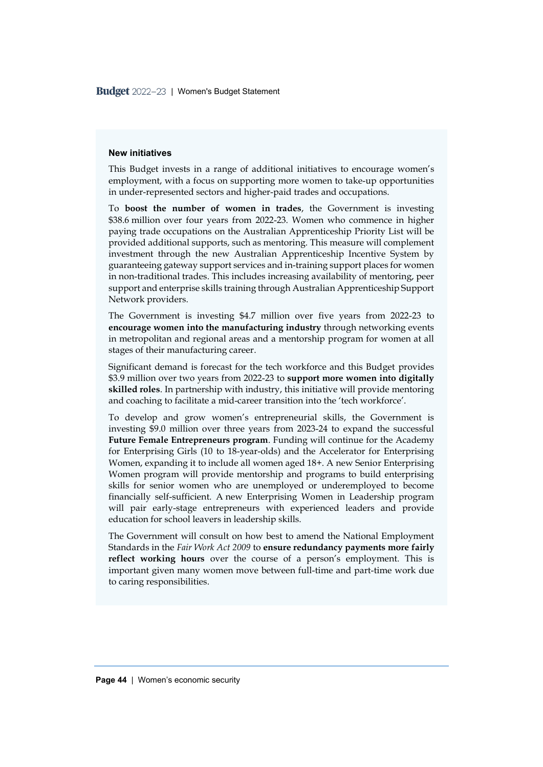**New initiatives**

This Budget invests in a range of additional initiatives to encourage women's employment, with a focus on supporting more women to take-up opportunities in under-represented sectors and higher-paid trades and occupations.

To **boost the number of women in trades**, the Government is investing $38.6 million over four years from 2022-23. Women who commence in higher paying trade occupations on the Australian Apprenticeship Priority List will be provided additional supports, such as mentoring. This measure will complement investment through the new Australian Apprenticeship Incentive System by guaranteeing gateway support services and in-training support places for women in non-traditional trades. This includes increasing availability of mentoring, peer support and enterprise skills training through Australian Apprenticeship Support Network providers.

The Government is investing $4.7 million over five years from 2022-23 to **encourage women into the manufacturing industry** through networking events in metropolitan and regional areas and a mentorship program for women at all stages of their manufacturing career.

Significant demand is forecast for the tech workforce and this Budget provides $3.9 million over two years from 2022-23 to **support more women into digitally skilled roles**. In partnership with industry, this initiative will provide mentoring and coaching to facilitate a mid-career transition into the 'tech workforce'.

To develop and grow women's entrepreneurial skills, the Government is investing $9.0 million over three years from 2023-24 to expand the successful **Future Female Entrepreneurs program**. Funding will continue for the Academy for Enterprising Girls (10 to 18-year-olds) and the Accelerator for Enterprising Women, expanding it to include all women aged 18+. A new Senior Enterprising Women program will provide mentorship and programs to build enterprising skills for senior women who are unemployed or underemployed to become financially self-sufficient. A new Enterprising Women in Leadership program will pair early-stage entrepreneurs with experienced leaders and provide education for school leavers in leadership skills.

The Government will consult on how best to amend the National Employment Standards in the *Fair Work Act 2009* to **ensure redundancy payments more fairly reflect working hours** over the course of a person's employment. This is important given many women move between full-time and part-time work due to caring responsibilities.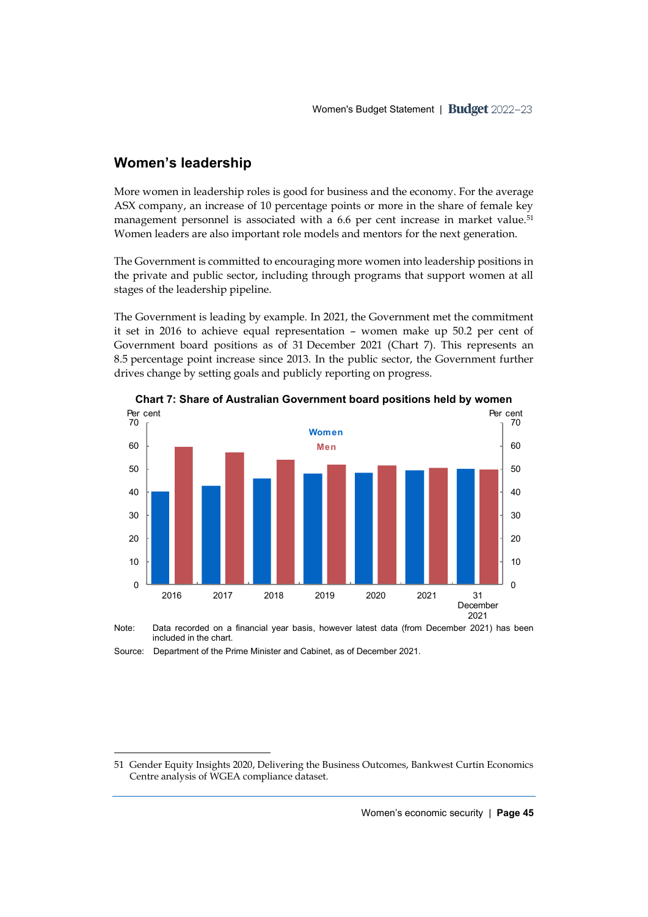## Women's leadership

More women in leadership roles is good for business and the economy. For the average ASX company, an increase of 10 percentage points or more in the share of female key management personnel is associated with a 6.6 per cent increase in market value.[51] Women leaders are also important role models and mentors for the next generation.

The Government is committed to encouraging more women into leadership positions in the private and public sector, including through programs that support women at all stages of the leadership pipeline.

The Government is leading by example. In 2021, the Government met the commitment it set in 2016 to achieve equal representation – women make up 50.2 per cent of Government board positions as of 31 December 2021 (Chart 7). This represents an 8.5 percentage point increase since 2013. In the public sector, the Government further drives change by setting goals and publicly reporting on progress.

**Chart 7: Share of Australian Government board positions held by women**

Note: Data recorded on a financial year basis, however latest data (from December 2021) has been included in the chart.

Source: Department of the Prime Minister and Cabinet, as of December 2021.

51 Gender Equity Insights 2020, Delivering the Business Outcomes, Bankwest Curtin Economics Centre analysis of WGEA compliance dataset.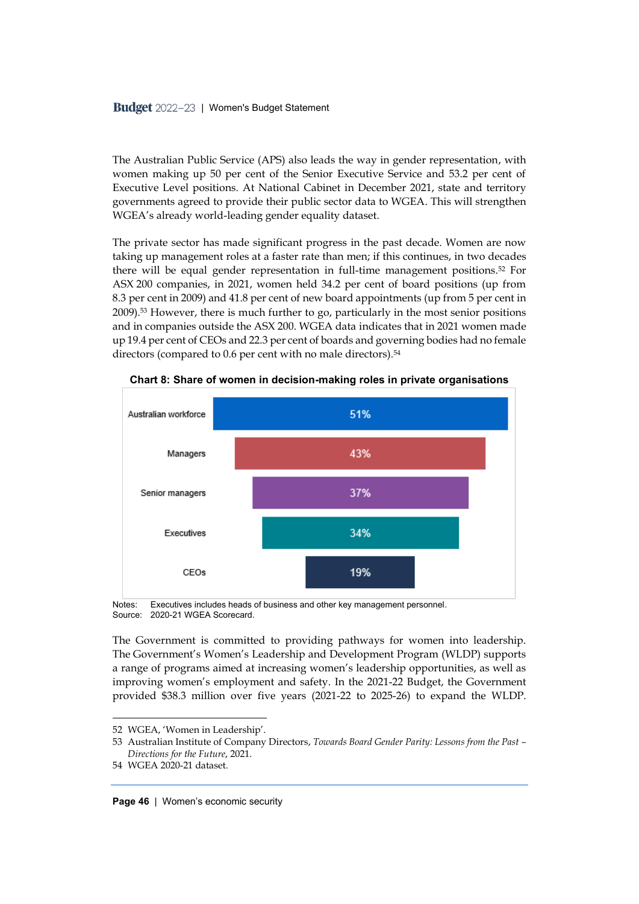The Australian Public Service (APS) also leads the way in gender representation, with women making up 50 per cent of the Senior Executive Service and 53.2 per cent of Executive Level positions. At National Cabinet in December 2021, state and territory governments agreed to provide their public sector data to WGEA. This will strengthen WGEA's already world-leading gender equality dataset.

The private sector has made significant progress in the past decade. Women are now taking up management roles at a faster rate than men; if this continues, in two decades there will be equal gender representation in full-time management positions.[52] For ASX 200 companies, in 2021, women held 34.2 per cent of board positions (up from 8.3 per cent in 2009) and 41.8 per cent of new board appointments (up from 5 per cent in 2009).[53] However, there is much further to go, particularly in the most senior positions and in companies outside the ASX 200. WGEA data indicates that in 2021 women made up 19.4 per cent of CEOs and 22.3 per cent of boards and governing bodies had no female directors (compared to 0.6 per cent with no male directors).[54]

**Chart 8: Share of women in decision-making roles in private organisations**

| Role | Share of women |
|---|---|
| Australian workforce | 51% |
| Managers | 43% |
| Senior managers | 37% |
| Executives | 34% |
| CEOs | 19% |

Notes: Executives includes heads of business and other key management personnel.
Source: 2020-21 WGEA Scorecard.

The Government is committed to providing pathways for women into leadership. The Government's Women's Leadership and Development Program (WLDP) supports a range of programs aimed at increasing women's leadership opportunities, as well as improving women's employment and safety. In the 2021-22 Budget, the Government provided $38.3 million over five years (2021-22 to 2025-26) to expand the WLDP.

52 WGEA, 'Women in Leadership'.

53 Australian Institute of Company Directors, *Towards Board Gender Parity: Lessons from the Past – Directions for the Future*, 2021.

54 WGEA 2020-21 dataset.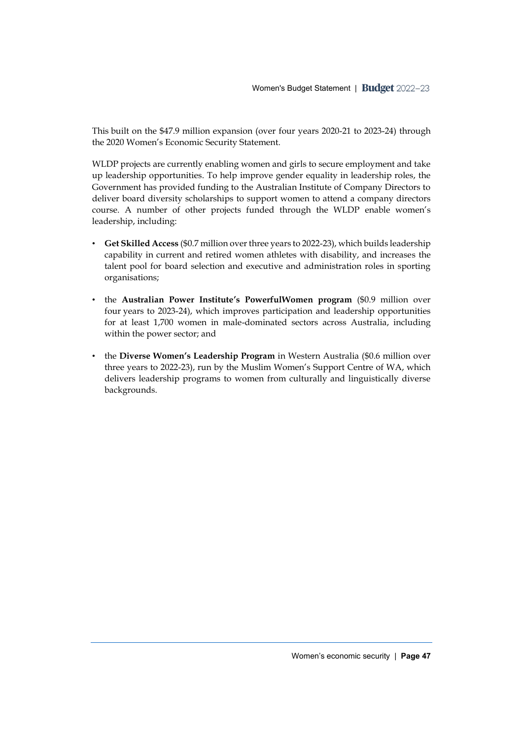This built on the $47.9 million expansion (over four years 2020-21 to 2023-24) through the 2020 Women's Economic Security Statement.

WLDP projects are currently enabling women and girls to secure employment and take up leadership opportunities. To help improve gender equality in leadership roles, the Government has provided funding to the Australian Institute of Company Directors to deliver board diversity scholarships to support women to attend a company directors course. A number of other projects funded through the WLDP enable women's leadership, including:

- **Get Skilled Access** ($0.7 million over three years to 2022-23), which builds leadership capability in current and retired women athletes with disability, and increases the talent pool for board selection and executive and administration roles in sporting organisations;
- the **Australian Power Institute's PowerfulWomen program** ($0.9 million over four years to 2023-24), which improves participation and leadership opportunities for at least 1,700 women in male-dominated sectors across Australia, including within the power sector; and
- the **Diverse Women's Leadership Program** in Western Australia ($0.6 million over three years to 2022-23), run by the Muslim Women's Support Centre of WA, which delivers leadership programs to women from culturally and linguistically diverse backgrounds.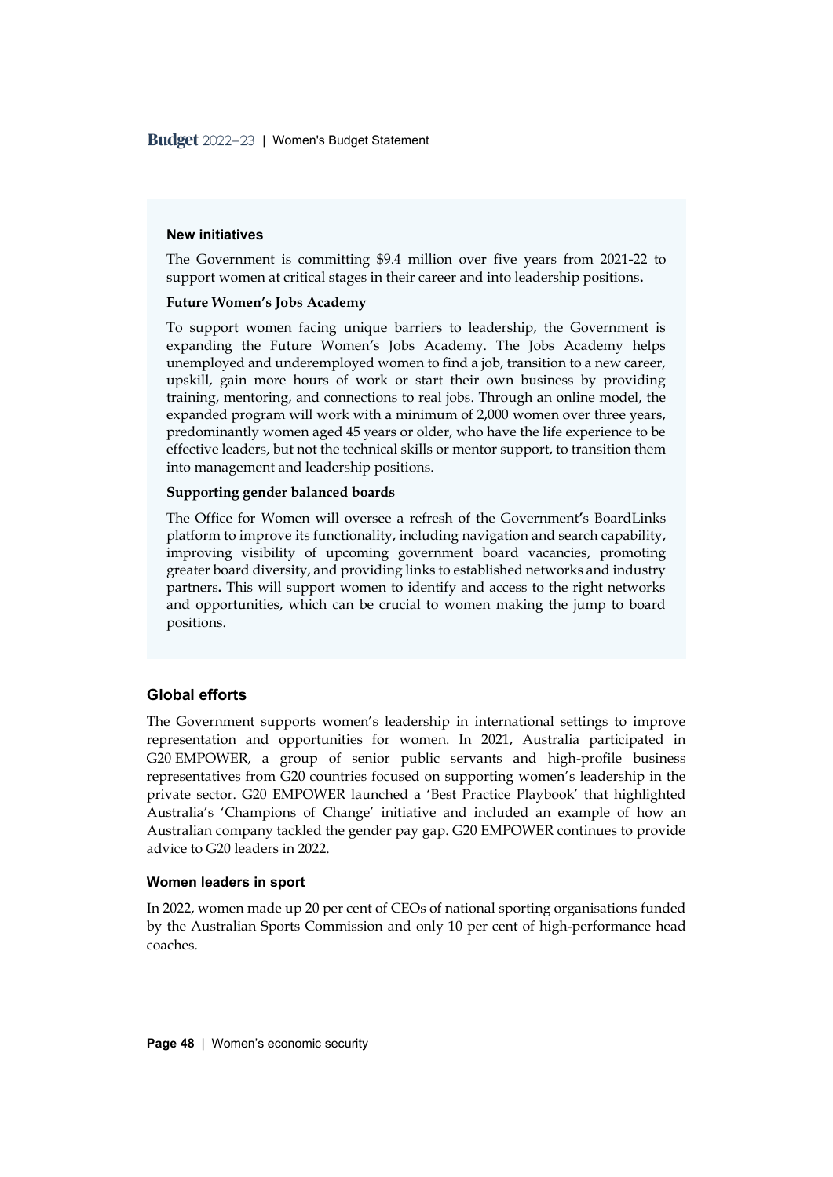### New initiatives

The Government is committing $9.4 million over five years from 2021-22 to support women at critical stages in their career and into leadership positions.

**Future Women's Jobs Academy**

To support women facing unique barriers to leadership, the Government is expanding the Future Women's Jobs Academy. The Jobs Academy helps unemployed and underemployed women to find a job, transition to a new career, upskill, gain more hours of work or start their own business by providing training, mentoring, and connections to real jobs. Through an online model, the expanded program will work with a minimum of 2,000 women over three years, predominantly women aged 45 years or older, who have the life experience to be effective leaders, but not the technical skills or mentor support, to transition them into management and leadership positions.

**Supporting gender balanced boards**

The Office for Women will oversee a refresh of the Government's BoardLinks platform to improve its functionality, including navigation and search capability, improving visibility of upcoming government board vacancies, promoting greater board diversity, and providing links to established networks and industry partners. This will support women to identify and access to the right networks and opportunities, which can be crucial to women making the jump to board positions.

## Global efforts

The Government supports women's leadership in international settings to improve representation and opportunities for women. In 2021, Australia participated in G20 EMPOWER, a group of senior public servants and high-profile business representatives from G20 countries focused on supporting women's leadership in the private sector. G20 EMPOWER launched a 'Best Practice Playbook' that highlighted Australia's 'Champions of Change' initiative and included an example of how an Australian company tackled the gender pay gap. G20 EMPOWER continues to provide advice to G20 leaders in 2022.

### Women leaders in sport

In 2022, women made up 20 per cent of CEOs of national sporting organisations funded by the Australian Sports Commission and only 10 per cent of high-performance head coaches.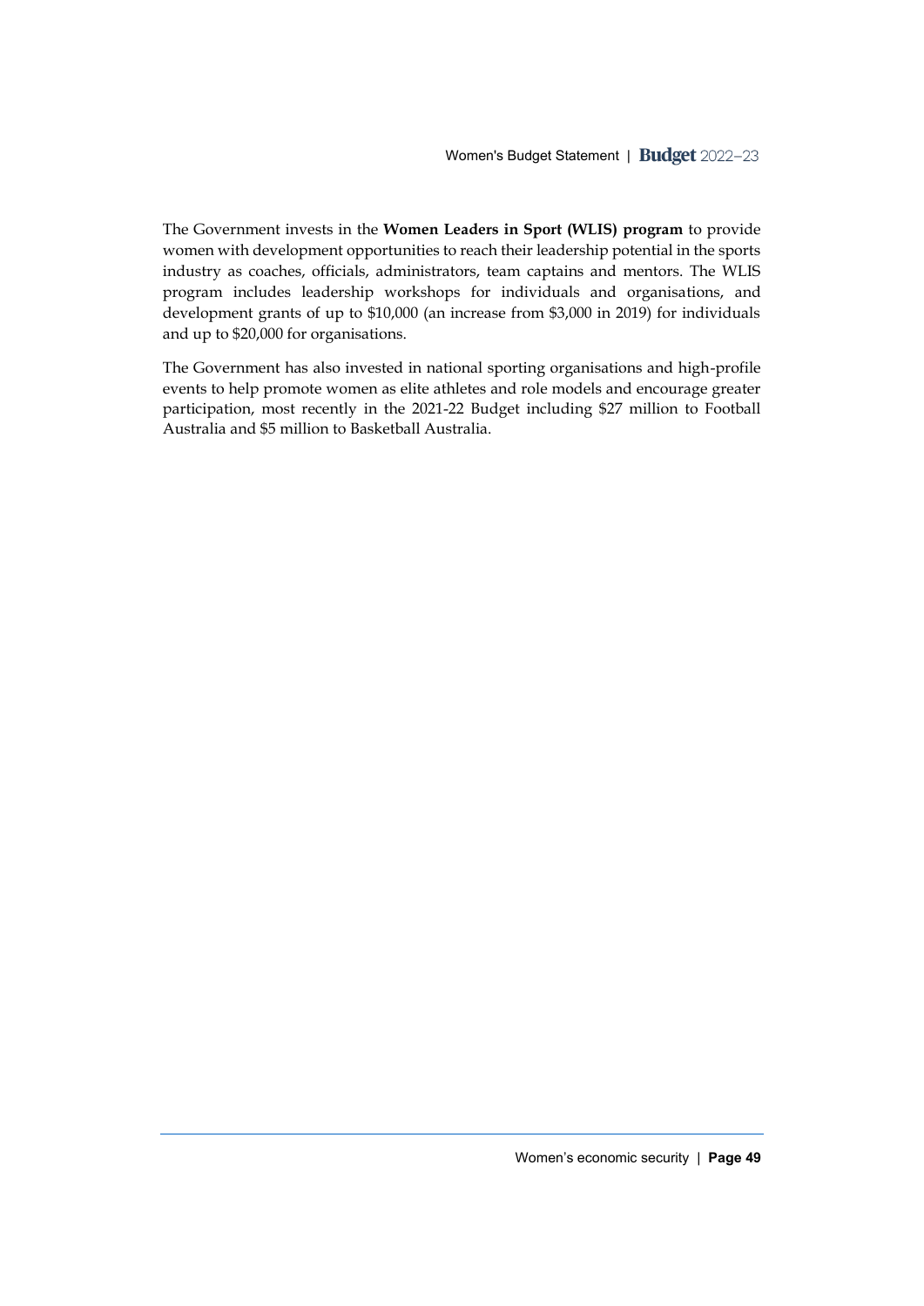The Government invests in the **Women Leaders in Sport (WLIS) program** to provide women with development opportunities to reach their leadership potential in the sports industry as coaches, officials, administrators, team captains and mentors. The WLIS program includes leadership workshops for individuals and organisations, and development grants of up to $10,000 (an increase from $3,000 in 2019) for individuals and up to $20,000 for organisations.

The Government has also invested in national sporting organisations and high-profile events to help promote women as elite athletes and role models and encourage greater participation, most recently in the 2021-22 Budget including $27 million to Football Australia and $5 million to Basketball Australia.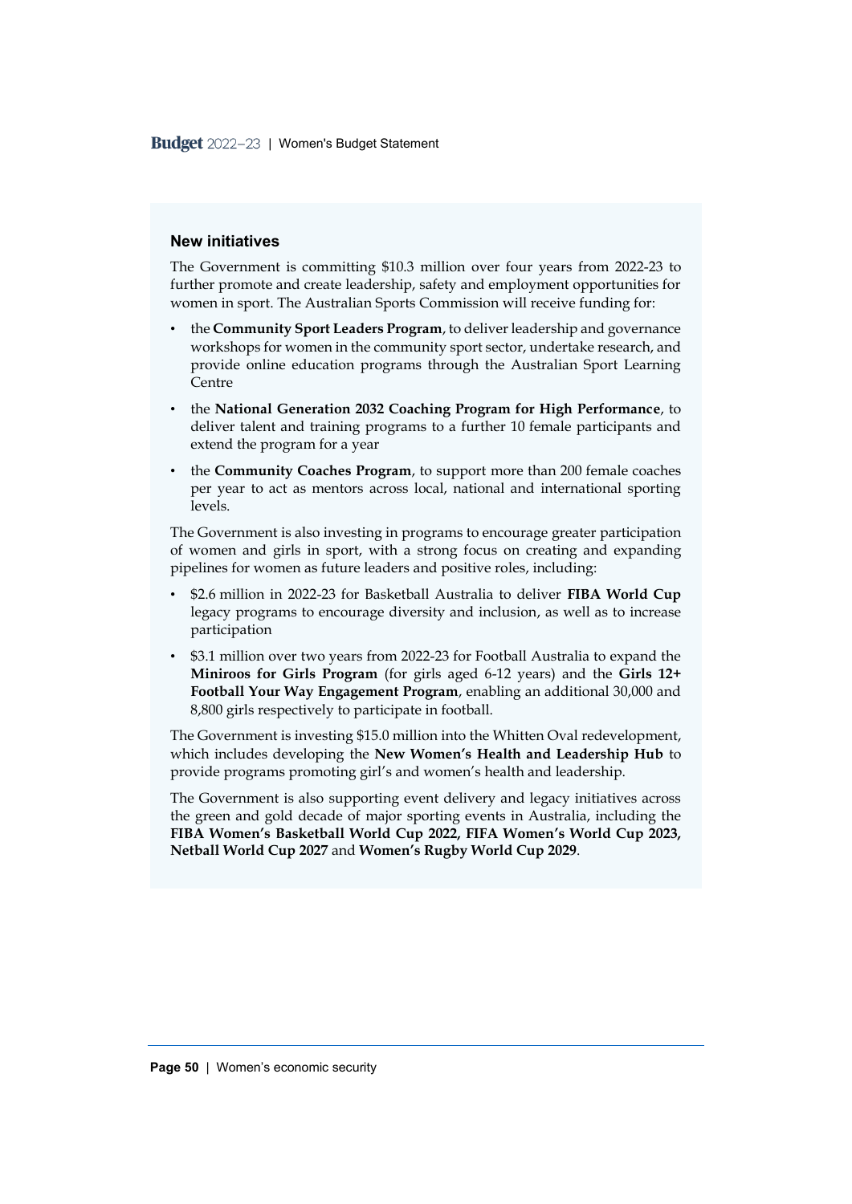### New initiatives

The Government is committing $10.3 million over four years from 2022-23 to further promote and create leadership, safety and employment opportunities for women in sport. The Australian Sports Commission will receive funding for:

- the **Community Sport Leaders Program**, to deliver leadership and governance workshops for women in the community sport sector, undertake research, and provide online education programs through the Australian Sport Learning Centre
- the **National Generation 2032 Coaching Program for High Performance**, to deliver talent and training programs to a further 10 female participants and extend the program for a year
- the **Community Coaches Program**, to support more than 200 female coaches per year to act as mentors across local, national and international sporting levels.

The Government is also investing in programs to encourage greater participation of women and girls in sport, with a strong focus on creating and expanding pipelines for women as future leaders and positive roles, including:

- $2.6 million in 2022-23 for Basketball Australia to deliver **FIBA World Cup** legacy programs to encourage diversity and inclusion, as well as to increase participation
- $3.1 million over two years from 2022-23 for Football Australia to expand the **Miniroos for Girls Program** (for girls aged 6-12 years) and the **Girls 12+ Football Your Way Engagement Program**, enabling an additional 30,000 and 8,800 girls respectively to participate in football.

The Government is investing $15.0 million into the Whitten Oval redevelopment, which includes developing the **New Women's Health and Leadership Hub** to provide programs promoting girl's and women's health and leadership.

The Government is also supporting event delivery and legacy initiatives across the green and gold decade of major sporting events in Australia, including the **FIBA Women's Basketball World Cup 2022, FIFA Women's World Cup 2023, Netball World Cup 2027** and **Women's Rugby World Cup 2029**.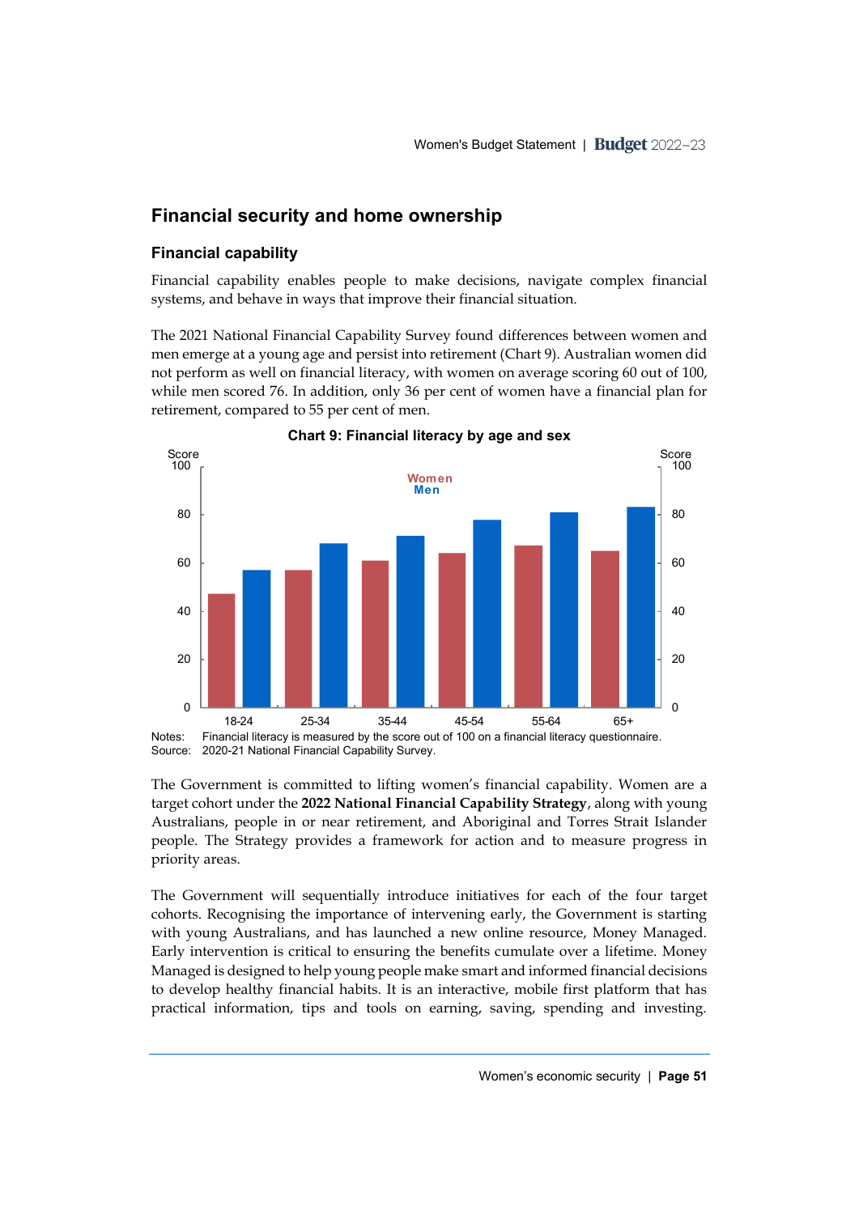## Financial security and home ownership

### Financial capability

Financial capability enables people to make decisions, navigate complex financial systems, and behave in ways that improve their financial situation.

The 2021 National Financial Capability Survey found differences between women and men emerge at a young age and persist into retirement (Chart 9). Australian women did not perform as well on financial literacy, with women on average scoring 60 out of 100, while men scored 76. In addition, only 36 per cent of women have a financial plan for retirement, compared to 55 per cent of men.

**Chart 9: Financial literacy by age and sex**

Notes: Financial literacy is measured by the score out of 100 on a financial literacy questionnaire.
Source: 2020-21 National Financial Capability Survey.

The Government is committed to lifting women's financial capability. Women are a target cohort under the **2022 National Financial Capability Strategy**, along with young Australians, people in or near retirement, and Aboriginal and Torres Strait Islander people. The Strategy provides a framework for action and to measure progress in priority areas.

The Government will sequentially introduce initiatives for each of the four target cohorts. Recognising the importance of intervening early, the Government is starting with young Australians, and has launched a new online resource, Money Managed. Early intervention is critical to ensuring the benefits cumulate over a lifetime. Money Managed is designed to help young people make smart and informed financial decisions to develop healthy financial habits. It is an interactive, mobile first platform that has practical information, tips and tools on earning, saving, spending and investing.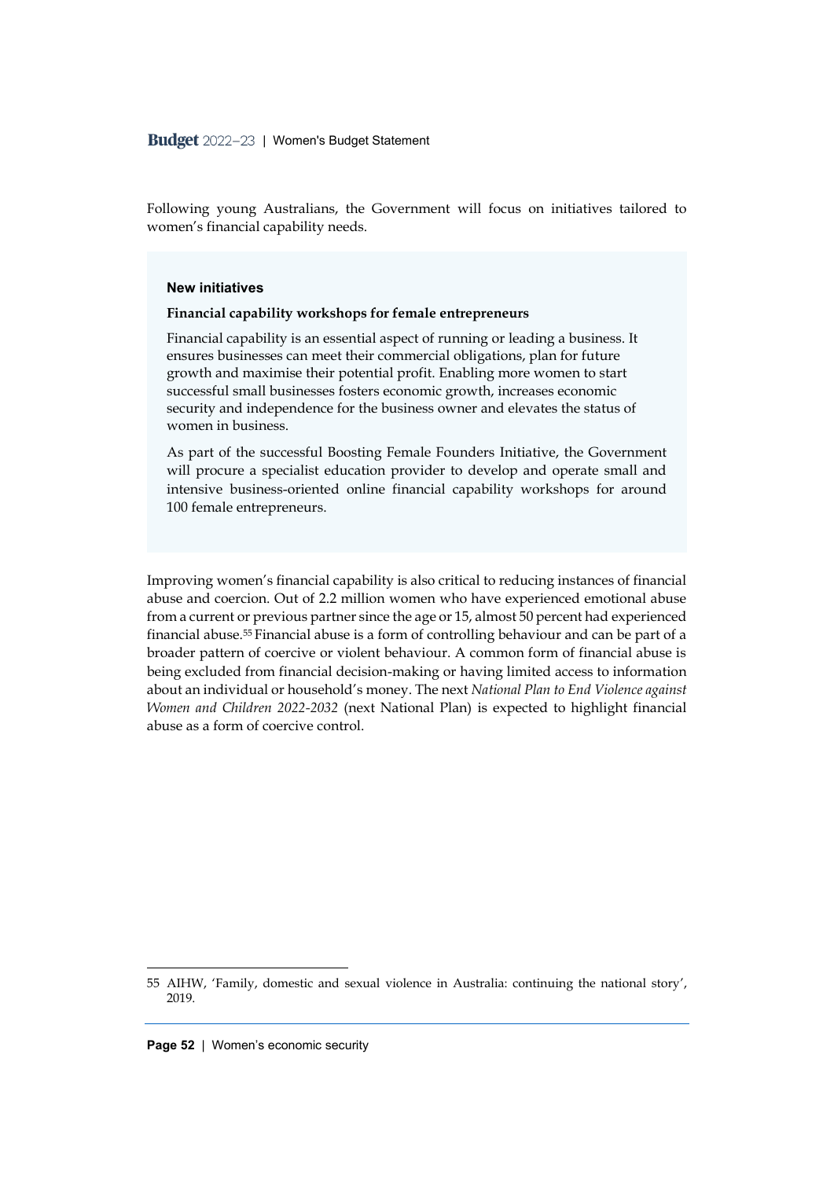Following young Australians, the Government will focus on initiatives tailored to women's financial capability needs.

### New initiatives

**Financial capability workshops for female entrepreneurs**

Financial capability is an essential aspect of running or leading a business. It ensures businesses can meet their commercial obligations, plan for future growth and maximise their potential profit. Enabling more women to start successful small businesses fosters economic growth, increases economic security and independence for the business owner and elevates the status of women in business.

As part of the successful Boosting Female Founders Initiative, the Government will procure a specialist education provider to develop and operate small and intensive business-oriented online financial capability workshops for around 100 female entrepreneurs.

Improving women's financial capability is also critical to reducing instances of financial abuse and coercion. Out of 2.2 million women who have experienced emotional abuse from a current or previous partner since the age or 15, almost 50 percent had experienced financial abuse.[55] Financial abuse is a form of controlling behaviour and can be part of a broader pattern of coercive or violent behaviour. A common form of financial abuse is being excluded from financial decision-making or having limited access to information about an individual or household's money. The next *National Plan to End Violence against Women and Children 2022-2032* (next National Plan) is expected to highlight financial abuse as a form of coercive control.

---

55 AIHW, 'Family, domestic and sexual violence in Australia: continuing the national story', 2019.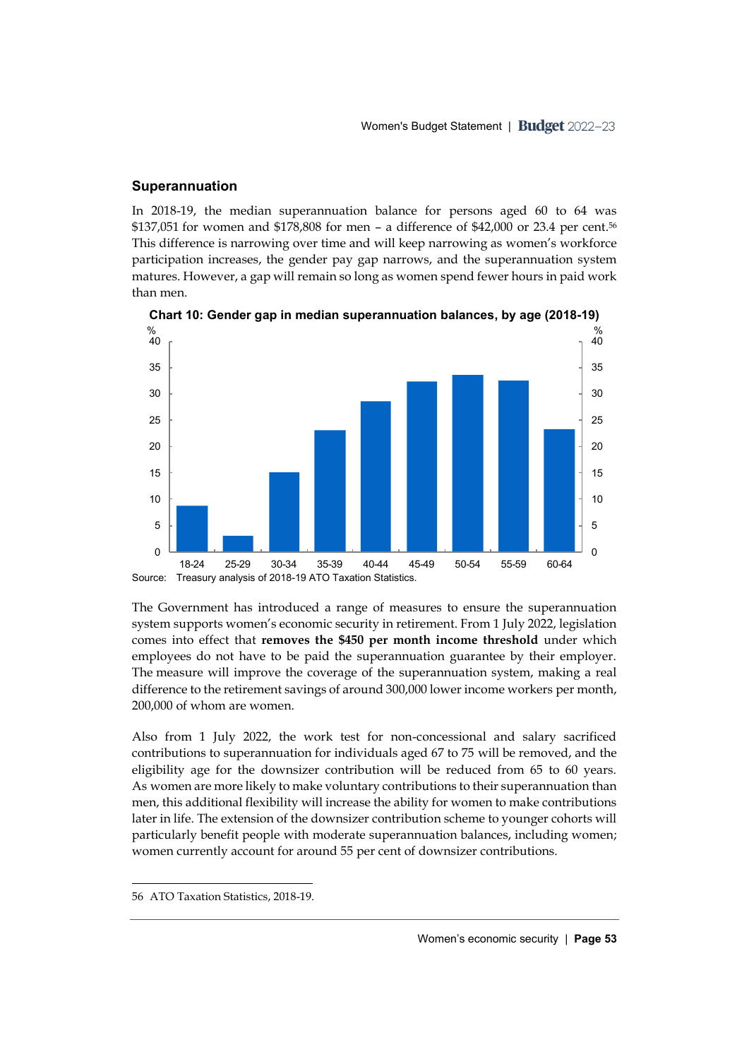## Superannuation

In 2018-19, the median superannuation balance for persons aged 60 to 64 was $137,051 for women and $178,808 for men – a difference of $42,000 or 23.4 per cent.[56] This difference is narrowing over time and will keep narrowing as women's workforce participation increases, the gender pay gap narrows, and the superannuation system matures. However, a gap will remain so long as women spend fewer hours in paid work than men.

**Chart 10: Gender gap in median superannuation balances, by age (2018-19)**

Source: Treasury analysis of 2018-19 ATO Taxation Statistics.

The Government has introduced a range of measures to ensure the superannuation system supports women's economic security in retirement. From 1 July 2022, legislation comes into effect that **removes the $450 per month income threshold** under which employees do not have to be paid the superannuation guarantee by their employer. The measure will improve the coverage of the superannuation system, making a real difference to the retirement savings of around 300,000 lower income workers per month, 200,000 of whom are women.

Also from 1 July 2022, the work test for non-concessional and salary sacrificed contributions to superannuation for individuals aged 67 to 75 will be removed, and the eligibility age for the downsizer contribution will be reduced from 65 to 60 years. As women are more likely to make voluntary contributions to their superannuation than men, this additional flexibility will increase the ability for women to make contributions later in life. The extension of the downsizer contribution scheme to younger cohorts will particularly benefit people with moderate superannuation balances, including women; women currently account for around 55 per cent of downsizer contributions.

56 ATO Taxation Statistics, 2018-19.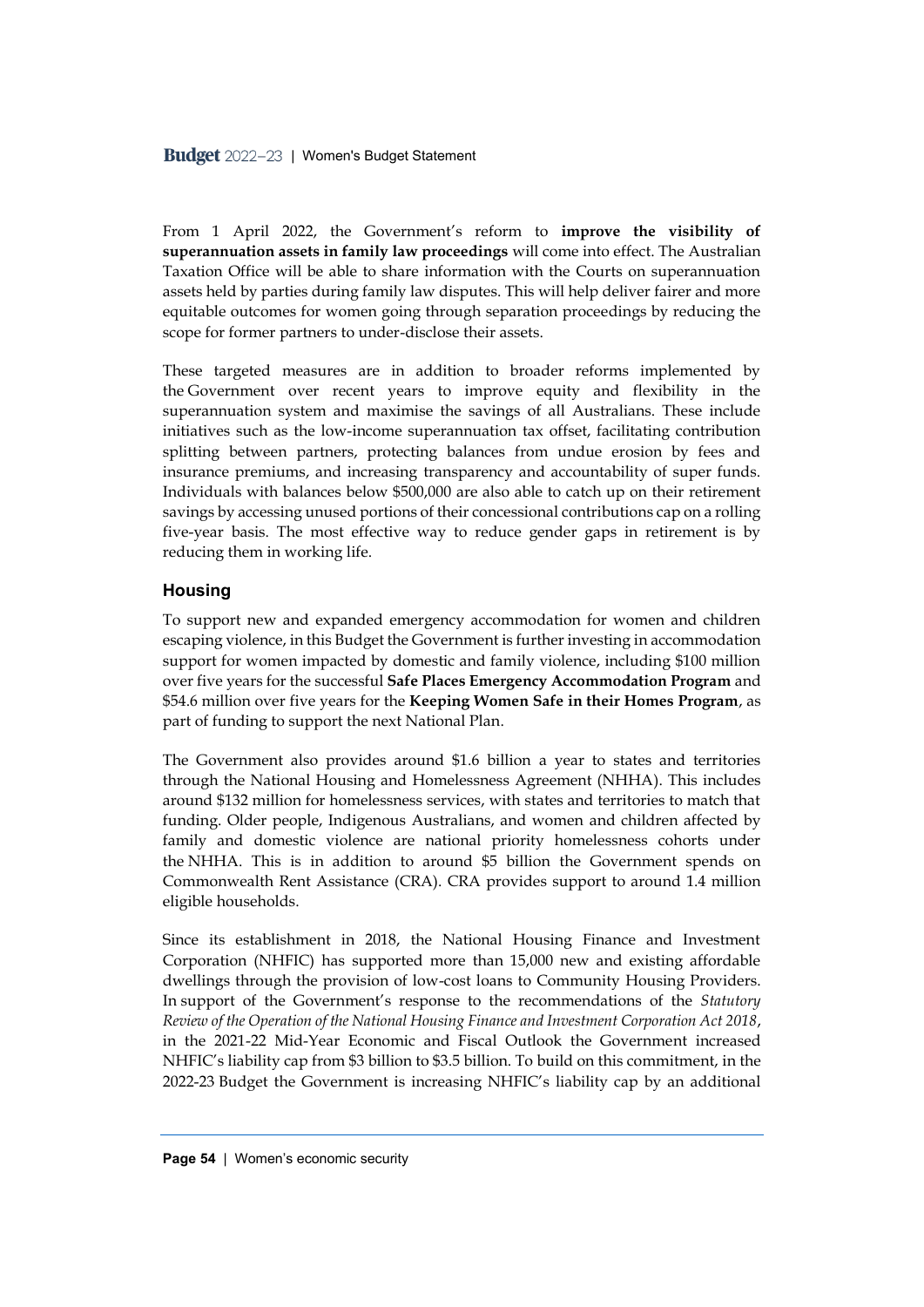From 1 April 2022, the Government's reform to **improve the visibility of superannuation assets in family law proceedings** will come into effect. The Australian Taxation Office will be able to share information with the Courts on superannuation assets held by parties during family law disputes. This will help deliver fairer and more equitable outcomes for women going through separation proceedings by reducing the scope for former partners to under-disclose their assets.

These targeted measures are in addition to broader reforms implemented by the Government over recent years to improve equity and flexibility in the superannuation system and maximise the savings of all Australians. These include initiatives such as the low-income superannuation tax offset, facilitating contribution splitting between partners, protecting balances from undue erosion by fees and insurance premiums, and increasing transparency and accountability of super funds. Individuals with balances below $500,000 are also able to catch up on their retirement savings by accessing unused portions of their concessional contributions cap on a rolling five-year basis. The most effective way to reduce gender gaps in retirement is by reducing them in working life.

## Housing

To support new and expanded emergency accommodation for women and children escaping violence, in this Budget the Government is further investing in accommodation support for women impacted by domestic and family violence, including $100 million over five years for the successful **Safe Places Emergency Accommodation Program** and $54.6 million over five years for the **Keeping Women Safe in their Homes Program**, as part of funding to support the next National Plan.

The Government also provides around $1.6 billion a year to states and territories through the National Housing and Homelessness Agreement (NHHA). This includes around $132 million for homelessness services, with states and territories to match that funding. Older people, Indigenous Australians, and women and children affected by family and domestic violence are national priority homelessness cohorts under the NHHA. This is in addition to around $5 billion the Government spends on Commonwealth Rent Assistance (CRA). CRA provides support to around 1.4 million eligible households.

Since its establishment in 2018, the National Housing Finance and Investment Corporation (NHFIC) has supported more than 15,000 new and existing affordable dwellings through the provision of low-cost loans to Community Housing Providers. In support of the Government's response to the recommendations of the *Statutory Review of the Operation of the National Housing Finance and Investment Corporation Act 2018*, in the 2021-22 Mid-Year Economic and Fiscal Outlook the Government increased NHFIC's liability cap from $3 billion to $3.5 billion. To build on this commitment, in the 2022-23 Budget the Government is increasing NHFIC's liability cap by an additional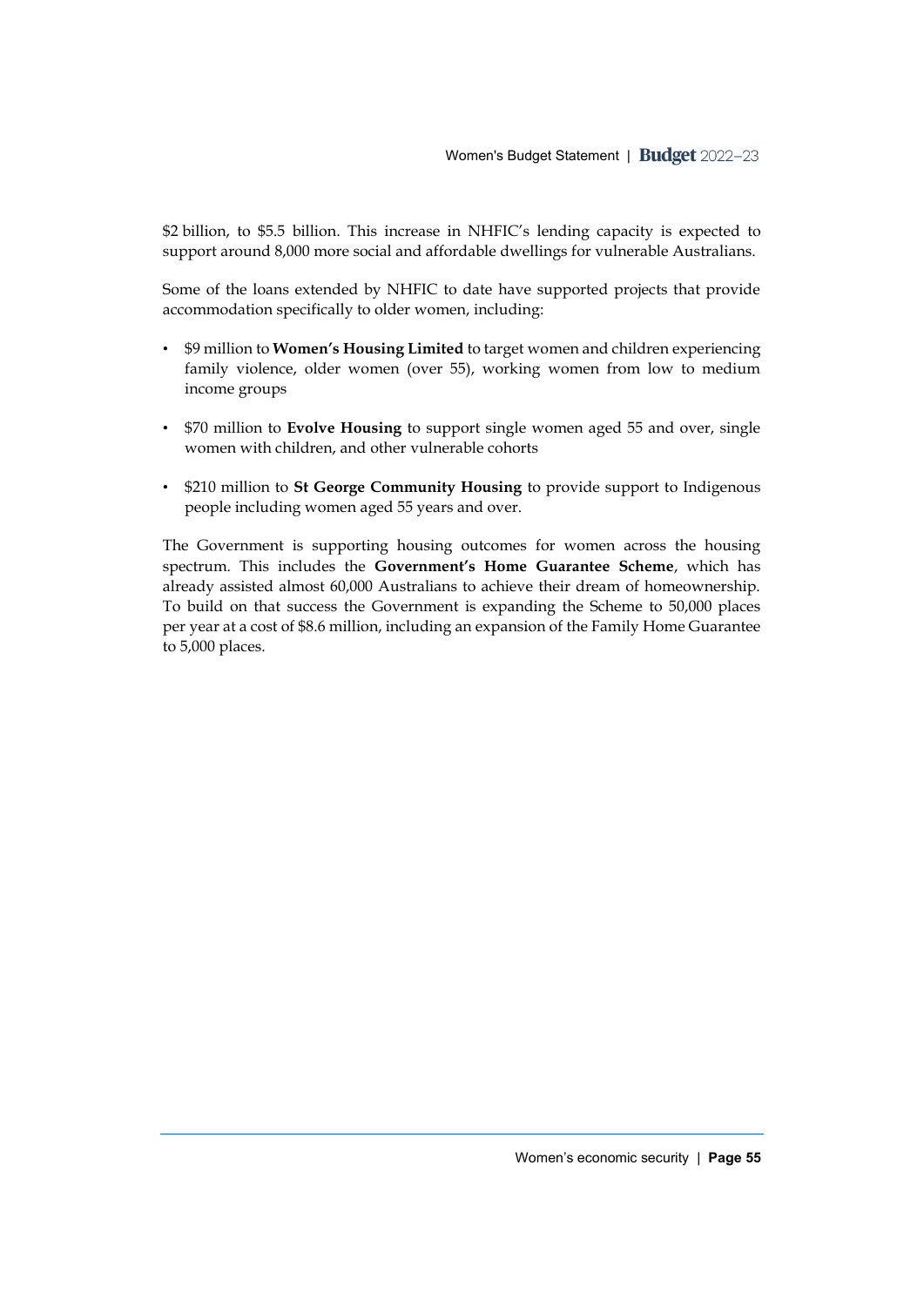$2 billion, to $5.5 billion. This increase in NHFIC's lending capacity is expected to support around 8,000 more social and affordable dwellings for vulnerable Australians.

Some of the loans extended by NHFIC to date have supported projects that provide accommodation specifically to older women, including:

- $9 million to **Women's Housing Limited** to target women and children experiencing family violence, older women (over 55), working women from low to medium income groups
- $70 million to **Evolve Housing** to support single women aged 55 and over, single women with children, and other vulnerable cohorts
- $210 million to **St George Community Housing** to provide support to Indigenous people including women aged 55 years and over.

The Government is supporting housing outcomes for women across the housing spectrum. This includes the **Government's Home Guarantee Scheme**, which has already assisted almost 60,000 Australians to achieve their dream of homeownership. To build on that success the Government is expanding the Scheme to 50,000 places per year at a cost of $8.6 million, including an expansion of the Family Home Guarantee to 5,000 places.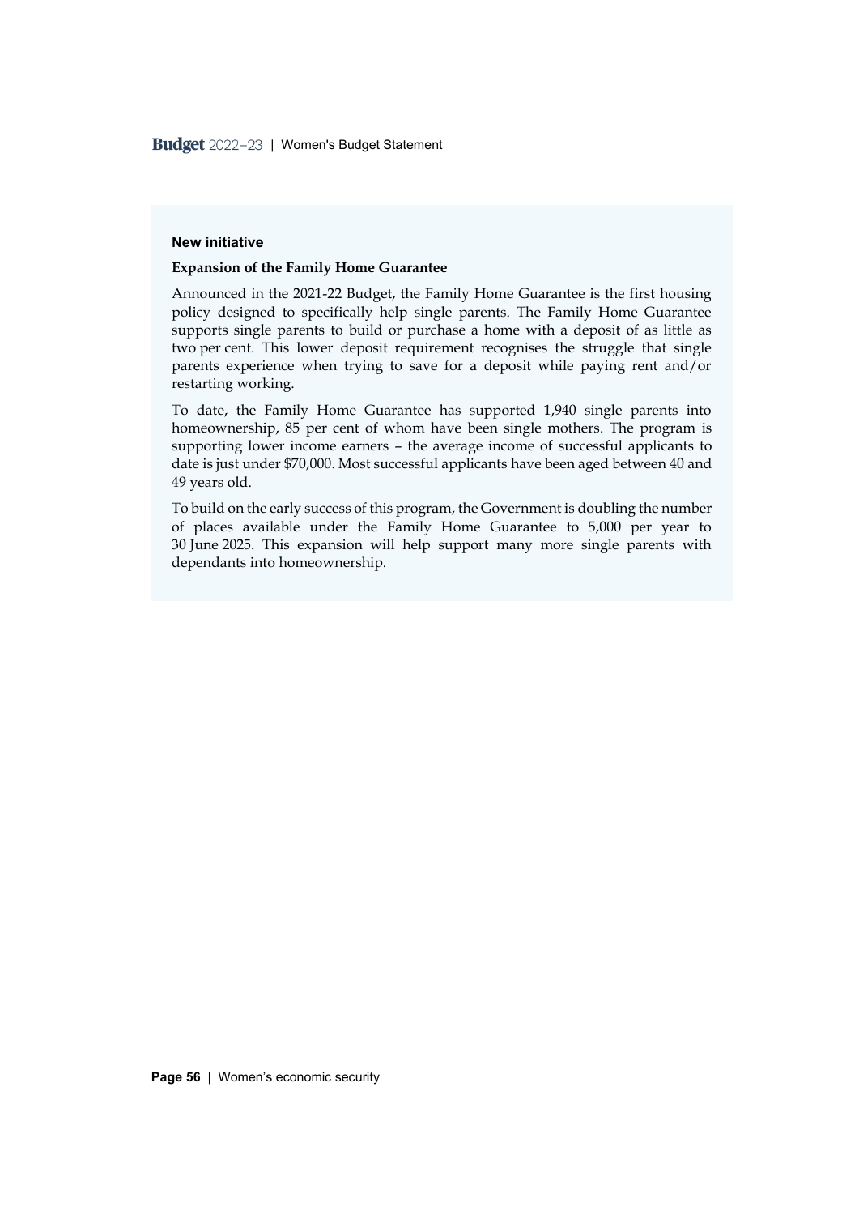**New initiative**

**Expansion of the Family Home Guarantee**

Announced in the 2021-22 Budget, the Family Home Guarantee is the first housing policy designed to specifically help single parents. The Family Home Guarantee supports single parents to build or purchase a home with a deposit of as little as two per cent. This lower deposit requirement recognises the struggle that single parents experience when trying to save for a deposit while paying rent and/or restarting working.

To date, the Family Home Guarantee has supported 1,940 single parents into homeownership, 85 per cent of whom have been single mothers. The program is supporting lower income earners – the average income of successful applicants to date is just under $70,000. Most successful applicants have been aged between 40 and 49 years old.

To build on the early success of this program, the Government is doubling the number of places available under the Family Home Guarantee to 5,000 per year to 30 June 2025. This expansion will help support many more single parents with dependants into homeownership.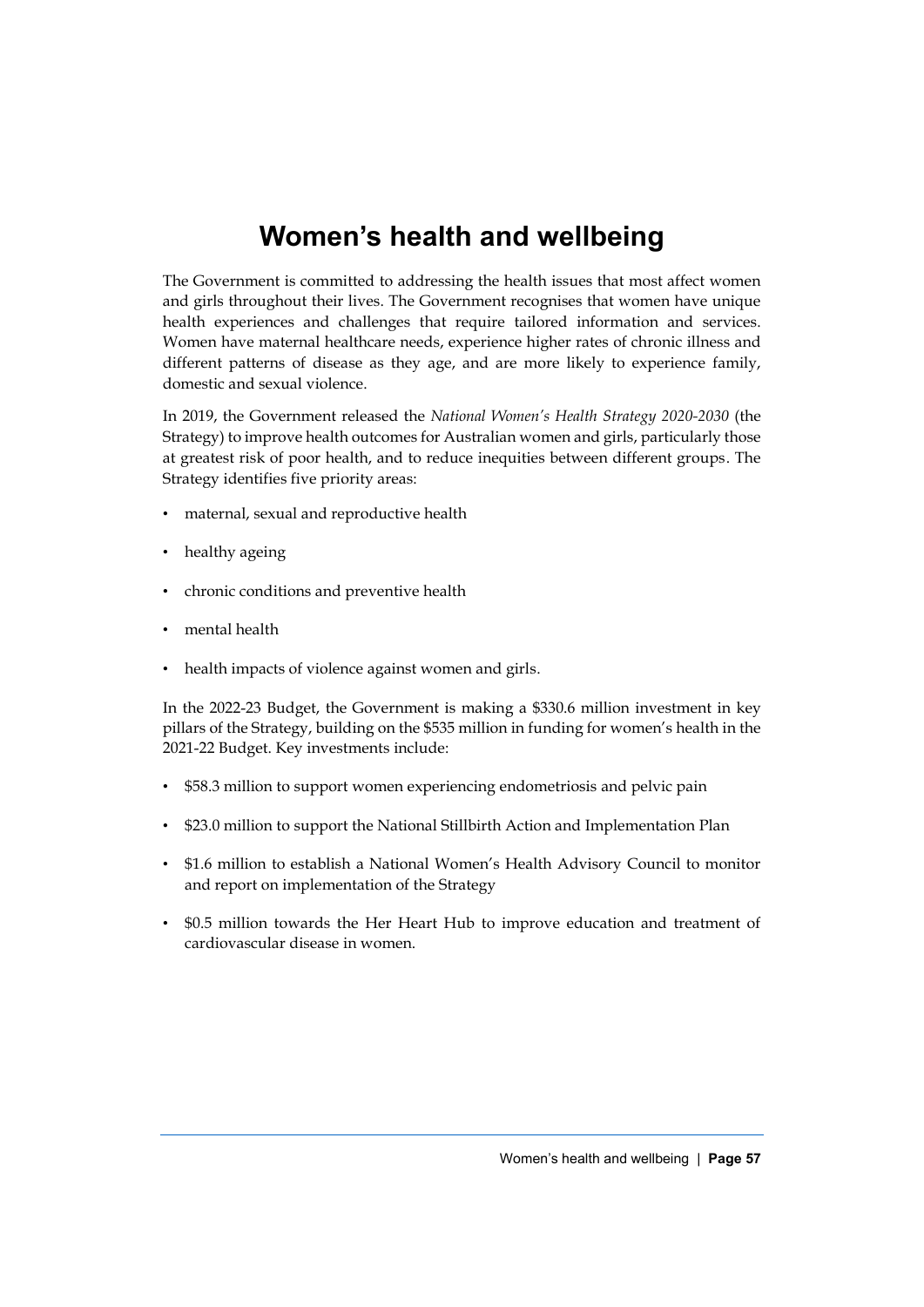# Women's health and wellbeing

The Government is committed to addressing the health issues that most affect women and girls throughout their lives. The Government recognises that women have unique health experiences and challenges that require tailored information and services. Women have maternal healthcare needs, experience higher rates of chronic illness and different patterns of disease as they age, and are more likely to experience family, domestic and sexual violence.

In 2019, the Government released the *National Women's Health Strategy 2020-2030* (the Strategy) to improve health outcomes for Australian women and girls, particularly those at greatest risk of poor health, and to reduce inequities between different groups. The Strategy identifies five priority areas:

- maternal, sexual and reproductive health
- healthy ageing
- chronic conditions and preventive health
- mental health
- health impacts of violence against women and girls.

In the 2022-23 Budget, the Government is making a $330.6 million investment in key pillars of the Strategy, building on the $535 million in funding for women's health in the 2021-22 Budget. Key investments include:

- $58.3 million to support women experiencing endometriosis and pelvic pain
- $23.0 million to support the National Stillbirth Action and Implementation Plan
- $1.6 million to establish a National Women's Health Advisory Council to monitor and report on implementation of the Strategy
- $0.5 million towards the Her Heart Hub to improve education and treatment of cardiovascular disease in women.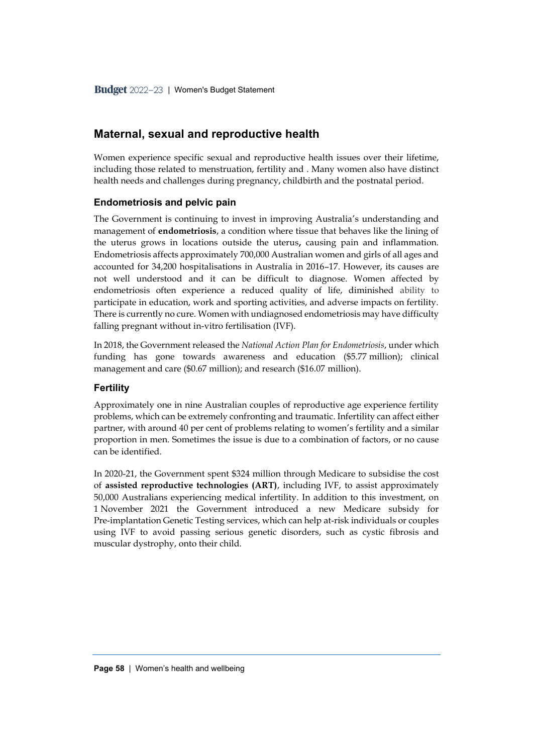## Maternal, sexual and reproductive health

Women experience specific sexual and reproductive health issues over their lifetime, including those related to menstruation, fertility and . Many women also have distinct health needs and challenges during pregnancy, childbirth and the postnatal period.

### Endometriosis and pelvic pain

The Government is continuing to invest in improving Australia's understanding and management of **endometriosis**, a condition where tissue that behaves like the lining of the uterus grows in locations outside the uterus, causing pain and inflammation. Endometriosis affects approximately 700,000 Australian women and girls of all ages and accounted for 34,200 hospitalisations in Australia in 2016–17. However, its causes are not well understood and it can be difficult to diagnose. Women affected by endometriosis often experience a reduced quality of life, diminished ability to participate in education, work and sporting activities, and adverse impacts on fertility. There is currently no cure. Women with undiagnosed endometriosis may have difficulty falling pregnant without in-vitro fertilisation (IVF).

In 2018, the Government released the *National Action Plan for Endometriosis*, under which funding has gone towards awareness and education ($5.77 million); clinical management and care ($0.67 million); and research ($16.07 million).

### Fertility

Approximately one in nine Australian couples of reproductive age experience fertility problems, which can be extremely confronting and traumatic. Infertility can affect either partner, with around 40 per cent of problems relating to women's fertility and a similar proportion in men. Sometimes the issue is due to a combination of factors, or no cause can be identified.

In 2020-21, the Government spent $324 million through Medicare to subsidise the cost of **assisted reproductive technologies (ART)**, including IVF, to assist approximately 50,000 Australians experiencing medical infertility. In addition to this investment, on 1 November 2021 the Government introduced a new Medicare subsidy for Pre-implantation Genetic Testing services, which can help at-risk individuals or couples using IVF to avoid passing serious genetic disorders, such as cystic fibrosis and muscular dystrophy, onto their child.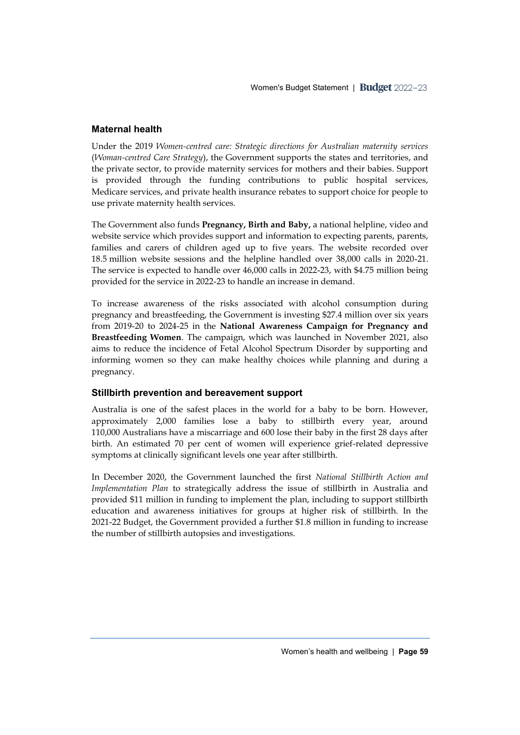## Maternal health

Under the 2019 *Women-centred care: Strategic directions for Australian maternity services* (*Woman-centred Care Strategy*), the Government supports the states and territories, and the private sector, to provide maternity services for mothers and their babies. Support is provided through the funding contributions to public hospital services, Medicare services, and private health insurance rebates to support choice for people to use private maternity health services.

The Government also funds **Pregnancy, Birth and Baby,** a national helpline, video and website service which provides support and information to expecting parents, parents, families and carers of children aged up to five years. The website recorded over 18.5 million website sessions and the helpline handled over 38,000 calls in 2020-21. The service is expected to handle over 46,000 calls in 2022-23, with $4.75 million being provided for the service in 2022-23 to handle an increase in demand.

To increase awareness of the risks associated with alcohol consumption during pregnancy and breastfeeding, the Government is investing $27.4 million over six years from 2019-20 to 2024-25 in the **National Awareness Campaign for Pregnancy and Breastfeeding Women**. The campaign, which was launched in November 2021, also aims to reduce the incidence of Fetal Alcohol Spectrum Disorder by supporting and informing women so they can make healthy choices while planning and during a pregnancy.

### Stillbirth prevention and bereavement support

Australia is one of the safest places in the world for a baby to be born. However, approximately 2,000 families lose a baby to stillbirth every year, around 110,000 Australians have a miscarriage and 600 lose their baby in the first 28 days after birth. An estimated 70 per cent of women will experience grief-related depressive symptoms at clinically significant levels one year after stillbirth.

In December 2020, the Government launched the first *National Stillbirth Action and Implementation Plan* to strategically address the issue of stillbirth in Australia and provided $11 million in funding to implement the plan, including to support stillbirth education and awareness initiatives for groups at higher risk of stillbirth. In the 2021-22 Budget, the Government provided a further $1.8 million in funding to increase the number of stillbirth autopsies and investigations.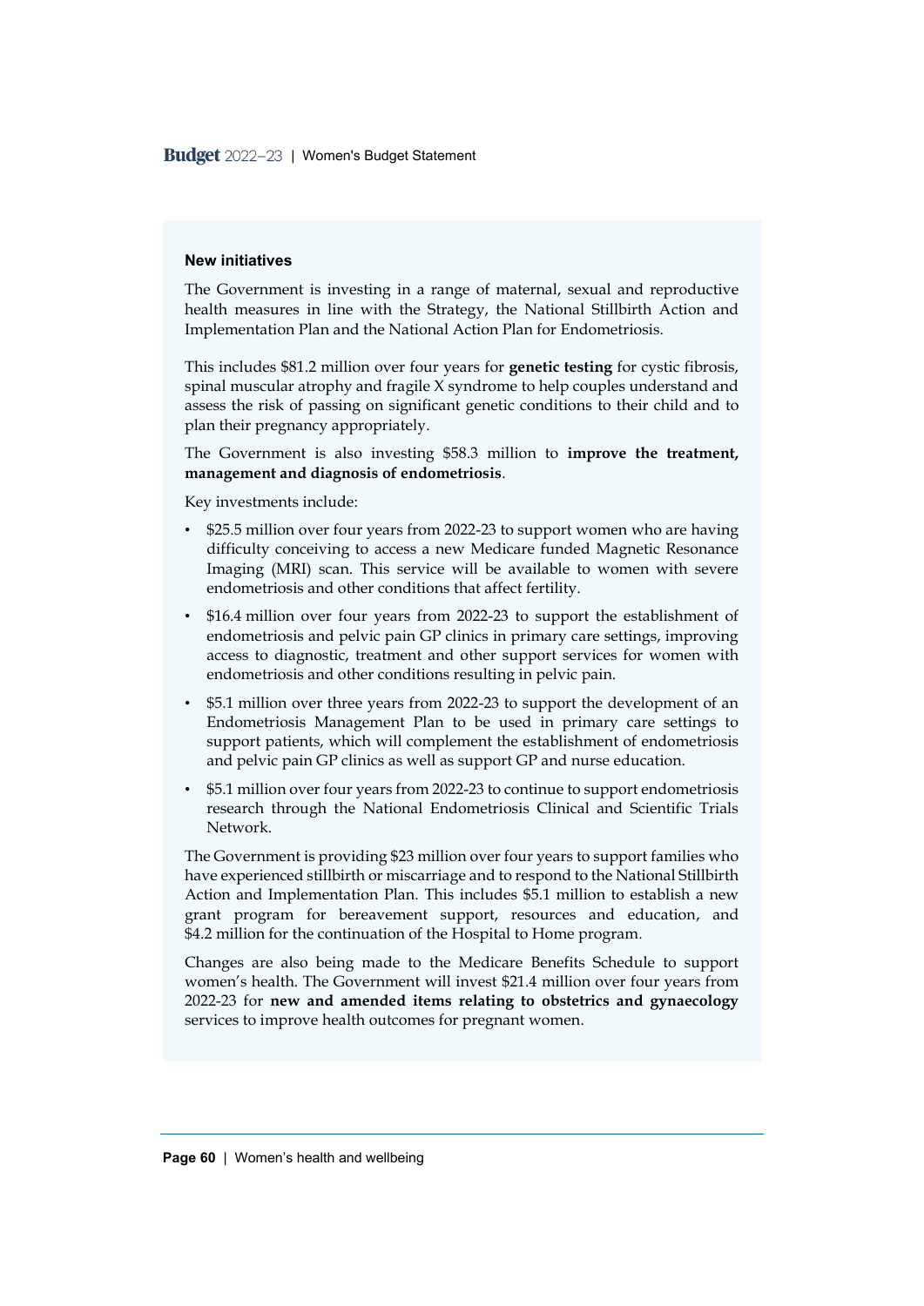#### New initiatives

The Government is investing in a range of maternal, sexual and reproductive health measures in line with the Strategy, the National Stillbirth Action and Implementation Plan and the National Action Plan for Endometriosis.

This includes $81.2 million over four years for **genetic testing** for cystic fibrosis, spinal muscular atrophy and fragile X syndrome to help couples understand and assess the risk of passing on significant genetic conditions to their child and to plan their pregnancy appropriately.

The Government is also investing $58.3 million to **improve the treatment, management and diagnosis of endometriosis**.

Key investments include:

- $25.5 million over four years from 2022-23 to support women who are having difficulty conceiving to access a new Medicare funded Magnetic Resonance Imaging (MRI) scan. This service will be available to women with severe endometriosis and other conditions that affect fertility.
- $16.4 million over four years from 2022-23 to support the establishment of endometriosis and pelvic pain GP clinics in primary care settings, improving access to diagnostic, treatment and other support services for women with endometriosis and other conditions resulting in pelvic pain.
- $5.1 million over three years from 2022-23 to support the development of an Endometriosis Management Plan to be used in primary care settings to support patients, which will complement the establishment of endometriosis and pelvic pain GP clinics as well as support GP and nurse education.
- $5.1 million over four years from 2022-23 to continue to support endometriosis research through the National Endometriosis Clinical and Scientific Trials Network.

The Government is providing $23 million over four years to support families who have experienced stillbirth or miscarriage and to respond to the National Stillbirth Action and Implementation Plan. This includes $5.1 million to establish a new grant program for bereavement support, resources and education, and $4.2 million for the continuation of the Hospital to Home program.

Changes are also being made to the Medicare Benefits Schedule to support women's health. The Government will invest $21.4 million over four years from 2022-23 for **new and amended items relating to obstetrics and gynaecology** services to improve health outcomes for pregnant women.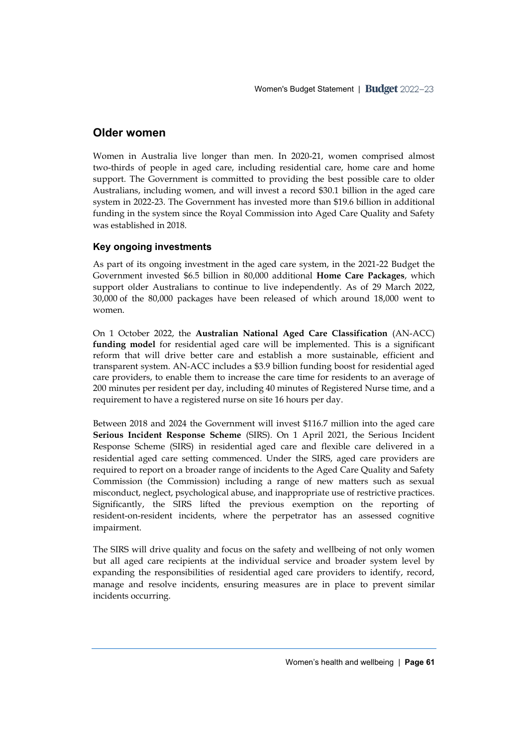## Older women

Women in Australia live longer than men. In 2020-21, women comprised almost two-thirds of people in aged care, including residential care, home care and home support. The Government is committed to providing the best possible care to older Australians, including women, and will invest a record $30.1 billion in the aged care system in 2022-23. The Government has invested more than $19.6 billion in additional funding in the system since the Royal Commission into Aged Care Quality and Safety was established in 2018.

### Key ongoing investments

As part of its ongoing investment in the aged care system, in the 2021-22 Budget the Government invested $6.5 billion in 80,000 additional **Home Care Packages**, which support older Australians to continue to live independently. As of 29 March 2022, 30,000 of the 80,000 packages have been released of which around 18,000 went to women.

On 1 October 2022, the **Australian National Aged Care Classification** (AN-ACC) **funding model** for residential aged care will be implemented. This is a significant reform that will drive better care and establish a more sustainable, efficient and transparent system. AN-ACC includes a $3.9 billion funding boost for residential aged care providers, to enable them to increase the care time for residents to an average of 200 minutes per resident per day, including 40 minutes of Registered Nurse time, and a requirement to have a registered nurse on site 16 hours per day.

Between 2018 and 2024 the Government will invest $116.7 million into the aged care **Serious Incident Response Scheme** (SIRS). On 1 April 2021, the Serious Incident Response Scheme (SIRS) in residential aged care and flexible care delivered in a residential aged care setting commenced. Under the SIRS, aged care providers are required to report on a broader range of incidents to the Aged Care Quality and Safety Commission (the Commission) including a range of new matters such as sexual misconduct, neglect, psychological abuse, and inappropriate use of restrictive practices. Significantly, the SIRS lifted the previous exemption on the reporting of resident-on-resident incidents, where the perpetrator has an assessed cognitive impairment.

The SIRS will drive quality and focus on the safety and wellbeing of not only women but all aged care recipients at the individual service and broader system level by expanding the responsibilities of residential aged care providers to identify, record, manage and resolve incidents, ensuring measures are in place to prevent similar incidents occurring.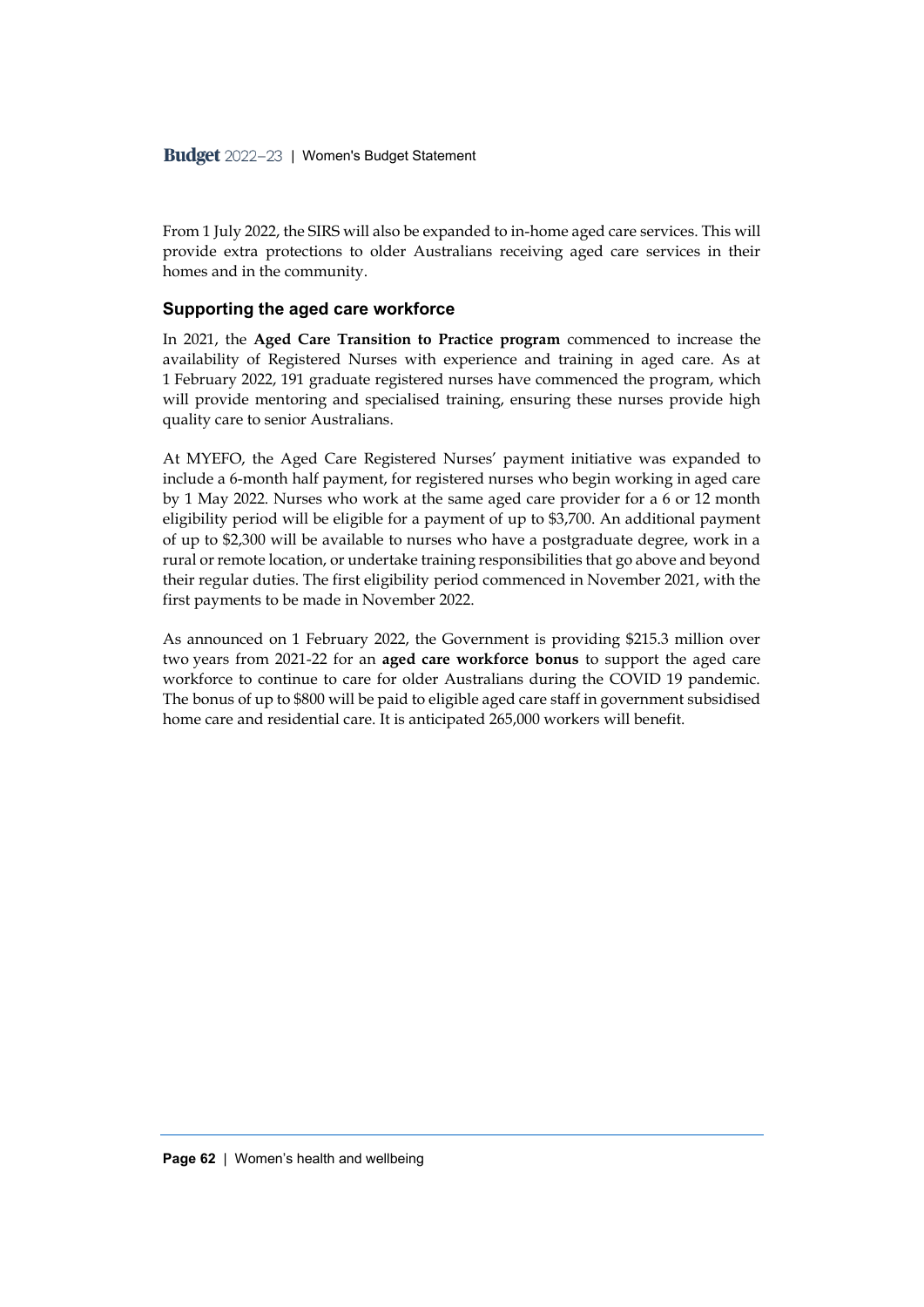From 1 July 2022, the SIRS will also be expanded to in-home aged care services. This will provide extra protections to older Australians receiving aged care services in their homes and in the community.

### Supporting the aged care workforce

In 2021, the **Aged Care Transition to Practice program** commenced to increase the availability of Registered Nurses with experience and training in aged care. As at 1 February 2022, 191 graduate registered nurses have commenced the program, which will provide mentoring and specialised training, ensuring these nurses provide high quality care to senior Australians.

At MYEFO, the Aged Care Registered Nurses' payment initiative was expanded to include a 6-month half payment, for registered nurses who begin working in aged care by 1 May 2022. Nurses who work at the same aged care provider for a 6 or 12 month eligibility period will be eligible for a payment of up to $3,700. An additional payment of up to $2,300 will be available to nurses who have a postgraduate degree, work in a rural or remote location, or undertake training responsibilities that go above and beyond their regular duties. The first eligibility period commenced in November 2021, with the first payments to be made in November 2022.

As announced on 1 February 2022, the Government is providing $215.3 million over two years from 2021-22 for an **aged care workforce bonus** to support the aged care workforce to continue to care for older Australians during the COVID 19 pandemic. The bonus of up to $800 will be paid to eligible aged care staff in government subsidised home care and residential care. It is anticipated 265,000 workers will benefit.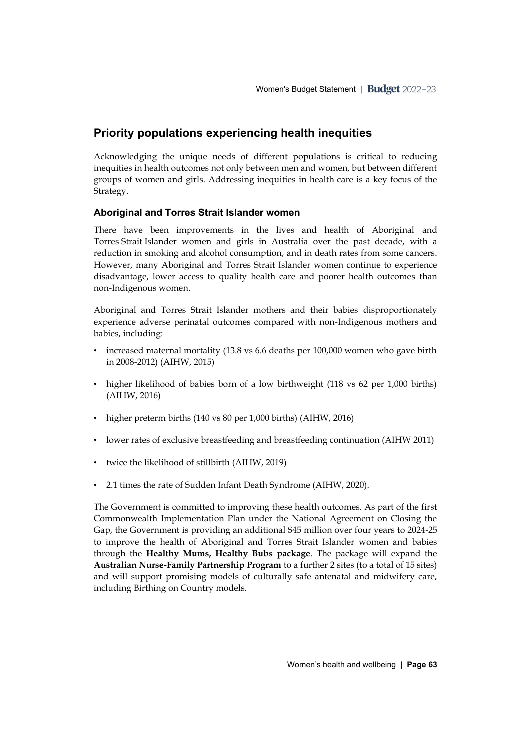## Priority populations experiencing health inequities

Acknowledging the unique needs of different populations is critical to reducing inequities in health outcomes not only between men and women, but between different groups of women and girls. Addressing inequities in health care is a key focus of the Strategy.

### Aboriginal and Torres Strait Islander women

There have been improvements in the lives and health of Aboriginal and Torres Strait Islander women and girls in Australia over the past decade, with a reduction in smoking and alcohol consumption, and in death rates from some cancers. However, many Aboriginal and Torres Strait Islander women continue to experience disadvantage, lower access to quality health care and poorer health outcomes than non-Indigenous women.

Aboriginal and Torres Strait Islander mothers and their babies disproportionately experience adverse perinatal outcomes compared with non-Indigenous mothers and babies, including:

- increased maternal mortality (13.8 vs 6.6 deaths per 100,000 women who gave birth in 2008-2012) (AIHW, 2015)
- higher likelihood of babies born of a low birthweight (118 vs 62 per 1,000 births) (AIHW, 2016)
- higher preterm births (140 vs 80 per 1,000 births) (AIHW, 2016)
- lower rates of exclusive breastfeeding and breastfeeding continuation (AIHW 2011)
- twice the likelihood of stillbirth (AIHW, 2019)
- 2.1 times the rate of Sudden Infant Death Syndrome (AIHW, 2020).

The Government is committed to improving these health outcomes. As part of the first Commonwealth Implementation Plan under the National Agreement on Closing the Gap, the Government is providing an additional $45 million over four years to 2024-25 to improve the health of Aboriginal and Torres Strait Islander women and babies through the **Healthy Mums, Healthy Bubs package**. The package will expand the **Australian Nurse-Family Partnership Program** to a further 2 sites (to a total of 15 sites) and will support promising models of culturally safe antenatal and midwifery care, including Birthing on Country models.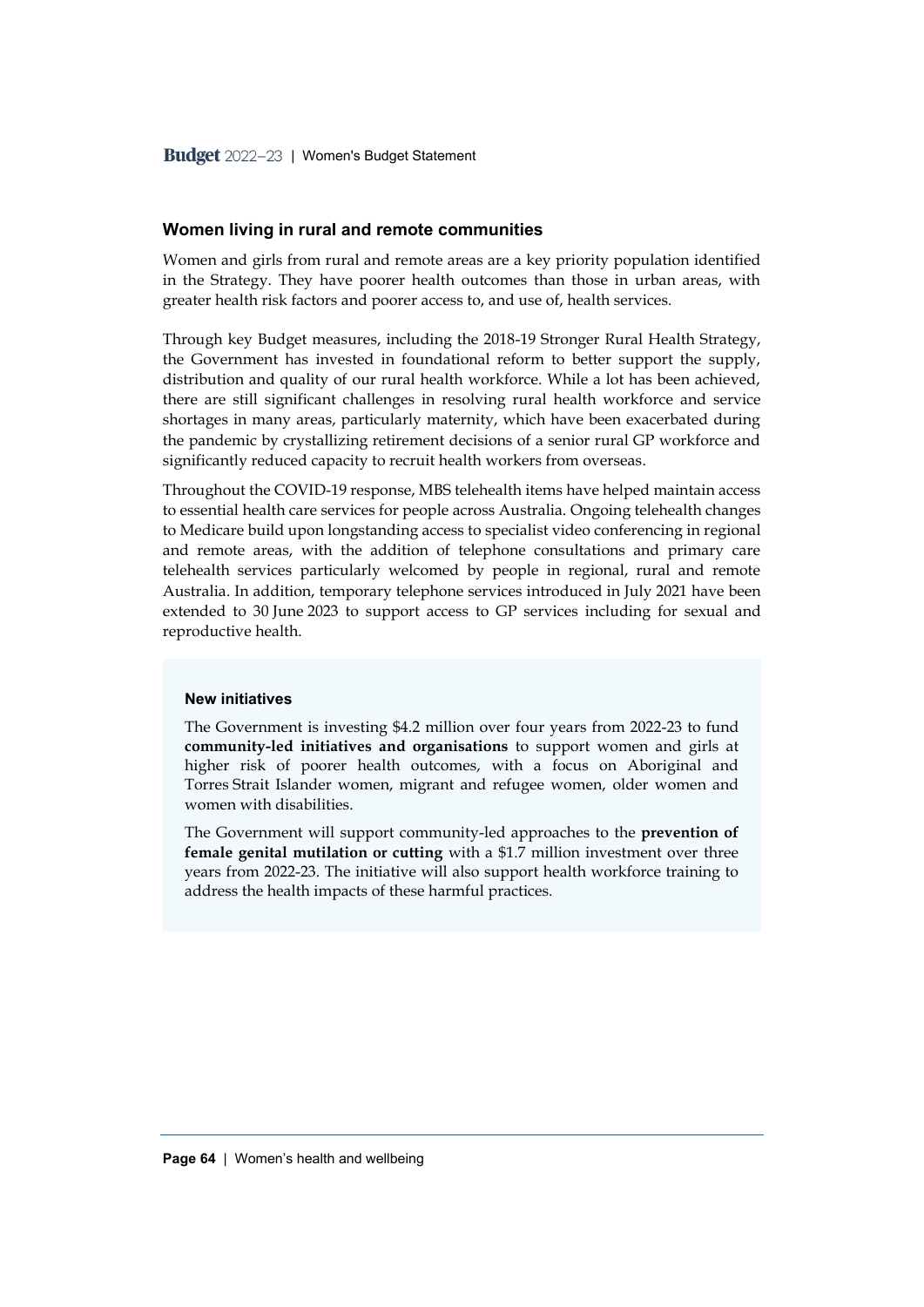## Women living in rural and remote communities

Women and girls from rural and remote areas are a key priority population identified in the Strategy. They have poorer health outcomes than those in urban areas, with greater health risk factors and poorer access to, and use of, health services.

Through key Budget measures, including the 2018-19 Stronger Rural Health Strategy, the Government has invested in foundational reform to better support the supply, distribution and quality of our rural health workforce. While a lot has been achieved, there are still significant challenges in resolving rural health workforce and service shortages in many areas, particularly maternity, which have been exacerbated during the pandemic by crystallizing retirement decisions of a senior rural GP workforce and significantly reduced capacity to recruit health workers from overseas.

Throughout the COVID-19 response, MBS telehealth items have helped maintain access to essential health care services for people across Australia. Ongoing telehealth changes to Medicare build upon longstanding access to specialist video conferencing in regional and remote areas, with the addition of telephone consultations and primary care telehealth services particularly welcomed by people in regional, rural and remote Australia. In addition, temporary telephone services introduced in July 2021 have been extended to 30 June 2023 to support access to GP services including for sexual and reproductive health.

**New initiatives**

The Government is investing $4.2 million over four years from 2022-23 to fund **community-led initiatives and organisations** to support women and girls at higher risk of poorer health outcomes, with a focus on Aboriginal and Torres Strait Islander women, migrant and refugee women, older women and women with disabilities.

The Government will support community-led approaches to the **prevention of female genital mutilation or cutting** with a $1.7 million investment over three years from 2022-23. The initiative will also support health workforce training to address the health impacts of these harmful practices.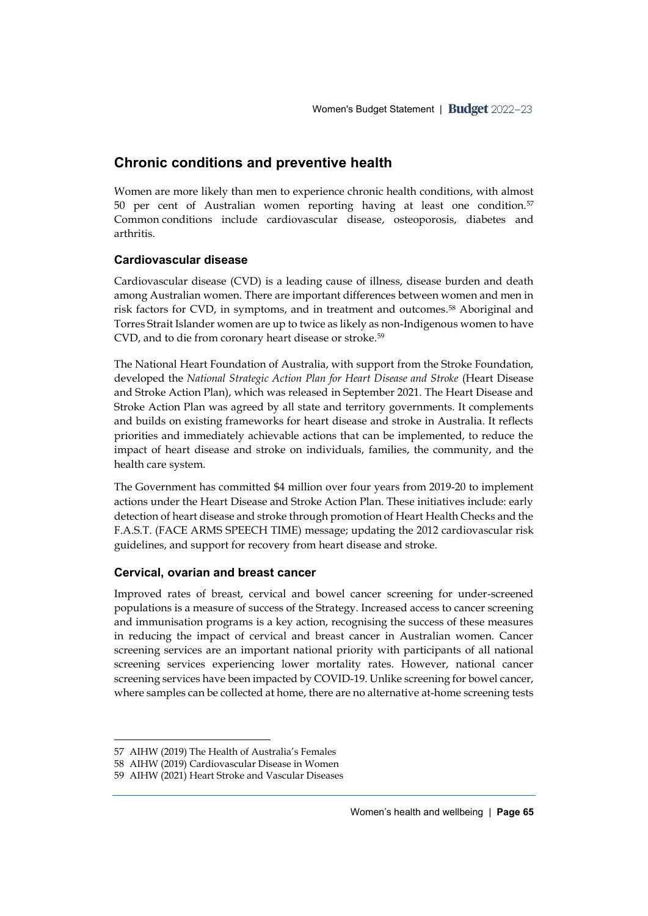## Chronic conditions and preventive health

Women are more likely than men to experience chronic health conditions, with almost 50 per cent of Australian women reporting having at least one condition.[57] Common conditions include cardiovascular disease, osteoporosis, diabetes and arthritis.

### Cardiovascular disease

Cardiovascular disease (CVD) is a leading cause of illness, disease burden and death among Australian women. There are important differences between women and men in risk factors for CVD, in symptoms, and in treatment and outcomes.[58] Aboriginal and Torres Strait Islander women are up to twice as likely as non-Indigenous women to have CVD, and to die from coronary heart disease or stroke.[59]

The National Heart Foundation of Australia, with support from the Stroke Foundation, developed the *National Strategic Action Plan for Heart Disease and Stroke* (Heart Disease and Stroke Action Plan), which was released in September 2021. The Heart Disease and Stroke Action Plan was agreed by all state and territory governments. It complements and builds on existing frameworks for heart disease and stroke in Australia. It reflects priorities and immediately achievable actions that can be implemented, to reduce the impact of heart disease and stroke on individuals, families, the community, and the health care system.

The Government has committed $4 million over four years from 2019-20 to implement actions under the Heart Disease and Stroke Action Plan. These initiatives include: early detection of heart disease and stroke through promotion of Heart Health Checks and the F.A.S.T. (FACE ARMS SPEECH TIME) message; updating the 2012 cardiovascular risk guidelines, and support for recovery from heart disease and stroke.

### Cervical, ovarian and breast cancer

Improved rates of breast, cervical and bowel cancer screening for under-screened populations is a measure of success of the Strategy. Increased access to cancer screening and immunisation programs is a key action, recognising the success of these measures in reducing the impact of cervical and breast cancer in Australian women. Cancer screening services are an important national priority with participants of all national screening services experiencing lower mortality rates. However, national cancer screening services have been impacted by COVID-19. Unlike screening for bowel cancer, where samples can be collected at home, there are no alternative at-home screening tests

---

57 AIHW (2019) The Health of Australia's Females

58 AIHW (2019) Cardiovascular Disease in Women

59 AIHW (2021) Heart Stroke and Vascular Diseases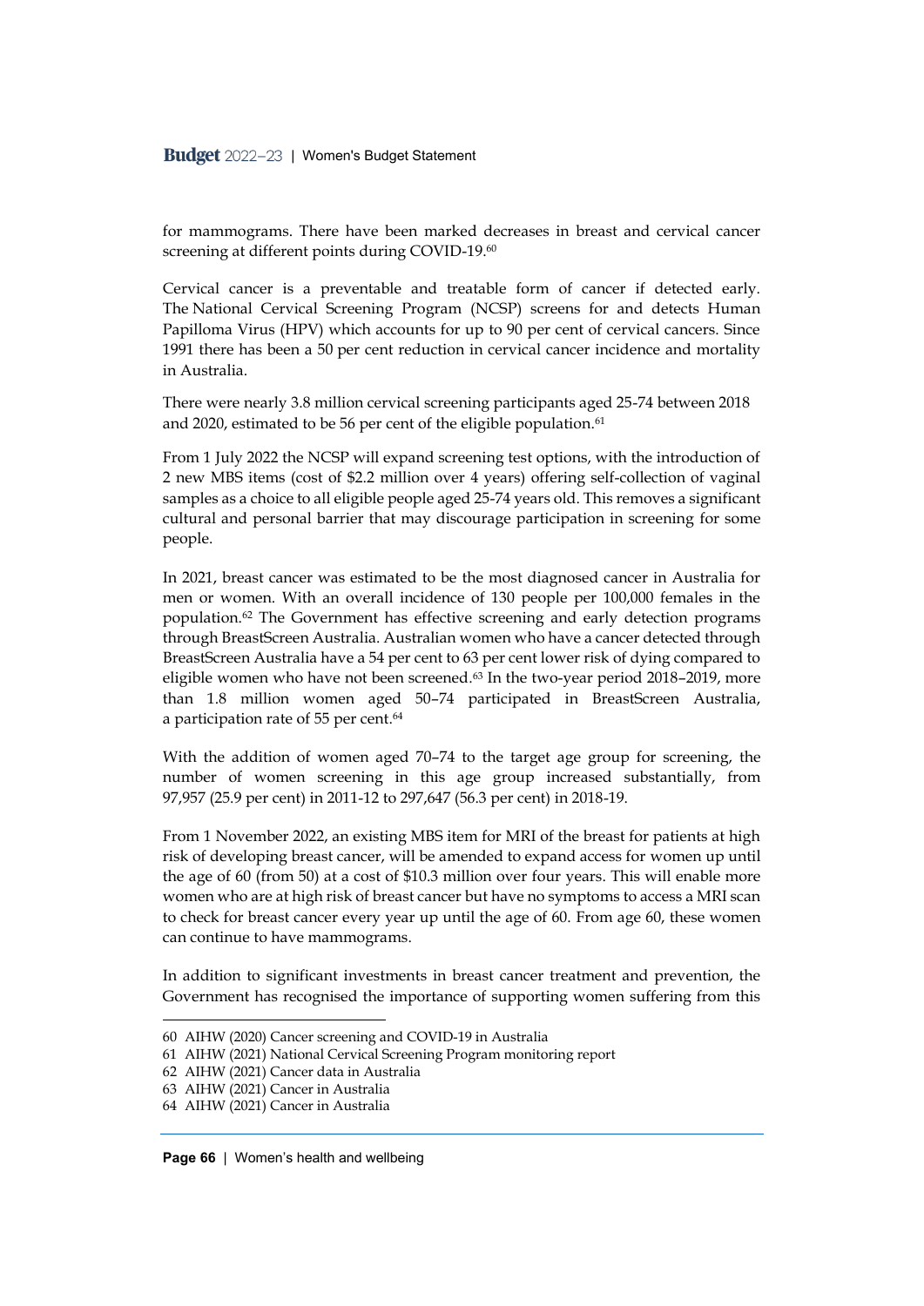for mammograms. There have been marked decreases in breast and cervical cancer screening at different points during COVID-19.[60]

Cervical cancer is a preventable and treatable form of cancer if detected early. The National Cervical Screening Program (NCSP) screens for and detects Human Papilloma Virus (HPV) which accounts for up to 90 per cent of cervical cancers. Since 1991 there has been a 50 per cent reduction in cervical cancer incidence and mortality in Australia.

There were nearly 3.8 million cervical screening participants aged 25-74 between 2018 and 2020, estimated to be 56 per cent of the eligible population.[61]

From 1 July 2022 the NCSP will expand screening test options, with the introduction of 2 new MBS items (cost of $2.2 million over 4 years) offering self-collection of vaginal samples as a choice to all eligible people aged 25-74 years old. This removes a significant cultural and personal barrier that may discourage participation in screening for some people.

In 2021, breast cancer was estimated to be the most diagnosed cancer in Australia for men or women. With an overall incidence of 130 people per 100,000 females in the population.[62] The Government has effective screening and early detection programs through BreastScreen Australia. Australian women who have a cancer detected through BreastScreen Australia have a 54 per cent to 63 per cent lower risk of dying compared to eligible women who have not been screened.[63] In the two-year period 2018–2019, more than 1.8 million women aged 50–74 participated in BreastScreen Australia, a participation rate of 55 per cent.[64]

With the addition of women aged 70–74 to the target age group for screening, the number of women screening in this age group increased substantially, from 97,957 (25.9 per cent) in 2011-12 to 297,647 (56.3 per cent) in 2018-19.

From 1 November 2022, an existing MBS item for MRI of the breast for patients at high risk of developing breast cancer, will be amended to expand access for women up until the age of 60 (from 50) at a cost of $10.3 million over four years. This will enable more women who are at high risk of breast cancer but have no symptoms to access a MRI scan to check for breast cancer every year up until the age of 60. From age 60, these women can continue to have mammograms.

In addition to significant investments in breast cancer treatment and prevention, the Government has recognised the importance of supporting women suffering from this

---

60 AIHW (2020) Cancer screening and COVID-19 in Australia

61 AIHW (2021) National Cervical Screening Program monitoring report

62 AIHW (2021) Cancer data in Australia

63 AIHW (2021) Cancer in Australia

64 AIHW (2021) Cancer in Australia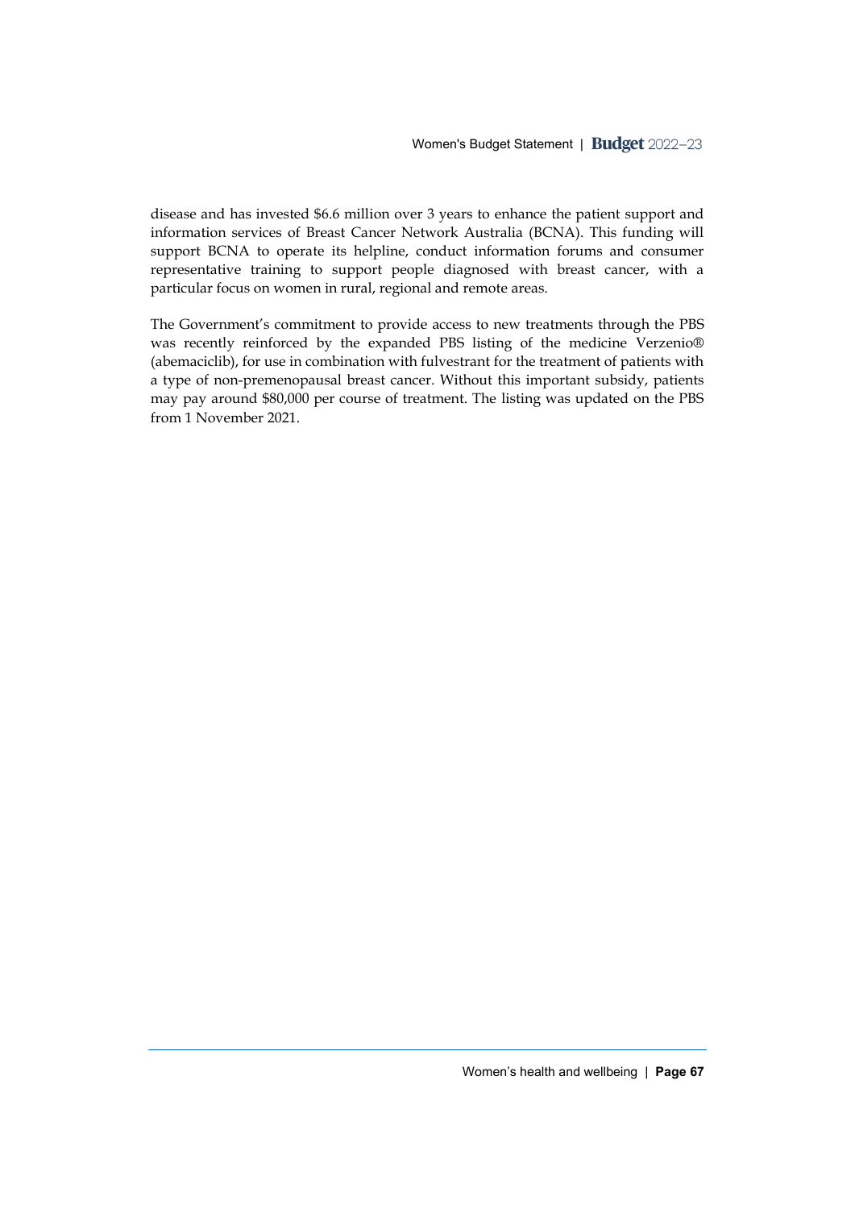disease and has invested $6.6 million over 3 years to enhance the patient support and information services of Breast Cancer Network Australia (BCNA). This funding will support BCNA to operate its helpline, conduct information forums and consumer representative training to support people diagnosed with breast cancer, with a particular focus on women in rural, regional and remote areas.

The Government's commitment to provide access to new treatments through the PBS was recently reinforced by the expanded PBS listing of the medicine Verzenio® (abemaciclib), for use in combination with fulvestrant for the treatment of patients with a type of non-premenopausal breast cancer. Without this important subsidy, patients may pay around $80,000 per course of treatment. The listing was updated on the PBS from 1 November 2021.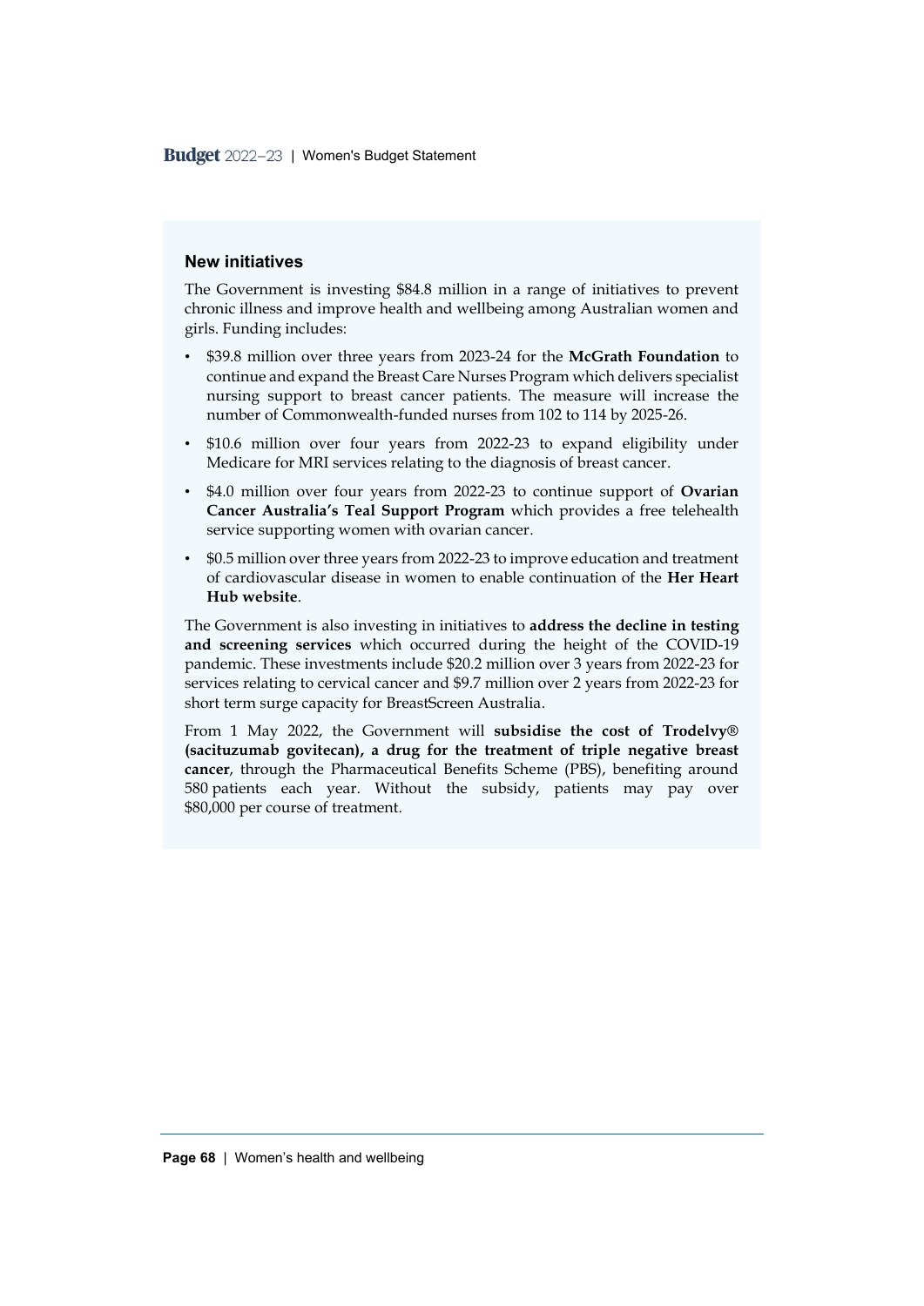### New initiatives

The Government is investing $84.8 million in a range of initiatives to prevent chronic illness and improve health and wellbeing among Australian women and girls. Funding includes:

- $39.8 million over three years from 2023-24 for the **McGrath Foundation** to continue and expand the Breast Care Nurses Program which delivers specialist nursing support to breast cancer patients. The measure will increase the number of Commonwealth-funded nurses from 102 to 114 by 2025-26.
- $10.6 million over four years from 2022-23 to expand eligibility under Medicare for MRI services relating to the diagnosis of breast cancer.
- $4.0 million over four years from 2022-23 to continue support of **Ovarian Cancer Australia's Teal Support Program** which provides a free telehealth service supporting women with ovarian cancer.
- $0.5 million over three years from 2022-23 to improve education and treatment of cardiovascular disease in women to enable continuation of the **Her Heart Hub website**.

The Government is also investing in initiatives to **address the decline in testing and screening services** which occurred during the height of the COVID-19 pandemic. These investments include $20.2 million over 3 years from 2022-23 for services relating to cervical cancer and $9.7 million over 2 years from 2022-23 for short term surge capacity for BreastScreen Australia.

From 1 May 2022, the Government will **subsidise the cost of Trodelvy® (sacituzumab govitecan), a drug for the treatment of triple negative breast cancer**, through the Pharmaceutical Benefits Scheme (PBS), benefiting around 580 patients each year. Without the subsidy, patients may pay over $80,000 per course of treatment.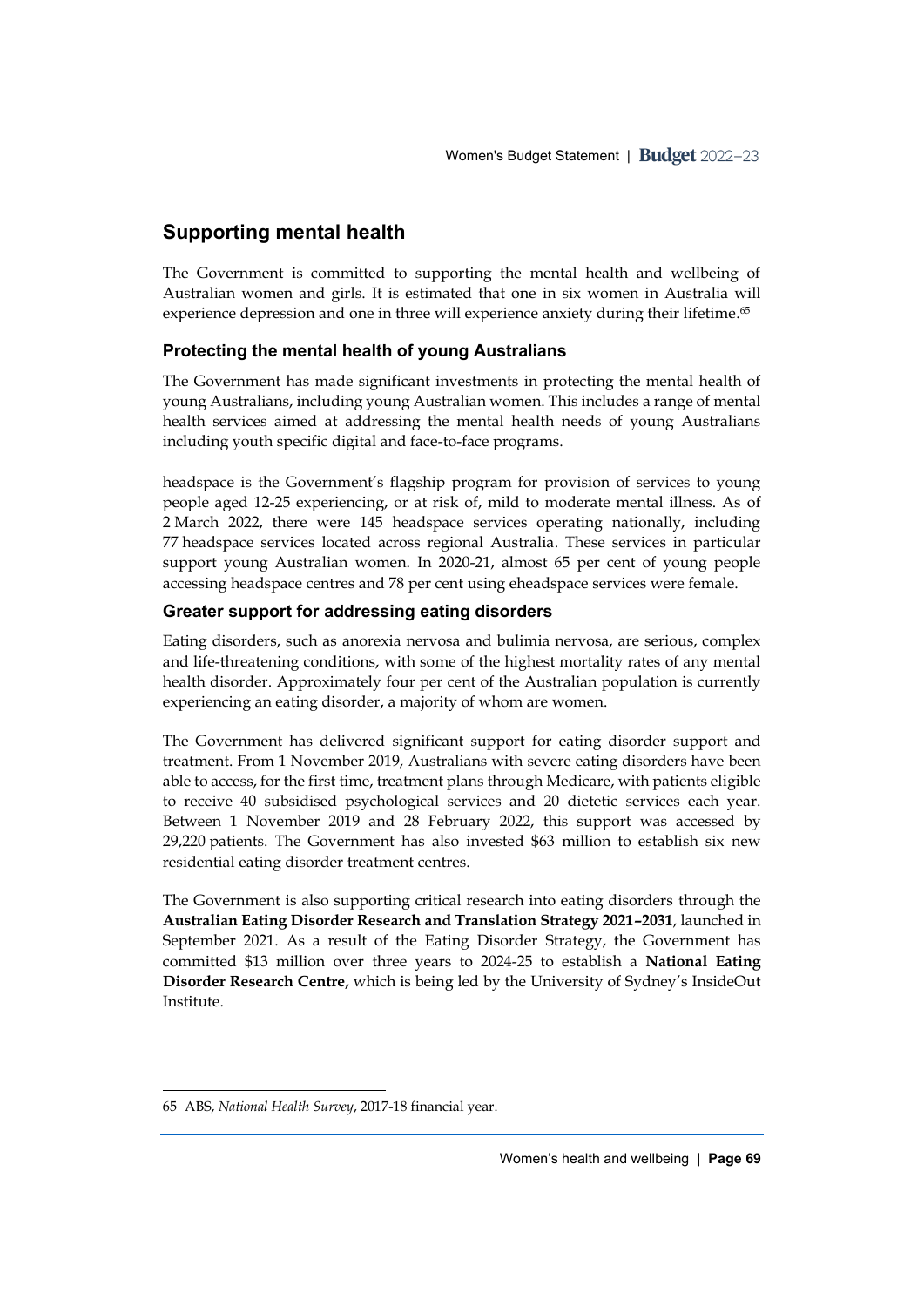## Supporting mental health

The Government is committed to supporting the mental health and wellbeing of Australian women and girls. It is estimated that one in six women in Australia will experience depression and one in three will experience anxiety during their lifetime.[65]

### Protecting the mental health of young Australians

The Government has made significant investments in protecting the mental health of young Australians, including young Australian women. This includes a range of mental health services aimed at addressing the mental health needs of young Australians including youth specific digital and face-to-face programs.

headspace is the Government's flagship program for provision of services to young people aged 12-25 experiencing, or at risk of, mild to moderate mental illness. As of 2 March 2022, there were 145 headspace services operating nationally, including 77 headspace services located across regional Australia. These services in particular support young Australian women. In 2020-21, almost 65 per cent of young people accessing headspace centres and 78 per cent using eheadspace services were female.

### Greater support for addressing eating disorders

Eating disorders, such as anorexia nervosa and bulimia nervosa, are serious, complex and life-threatening conditions, with some of the highest mortality rates of any mental health disorder. Approximately four per cent of the Australian population is currently experiencing an eating disorder, a majority of whom are women.

The Government has delivered significant support for eating disorder support and treatment. From 1 November 2019, Australians with severe eating disorders have been able to access, for the first time, treatment plans through Medicare, with patients eligible to receive 40 subsidised psychological services and 20 dietetic services each year. Between 1 November 2019 and 28 February 2022, this support was accessed by 29,220 patients. The Government has also invested $63 million to establish six new residential eating disorder treatment centres.

The Government is also supporting critical research into eating disorders through the **Australian Eating Disorder Research and Translation Strategy 2021–2031**, launched in September 2021. As a result of the Eating Disorder Strategy, the Government has committed $13 million over three years to 2024-25 to establish a **National Eating Disorder Research Centre,** which is being led by the University of Sydney's InsideOut Institute.

---

65 ABS, *National Health Survey*, 2017-18 financial year.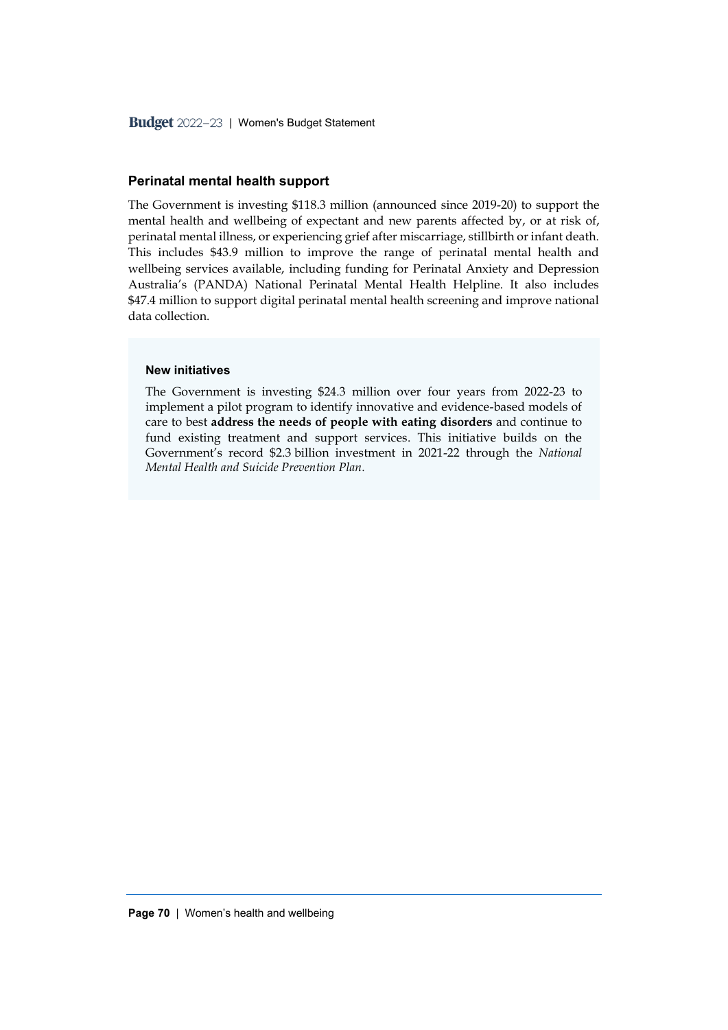## Perinatal mental health support

The Government is investing $118.3 million (announced since 2019-20) to support the mental health and wellbeing of expectant and new parents affected by, or at risk of, perinatal mental illness, or experiencing grief after miscarriage, stillbirth or infant death. This includes $43.9 million to improve the range of perinatal mental health and wellbeing services available, including funding for Perinatal Anxiety and Depression Australia's (PANDA) National Perinatal Mental Health Helpline. It also includes $47.4 million to support digital perinatal mental health screening and improve national data collection.

### New initiatives

The Government is investing $24.3 million over four years from 2022-23 to implement a pilot program to identify innovative and evidence-based models of care to best **address the needs of people with eating disorders** and continue to fund existing treatment and support services. This initiative builds on the Government's record $2.3 billion investment in 2021-22 through the *National Mental Health and Suicide Prevention Plan*.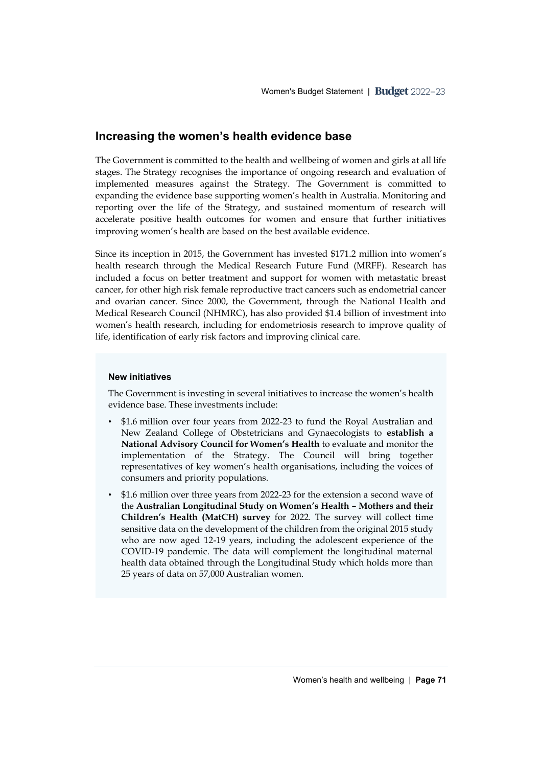## Increasing the women's health evidence base

The Government is committed to the health and wellbeing of women and girls at all life stages. The Strategy recognises the importance of ongoing research and evaluation of implemented measures against the Strategy. The Government is committed to expanding the evidence base supporting women's health in Australia. Monitoring and reporting over the life of the Strategy, and sustained momentum of research will accelerate positive health outcomes for women and ensure that further initiatives improving women's health are based on the best available evidence.

Since its inception in 2015, the Government has invested $171.2 million into women's health research through the Medical Research Future Fund (MRFF). Research has included a focus on better treatment and support for women with metastatic breast cancer, for other high risk female reproductive tract cancers such as endometrial cancer and ovarian cancer. Since 2000, the Government, through the National Health and Medical Research Council (NHMRC), has also provided $1.4 billion of investment into women's health research, including for endometriosis research to improve quality of life, identification of early risk factors and improving clinical care.

#### New initiatives

The Government is investing in several initiatives to increase the women's health evidence base. These investments include:

- $1.6 million over four years from 2022-23 to fund the Royal Australian and New Zealand College of Obstetricians and Gynaecologists to **establish a National Advisory Council for Women's Health** to evaluate and monitor the implementation of the Strategy. The Council will bring together representatives of key women's health organisations, including the voices of consumers and priority populations.
- $1.6 million over three years from 2022-23 for the extension a second wave of the **Australian Longitudinal Study on Women's Health – Mothers and their Children's Health (MatCH) survey** for 2022. The survey will collect time sensitive data on the development of the children from the original 2015 study who are now aged 12-19 years, including the adolescent experience of the COVID-19 pandemic. The data will complement the longitudinal maternal health data obtained through the Longitudinal Study which holds more than 25 years of data on 57,000 Australian women.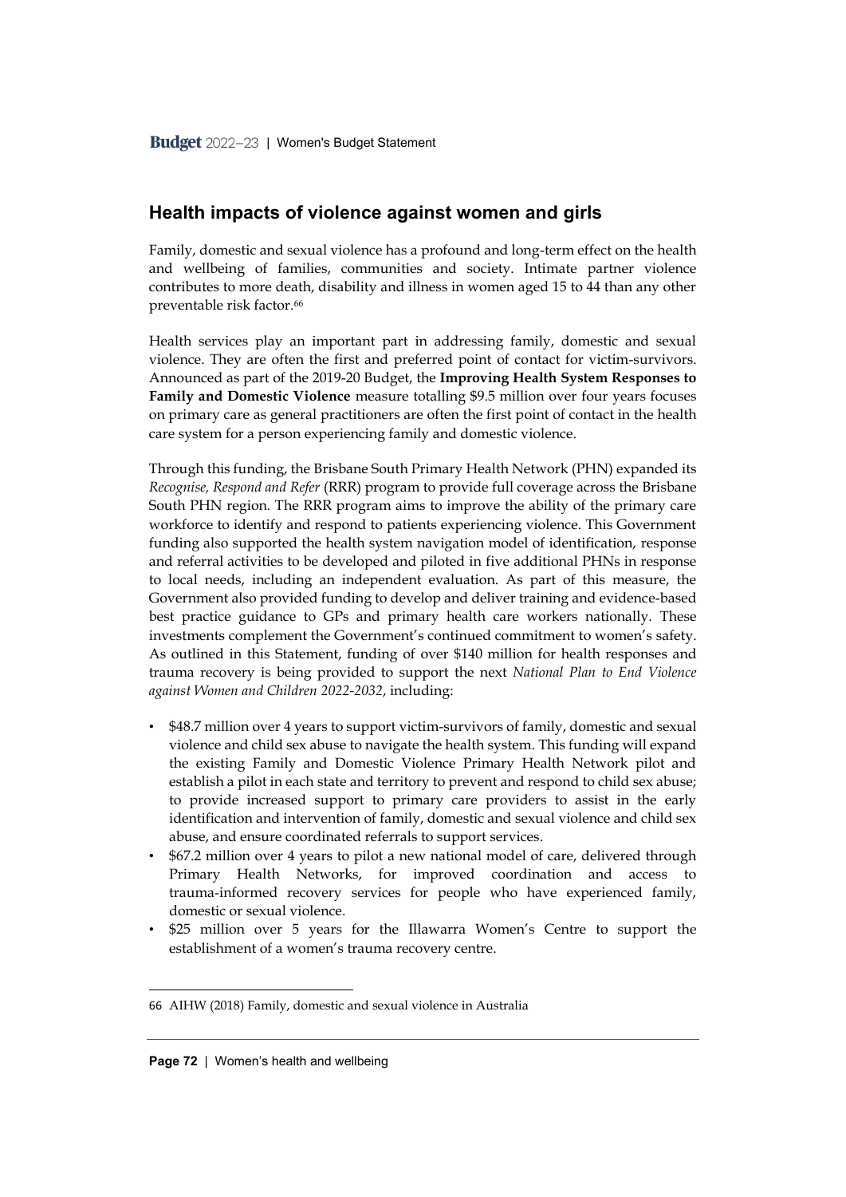## Health impacts of violence against women and girls

Family, domestic and sexual violence has a profound and long-term effect on the health and wellbeing of families, communities and society. Intimate partner violence contributes to more death, disability and illness in women aged 15 to 44 than any other preventable risk factor.[66]

Health services play an important part in addressing family, domestic and sexual violence. They are often the first and preferred point of contact for victim-survivors. Announced as part of the 2019-20 Budget, the **Improving Health System Responses to Family and Domestic Violence** measure totalling $9.5 million over four years focuses on primary care as general practitioners are often the first point of contact in the health care system for a person experiencing family and domestic violence.

Through this funding, the Brisbane South Primary Health Network (PHN) expanded its *Recognise, Respond and Refer* (RRR) program to provide full coverage across the Brisbane South PHN region. The RRR program aims to improve the ability of the primary care workforce to identify and respond to patients experiencing violence. This Government funding also supported the health system navigation model of identification, response and referral activities to be developed and piloted in five additional PHNs in response to local needs, including an independent evaluation. As part of this measure, the Government also provided funding to develop and deliver training and evidence-based best practice guidance to GPs and primary health care workers nationally. These investments complement the Government's continued commitment to women's safety. As outlined in this Statement, funding of over $140 million for health responses and trauma recovery is being provided to support the next *National Plan to End Violence against Women and Children 2022-2032*, including:

- $48.7 million over 4 years to support victim-survivors of family, domestic and sexual violence and child sex abuse to navigate the health system. This funding will expand the existing Family and Domestic Violence Primary Health Network pilot and establish a pilot in each state and territory to prevent and respond to child sex abuse; to provide increased support to primary care providers to assist in the early identification and intervention of family, domestic and sexual violence and child sex abuse, and ensure coordinated referrals to support services.
- $67.2 million over 4 years to pilot a new national model of care, delivered through Primary Health Networks, for improved coordination and access to trauma-informed recovery services for people who have experienced family, domestic or sexual violence.
- $25 million over 5 years for the Illawarra Women's Centre to support the establishment of a women's trauma recovery centre.

66 AIHW (2018) Family, domestic and sexual violence in Australia